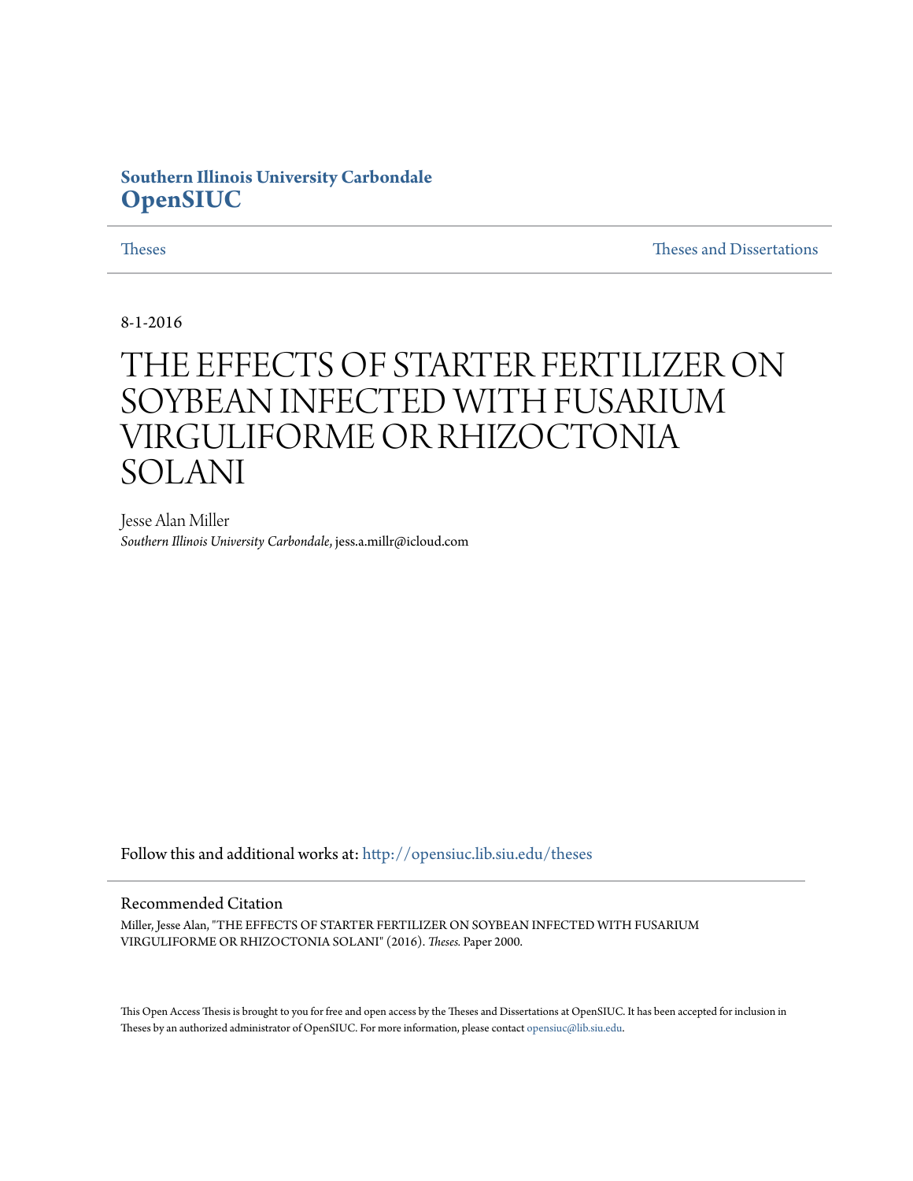**Southern Illinois University Carbondale**
**OpenSIUC**

Theses | Theses and Dissertations

8-1-2016

# THE EFFECTS OF STARTER FERTILIZER ON SOYBEAN INFECTED WITH FUSARIUM VIRGULIFORME OR RHIZOCTONIA SOLANI

Jesse Alan Miller
*Southern Illinois University Carbondale*, jess.a.millr@icloud.com

Follow this and additional works at: http://opensiuc.lib.siu.edu/theses

## Recommended Citation

Miller, Jesse Alan, "THE EFFECTS OF STARTER FERTILIZER ON SOYBEAN INFECTED WITH FUSARIUM VIRGULIFORME OR RHIZOCTONIA SOLANI" (2016). *Theses.* Paper 2000.

This Open Access Thesis is brought to you for free and open access by the Theses and Dissertations at OpenSIUC. It has been accepted for inclusion in Theses by an authorized administrator of OpenSIUC. For more information, please contact opensiuc@lib.siu.edu.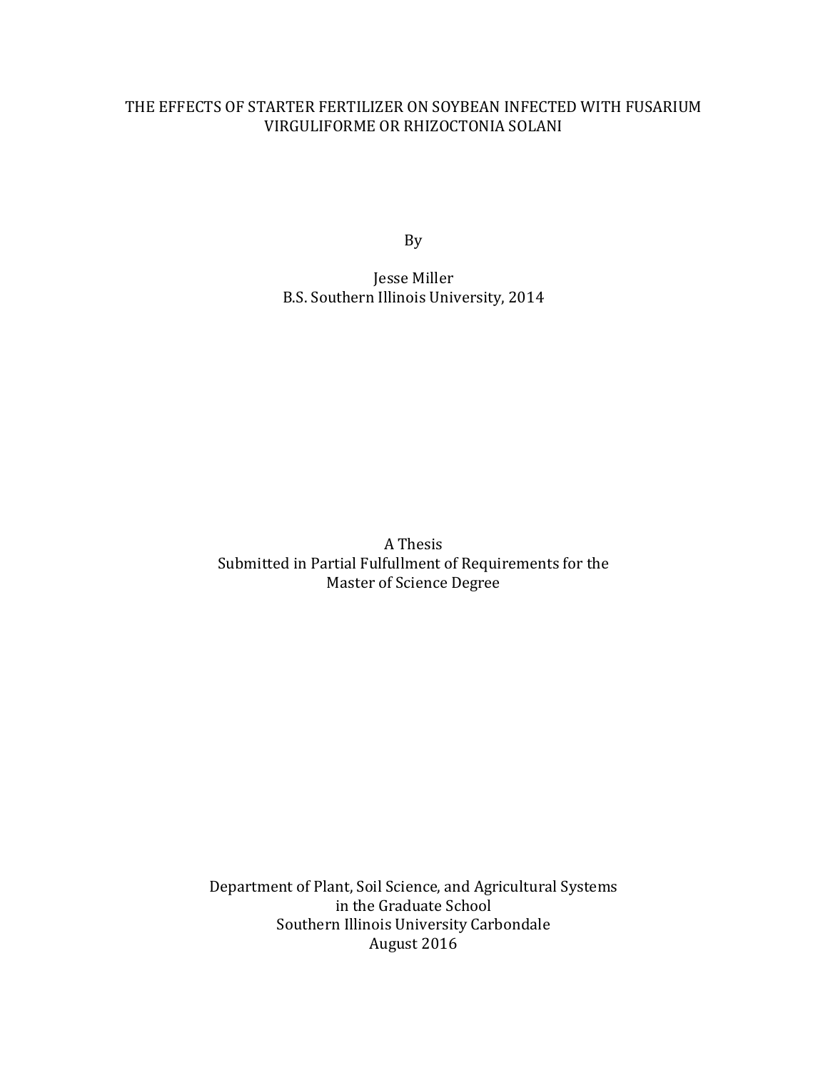# THE EFFECTS OF STARTER FERTILIZER ON SOYBEAN INFECTED WITH FUSARIUM VIRGULIFORME OR RHIZOCTONIA SOLANI

By

Jesse Miller

B.S. Southern Illinois University, 2014

A Thesis
Submitted in Partial Fulfullment of Requirements for the
Master of Science Degree

Department of Plant, Soil Science, and Agricultural Systems
in the Graduate School
Southern Illinois University Carbondale
August 2016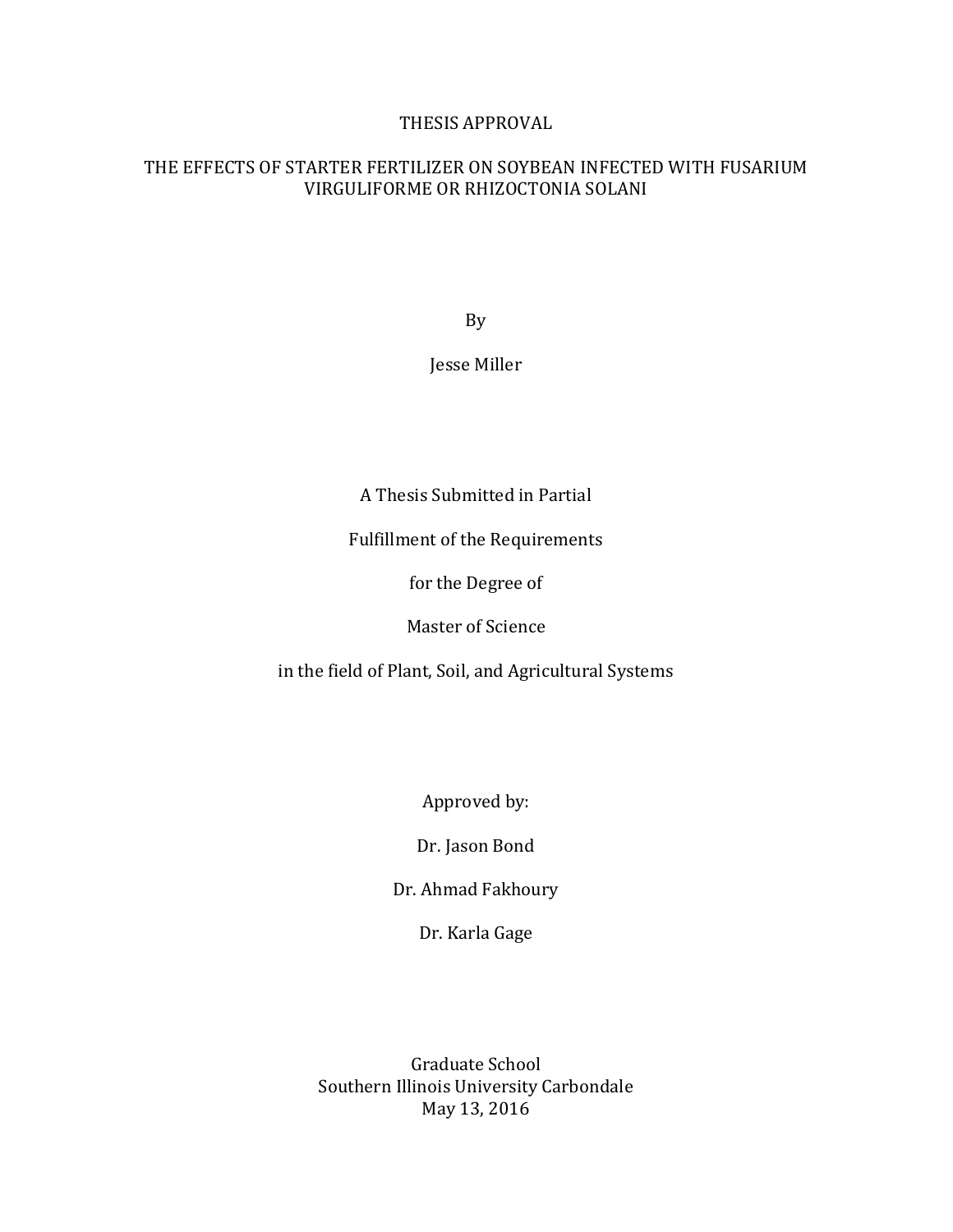# THESIS APPROVAL

## THE EFFECTS OF STARTER FERTILIZER ON SOYBEAN INFECTED WITH FUSARIUM VIRGULIFORME OR RHIZOCTONIA SOLANI

By

Jesse Miller

A Thesis Submitted in Partial

Fulfillment of the Requirements

for the Degree of

Master of Science

in the field of Plant, Soil, and Agricultural Systems

Approved by:

Dr. Jason Bond

Dr. Ahmad Fakhoury

Dr. Karla Gage

Graduate School
Southern Illinois University Carbondale
May 13, 2016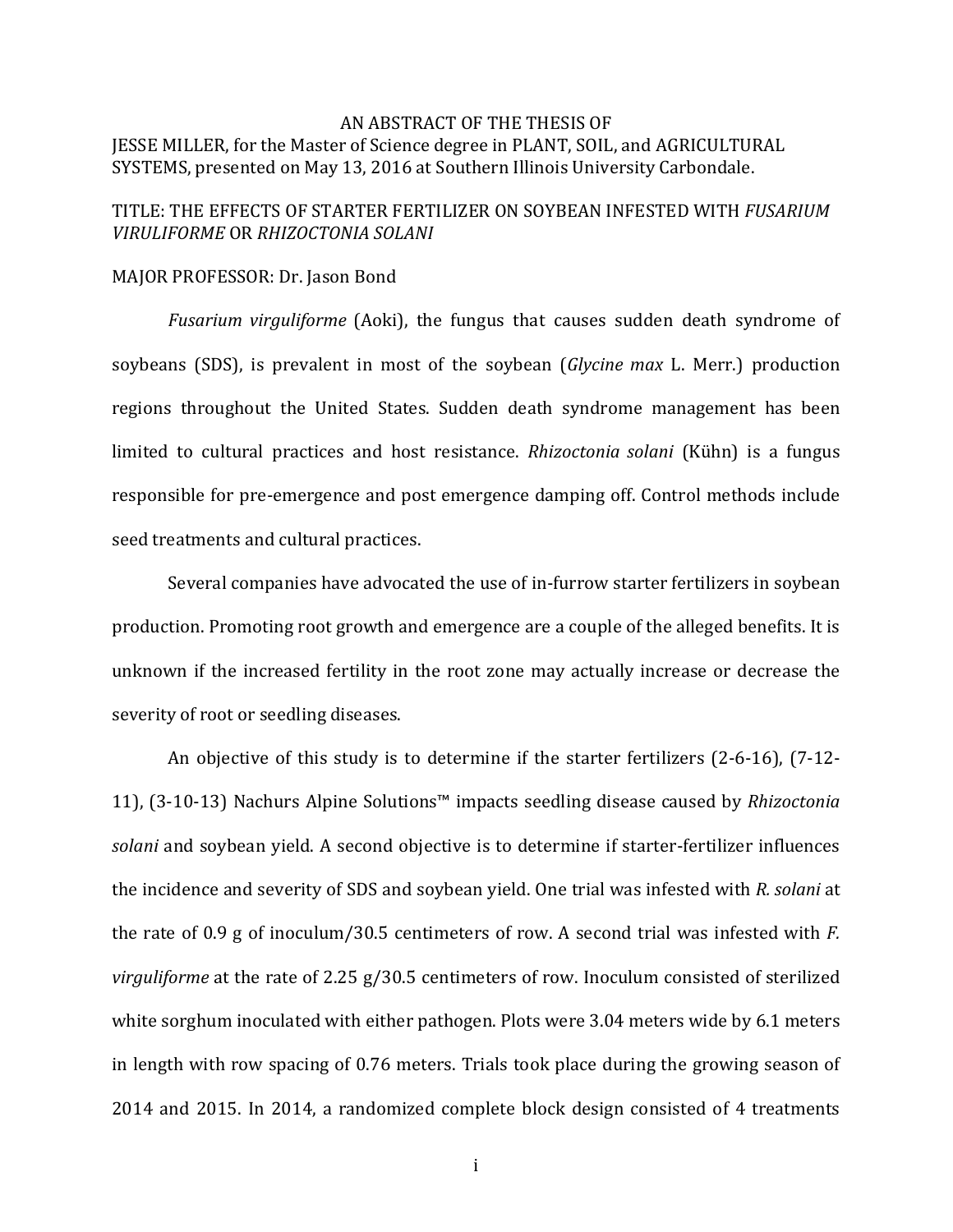AN ABSTRACT OF THE THESIS OF

JESSE MILLER, for the Master of Science degree in PLANT, SOIL, and AGRICULTURAL SYSTEMS, presented on May 13, 2016 at Southern Illinois University Carbondale.

TITLE: THE EFFECTS OF STARTER FERTILIZER ON SOYBEAN INFESTED WITH *FUSARIUM VIRULIFORME* OR *RHIZOCTONIA SOLANI*

MAJOR PROFESSOR: Dr. Jason Bond

*Fusarium virguliforme* (Aoki), the fungus that causes sudden death syndrome of soybeans (SDS), is prevalent in most of the soybean (*Glycine max* L. Merr.) production regions throughout the United States. Sudden death syndrome management has been limited to cultural practices and host resistance. *Rhizoctonia solani* (Kühn) is a fungus responsible for pre-emergence and post emergence damping off. Control methods include seed treatments and cultural practices.

Several companies have advocated the use of in-furrow starter fertilizers in soybean production. Promoting root growth and emergence are a couple of the alleged benefits. It is unknown if the increased fertility in the root zone may actually increase or decrease the severity of root or seedling diseases.

An objective of this study is to determine if the starter fertilizers (2-6-16), (7-12-11), (3-10-13) Nachurs Alpine Solutions™ impacts seedling disease caused by *Rhizoctonia solani* and soybean yield. A second objective is to determine if starter-fertilizer influences the incidence and severity of SDS and soybean yield. One trial was infested with *R. solani* at the rate of 0.9 g of inoculum/30.5 centimeters of row. A second trial was infested with *F. virguliforme* at the rate of 2.25 g/30.5 centimeters of row. Inoculum consisted of sterilized white sorghum inoculated with either pathogen. Plots were 3.04 meters wide by 6.1 meters in length with row spacing of 0.76 meters. Trials took place during the growing season of 2014 and 2015. In 2014, a randomized complete block design consisted of 4 treatments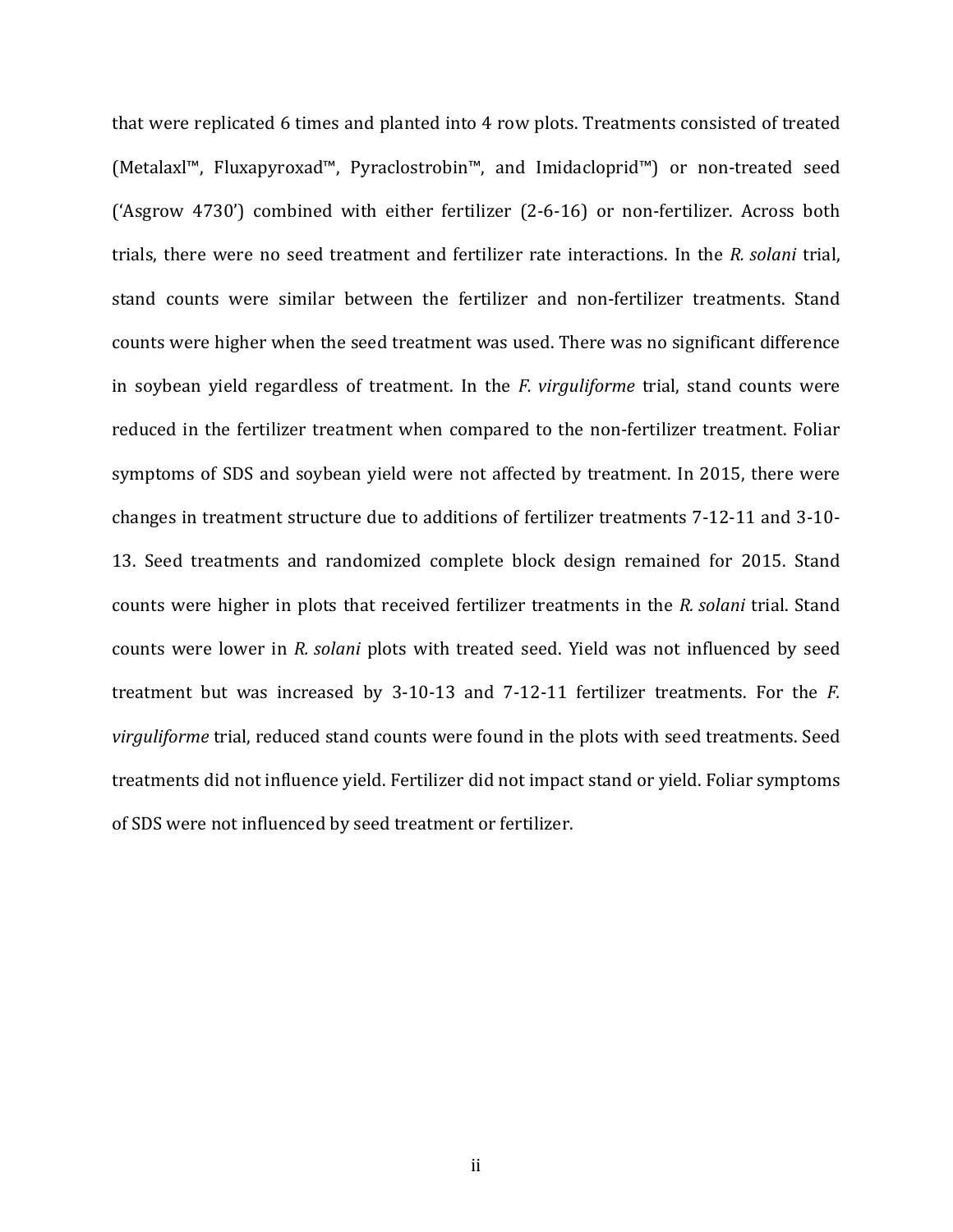that were replicated 6 times and planted into 4 row plots. Treatments consisted of treated (Metalaxl™, Fluxapyroxad™, Pyraclostrobin™, and Imidacloprid™) or non-treated seed ('Asgrow 4730') combined with either fertilizer (2-6-16) or non-fertilizer. Across both trials, there were no seed treatment and fertilizer rate interactions. In the *R. solani* trial, stand counts were similar between the fertilizer and non-fertilizer treatments. Stand counts were higher when the seed treatment was used. There was no significant difference in soybean yield regardless of treatment. In the *F. virguliforme* trial, stand counts were reduced in the fertilizer treatment when compared to the non-fertilizer treatment. Foliar symptoms of SDS and soybean yield were not affected by treatment. In 2015, there were changes in treatment structure due to additions of fertilizer treatments 7-12-11 and 3-10-13. Seed treatments and randomized complete block design remained for 2015. Stand counts were higher in plots that received fertilizer treatments in the *R. solani* trial. Stand counts were lower in *R. solani* plots with treated seed. Yield was not influenced by seed treatment but was increased by 3-10-13 and 7-12-11 fertilizer treatments. For the *F. virguliforme* trial, reduced stand counts were found in the plots with seed treatments. Seed treatments did not influence yield. Fertilizer did not impact stand or yield. Foliar symptoms of SDS were not influenced by seed treatment or fertilizer.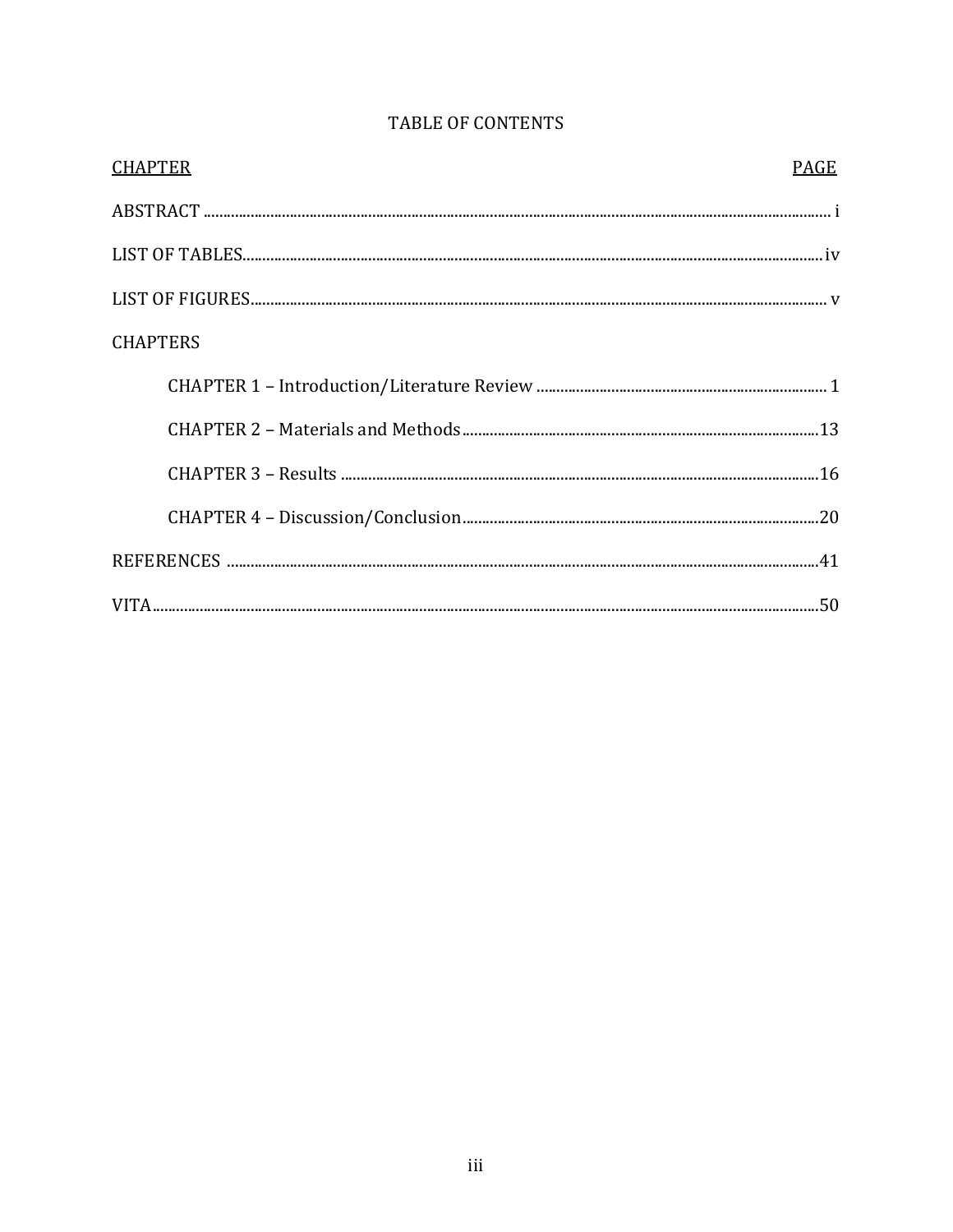# TABLE OF CONTENTS

| CHAPTER | PAGE |
|---|---|
| ABSTRACT | i |
| LIST OF TABLES | iv |
| LIST OF FIGURES | v |
| CHAPTERS | |
| CHAPTER 1 – Introduction/Literature Review | 1 |
| CHAPTER 2 – Materials and Methods | 13 |
| CHAPTER 3 – Results | 16 |
| CHAPTER 4 – Discussion/Conclusion | 20 |
| REFERENCES | 41 |
| VITA | 50 |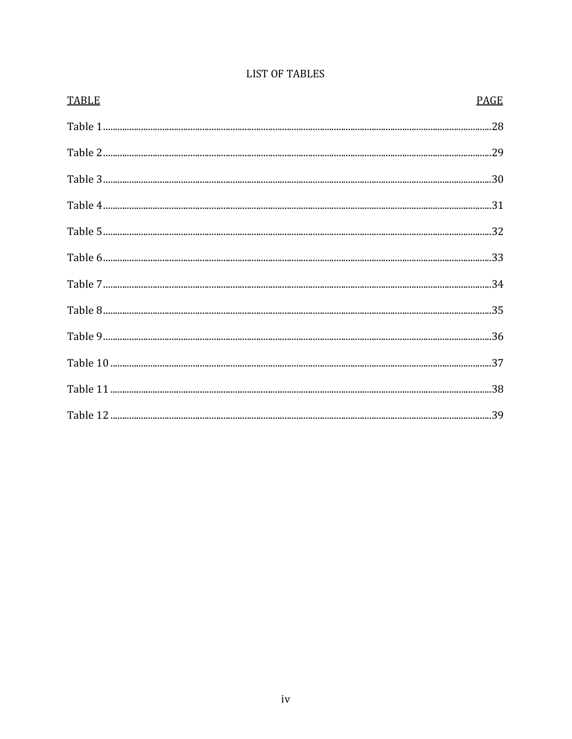# LIST OF TABLES

| TABLE | PAGE |
|---|---|
| Table 1 | 28 |
| Table 2 | 29 |
| Table 3 | 30 |
| Table 4 | 31 |
| Table 5 | 32 |
| Table 6 | 33 |
| Table 7 | 34 |
| Table 8 | 35 |
| Table 9 | 36 |
| Table 10 | 37 |
| Table 11 | 38 |
| Table 12 | 39 |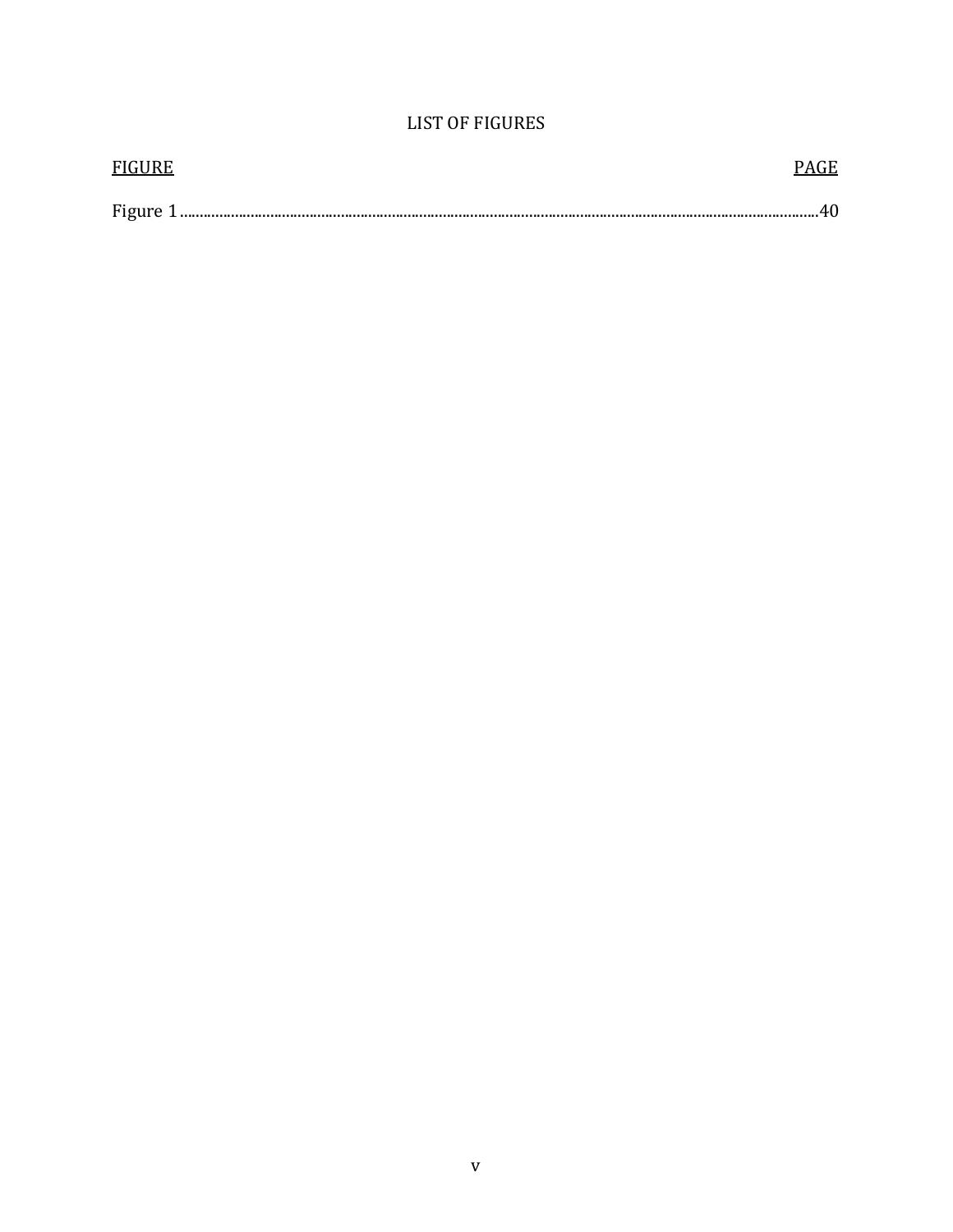# LIST OF FIGURES

| FIGURE | PAGE |
| --- | --- |
| Figure 1 | 40 |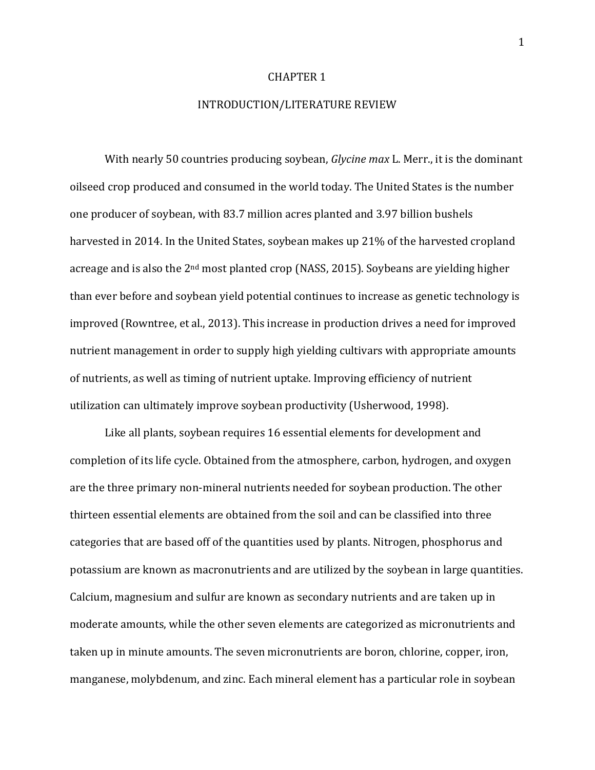# CHAPTER 1

# INTRODUCTION/LITERATURE REVIEW

With nearly 50 countries producing soybean, *Glycine max* L. Merr., it is the dominant oilseed crop produced and consumed in the world today. The United States is the number one producer of soybean, with 83.7 million acres planted and 3.97 billion bushels harvested in 2014. In the United States, soybean makes up 21% of the harvested cropland acreage and is also the 2nd most planted crop (NASS, 2015). Soybeans are yielding higher than ever before and soybean yield potential continues to increase as genetic technology is improved (Rowntree, et al., 2013). This increase in production drives a need for improved nutrient management in order to supply high yielding cultivars with appropriate amounts of nutrients, as well as timing of nutrient uptake. Improving efficiency of nutrient utilization can ultimately improve soybean productivity (Usherwood, 1998).

Like all plants, soybean requires 16 essential elements for development and completion of its life cycle. Obtained from the atmosphere, carbon, hydrogen, and oxygen are the three primary non-mineral nutrients needed for soybean production. The other thirteen essential elements are obtained from the soil and can be classified into three categories that are based off of the quantities used by plants. Nitrogen, phosphorus and potassium are known as macronutrients and are utilized by the soybean in large quantities. Calcium, magnesium and sulfur are known as secondary nutrients and are taken up in moderate amounts, while the other seven elements are categorized as micronutrients and taken up in minute amounts. The seven micronutrients are boron, chlorine, copper, iron, manganese, molybdenum, and zinc. Each mineral element has a particular role in soybean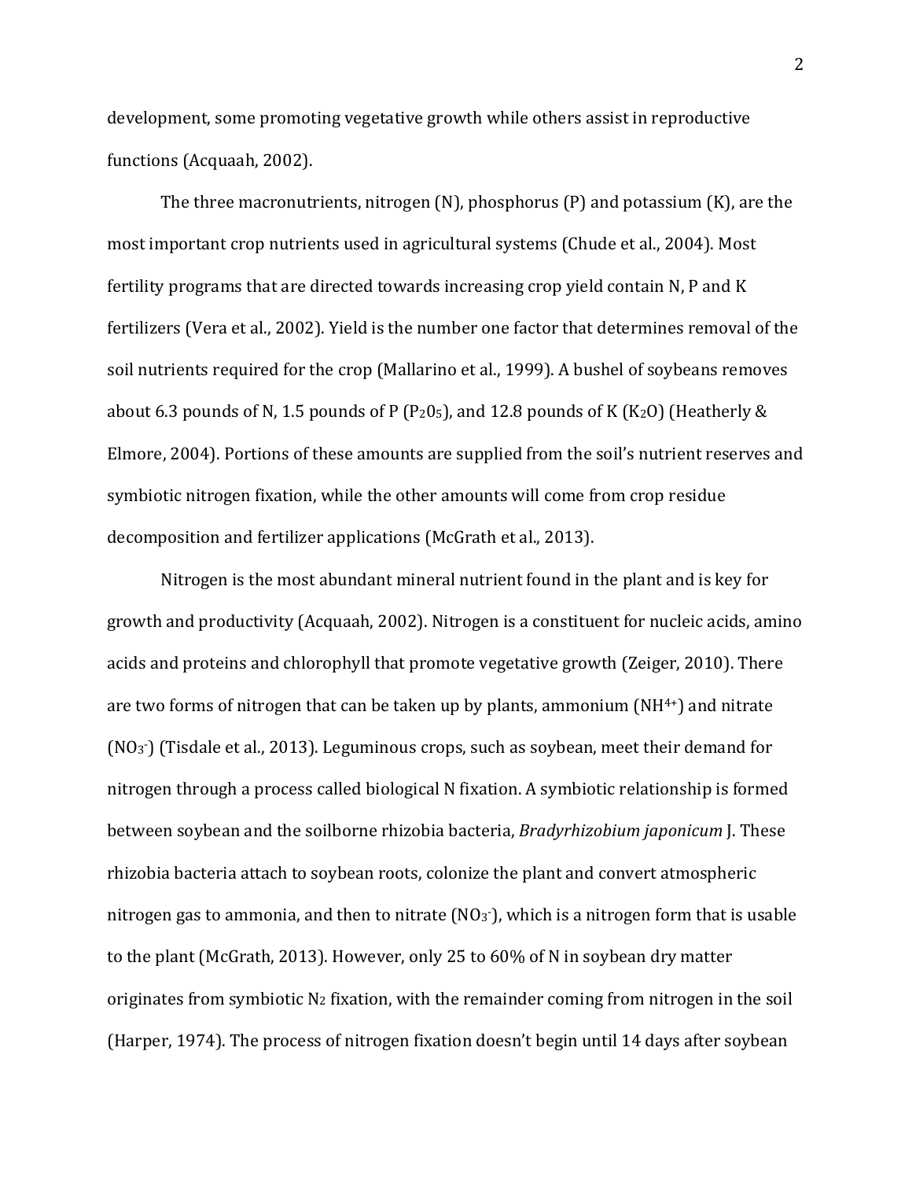development, some promoting vegetative growth while others assist in reproductive functions (Acquaah, 2002).

The three macronutrients, nitrogen (N), phosphorus (P) and potassium (K), are the most important crop nutrients used in agricultural systems (Chude et al., 2004). Most fertility programs that are directed towards increasing crop yield contain N, P and K fertilizers (Vera et al., 2002). Yield is the number one factor that determines removal of the soil nutrients required for the crop (Mallarino et al., 1999). A bushel of soybeans removes about 6.3 pounds of N, 1.5 pounds of P ($P_20_5$), and 12.8 pounds of K ($K_2O$) (Heatherly & Elmore, 2004). Portions of these amounts are supplied from the soil's nutrient reserves and symbiotic nitrogen fixation, while the other amounts will come from crop residue decomposition and fertilizer applications (McGrath et al., 2013).

Nitrogen is the most abundant mineral nutrient found in the plant and is key for growth and productivity (Acquaah, 2002). Nitrogen is a constituent for nucleic acids, amino acids and proteins and chlorophyll that promote vegetative growth (Zeiger, 2010). There are two forms of nitrogen that can be taken up by plants, ammonium ($NH^{4+}$) and nitrate ($NO_3^-$) (Tisdale et al., 2013). Leguminous crops, such as soybean, meet their demand for nitrogen through a process called biological N fixation. A symbiotic relationship is formed between soybean and the soilborne rhizobia bacteria, *Bradyrhizobium japonicum* J. These rhizobia bacteria attach to soybean roots, colonize the plant and convert atmospheric nitrogen gas to ammonia, and then to nitrate ($NO_3^-$), which is a nitrogen form that is usable to the plant (McGrath, 2013). However, only 25 to 60% of N in soybean dry matter originates from symbiotic $N_2$ fixation, with the remainder coming from nitrogen in the soil (Harper, 1974). The process of nitrogen fixation doesn't begin until 14 days after soybean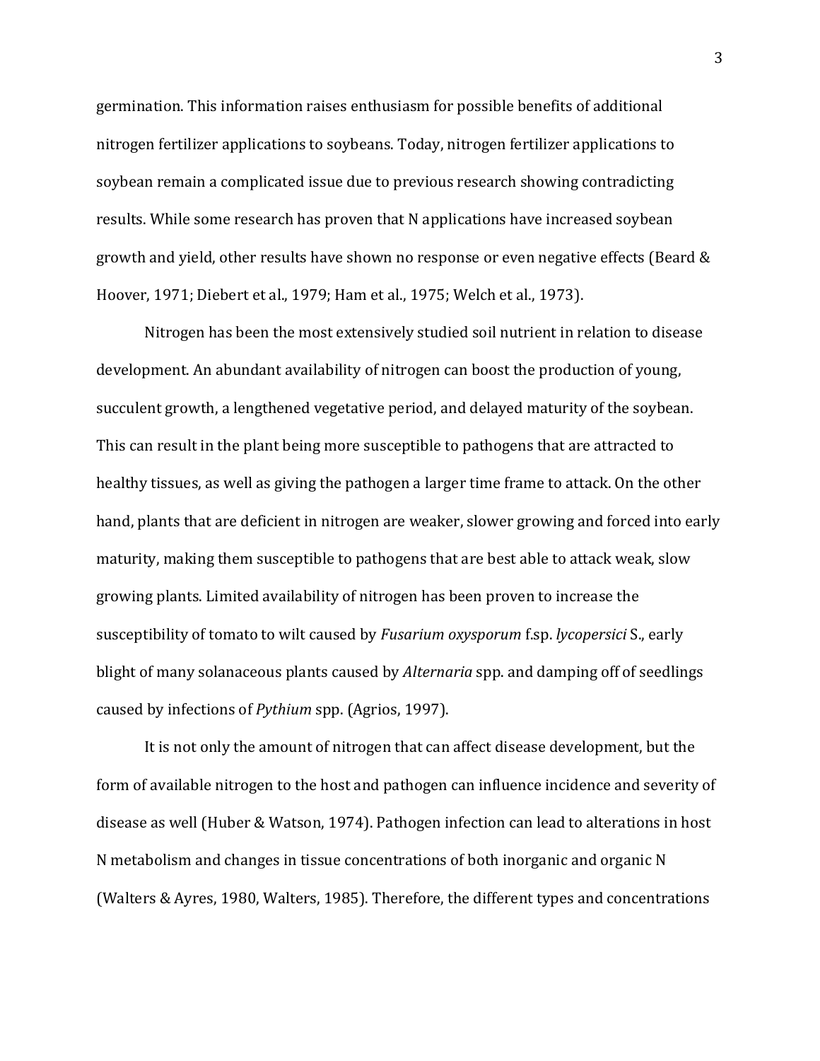germination. This information raises enthusiasm for possible benefits of additional nitrogen fertilizer applications to soybeans. Today, nitrogen fertilizer applications to soybean remain a complicated issue due to previous research showing contradicting results. While some research has proven that N applications have increased soybean growth and yield, other results have shown no response or even negative effects (Beard & Hoover, 1971; Diebert et al., 1979; Ham et al., 1975; Welch et al., 1973).

Nitrogen has been the most extensively studied soil nutrient in relation to disease development. An abundant availability of nitrogen can boost the production of young, succulent growth, a lengthened vegetative period, and delayed maturity of the soybean. This can result in the plant being more susceptible to pathogens that are attracted to healthy tissues, as well as giving the pathogen a larger time frame to attack. On the other hand, plants that are deficient in nitrogen are weaker, slower growing and forced into early maturity, making them susceptible to pathogens that are best able to attack weak, slow growing plants. Limited availability of nitrogen has been proven to increase the susceptibility of tomato to wilt caused by *Fusarium oxysporum* f.sp. *lycopersici* S., early blight of many solanaceous plants caused by *Alternaria* spp. and damping off of seedlings caused by infections of *Pythium* spp. (Agrios, 1997).

It is not only the amount of nitrogen that can affect disease development, but the form of available nitrogen to the host and pathogen can influence incidence and severity of disease as well (Huber & Watson, 1974). Pathogen infection can lead to alterations in host N metabolism and changes in tissue concentrations of both inorganic and organic N (Walters & Ayres, 1980, Walters, 1985). Therefore, the different types and concentrations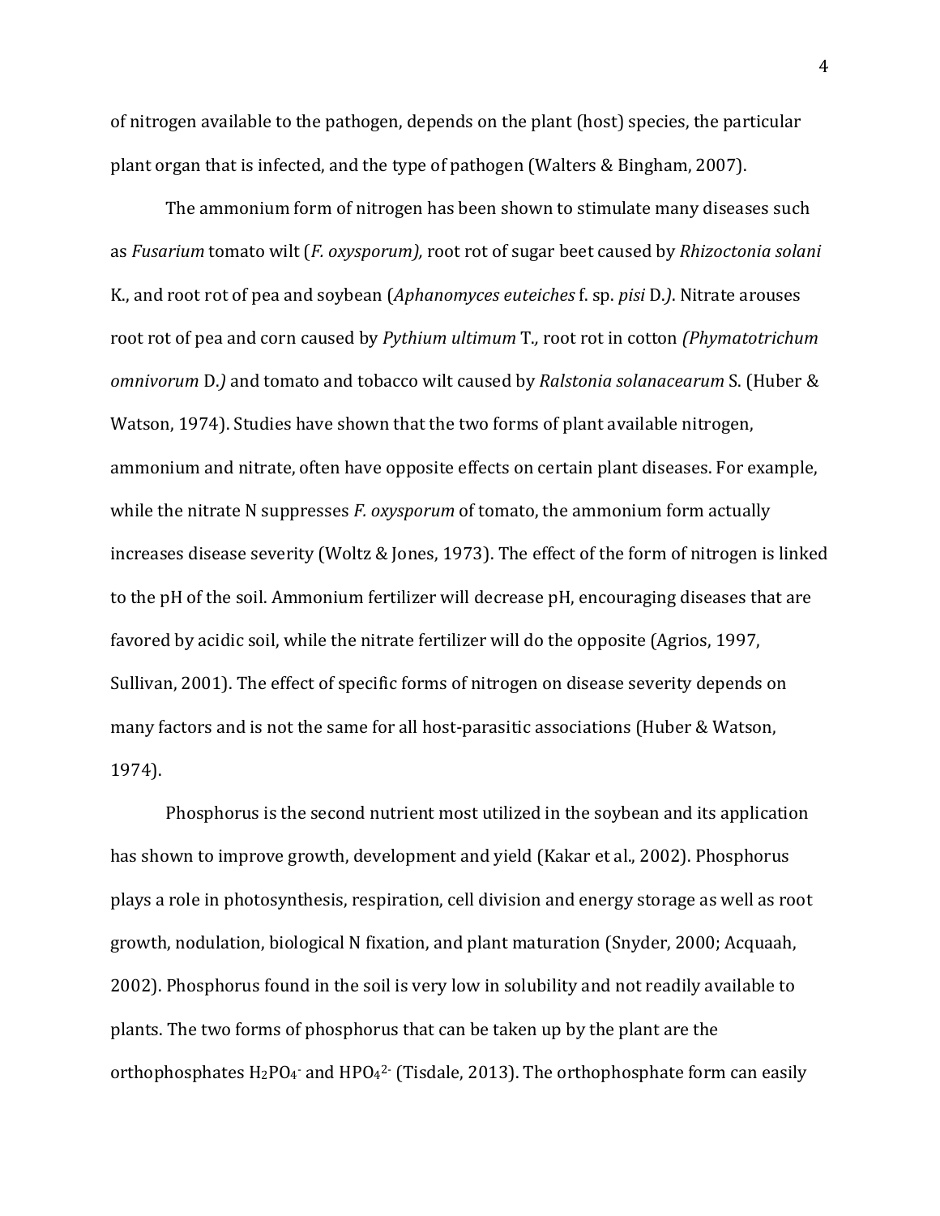of nitrogen available to the pathogen, depends on the plant (host) species, the particular plant organ that is infected, and the type of pathogen (Walters & Bingham, 2007).

The ammonium form of nitrogen has been shown to stimulate many diseases such as *Fusarium* tomato wilt (*F. oxysporum),* root rot of sugar beet caused by *Rhizoctonia solani* K., and root rot of pea and soybean (*Aphanomyces euteiches* f. sp. *pisi* D.*)*. Nitrate arouses root rot of pea and corn caused by *Pythium ultimum* T.*,* root rot in cotton *(Phymatotrichum omnivorum* D.*)* and tomato and tobacco wilt caused by *Ralstonia solanacearum* S. (Huber & Watson, 1974). Studies have shown that the two forms of plant available nitrogen, ammonium and nitrate, often have opposite effects on certain plant diseases. For example, while the nitrate N suppresses *F. oxysporum* of tomato, the ammonium form actually increases disease severity (Woltz & Jones, 1973). The effect of the form of nitrogen is linked to the pH of the soil. Ammonium fertilizer will decrease pH, encouraging diseases that are favored by acidic soil, while the nitrate fertilizer will do the opposite (Agrios, 1997, Sullivan, 2001). The effect of specific forms of nitrogen on disease severity depends on many factors and is not the same for all host-parasitic associations (Huber & Watson, 1974).

Phosphorus is the second nutrient most utilized in the soybean and its application has shown to improve growth, development and yield (Kakar et al., 2002). Phosphorus plays a role in photosynthesis, respiration, cell division and energy storage as well as root growth, nodulation, biological N fixation, and plant maturation (Snyder, 2000; Acquaah, 2002). Phosphorus found in the soil is very low in solubility and not readily available to plants. The two forms of phosphorus that can be taken up by the plant are the orthophosphates $H_2PO_4^-$ and $HPO_4^{2-}$ (Tisdale, 2013). The orthophosphate form can easily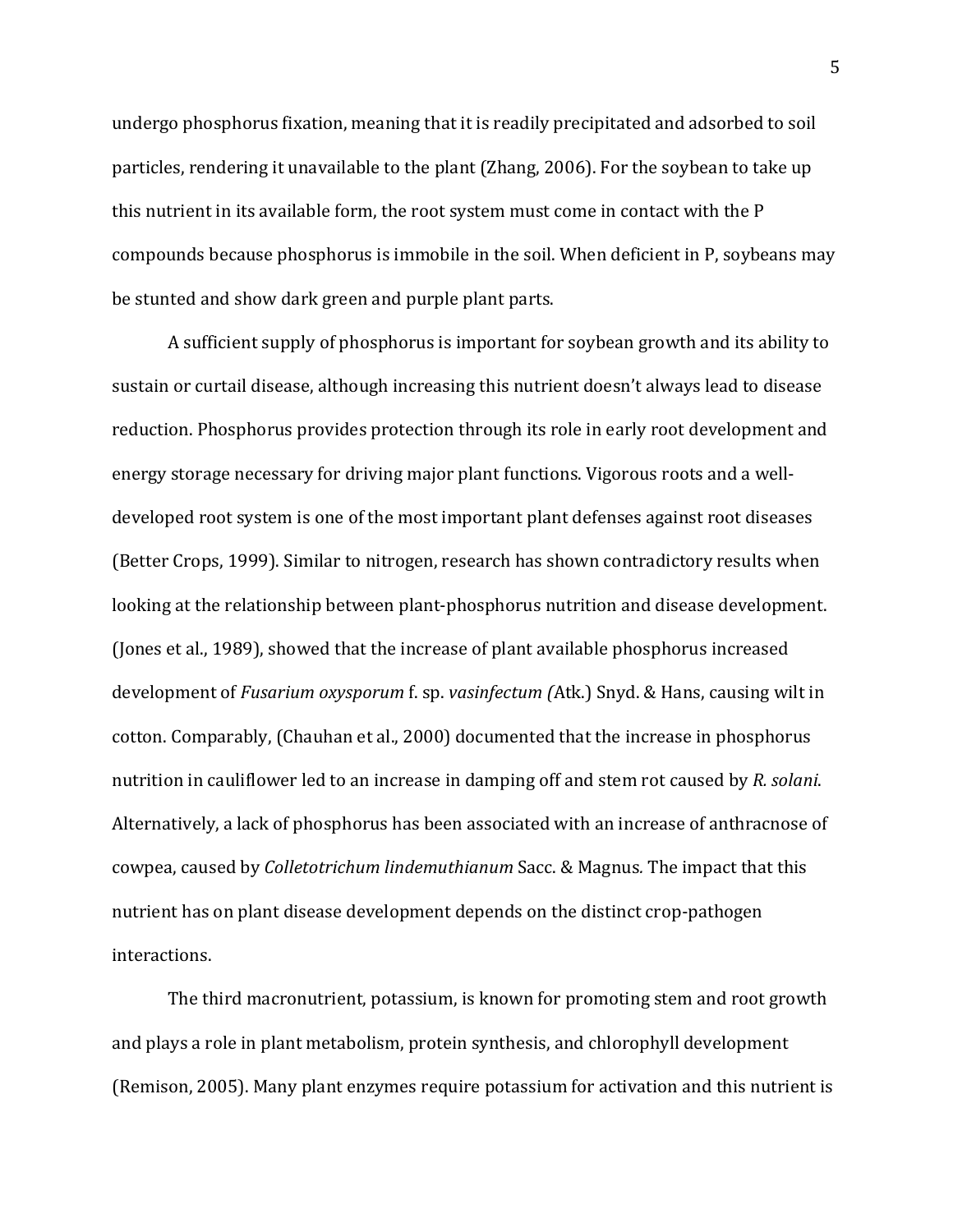undergo phosphorus fixation, meaning that it is readily precipitated and adsorbed to soil particles, rendering it unavailable to the plant (Zhang, 2006). For the soybean to take up this nutrient in its available form, the root system must come in contact with the P compounds because phosphorus is immobile in the soil. When deficient in P, soybeans may be stunted and show dark green and purple plant parts.

A sufficient supply of phosphorus is important for soybean growth and its ability to sustain or curtail disease, although increasing this nutrient doesn't always lead to disease reduction. Phosphorus provides protection through its role in early root development and energy storage necessary for driving major plant functions. Vigorous roots and a well-developed root system is one of the most important plant defenses against root diseases (Better Crops, 1999). Similar to nitrogen, research has shown contradictory results when looking at the relationship between plant-phosphorus nutrition and disease development. (Jones et al., 1989), showed that the increase of plant available phosphorus increased development of *Fusarium oxysporum* f. sp. *vasinfectum (*Atk.) Snyd. & Hans, causing wilt in cotton. Comparably, (Chauhan et al., 2000) documented that the increase in phosphorus nutrition in cauliflower led to an increase in damping off and stem rot caused by *R. solani*. Alternatively, a lack of phosphorus has been associated with an increase of anthracnose of cowpea, caused by *Colletotrichum lindemuthianum* Sacc. & Magnus. The impact that this nutrient has on plant disease development depends on the distinct crop-pathogen interactions.

The third macronutrient, potassium, is known for promoting stem and root growth and plays a role in plant metabolism, protein synthesis, and chlorophyll development (Remison, 2005). Many plant enzymes require potassium for activation and this nutrient is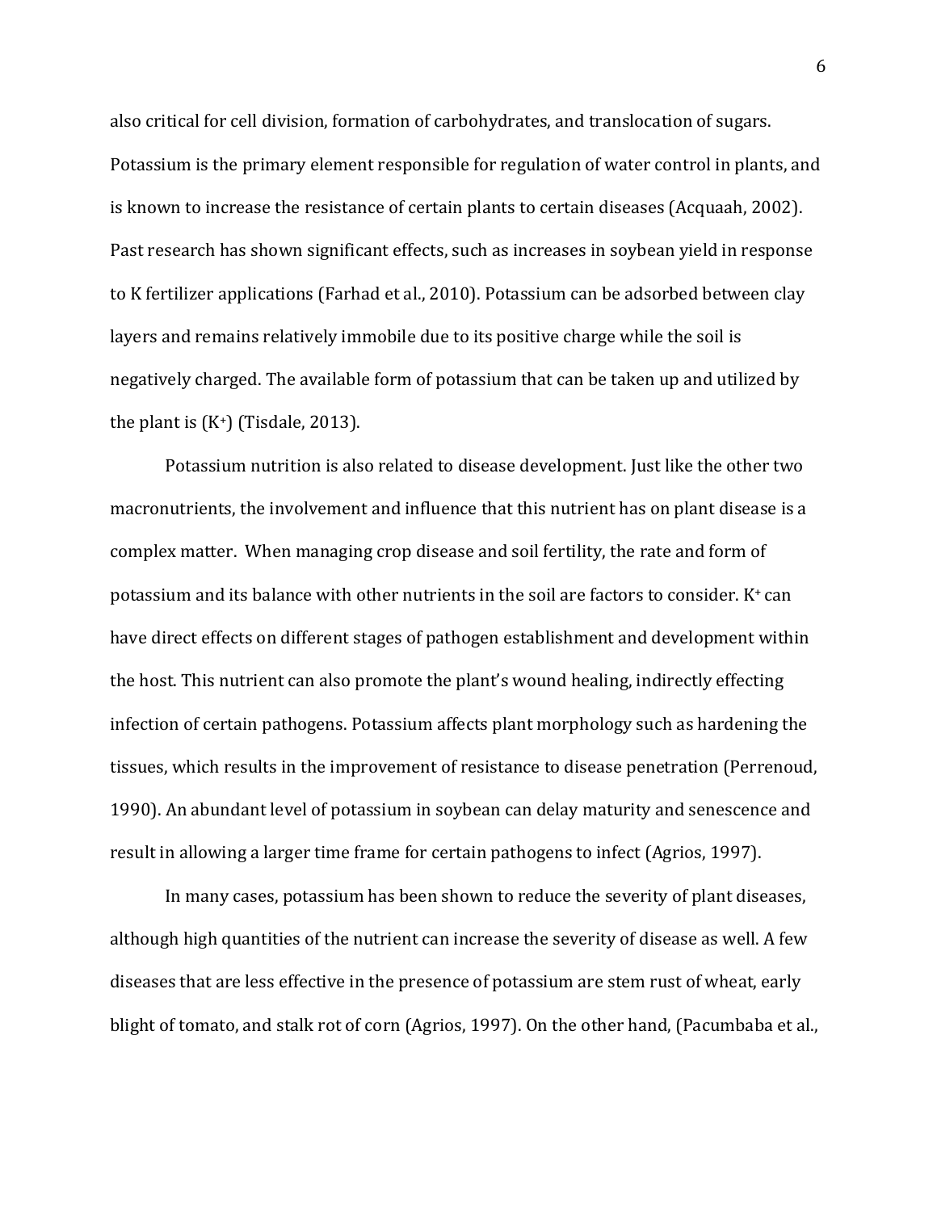also critical for cell division, formation of carbohydrates, and translocation of sugars. Potassium is the primary element responsible for regulation of water control in plants, and is known to increase the resistance of certain plants to certain diseases (Acquaah, 2002). Past research has shown significant effects, such as increases in soybean yield in response to K fertilizer applications (Farhad et al., 2010). Potassium can be adsorbed between clay layers and remains relatively immobile due to its positive charge while the soil is negatively charged. The available form of potassium that can be taken up and utilized by the plant is ($K^+$) (Tisdale, 2013).

Potassium nutrition is also related to disease development. Just like the other two macronutrients, the involvement and influence that this nutrient has on plant disease is a complex matter. When managing crop disease and soil fertility, the rate and form of potassium and its balance with other nutrients in the soil are factors to consider. $K^+$ can have direct effects on different stages of pathogen establishment and development within the host. This nutrient can also promote the plant's wound healing, indirectly effecting infection of certain pathogens. Potassium affects plant morphology such as hardening the tissues, which results in the improvement of resistance to disease penetration (Perrenoud, 1990). An abundant level of potassium in soybean can delay maturity and senescence and result in allowing a larger time frame for certain pathogens to infect (Agrios, 1997).

In many cases, potassium has been shown to reduce the severity of plant diseases, although high quantities of the nutrient can increase the severity of disease as well. A few diseases that are less effective in the presence of potassium are stem rust of wheat, early blight of tomato, and stalk rot of corn (Agrios, 1997). On the other hand, (Pacumbaba et al.,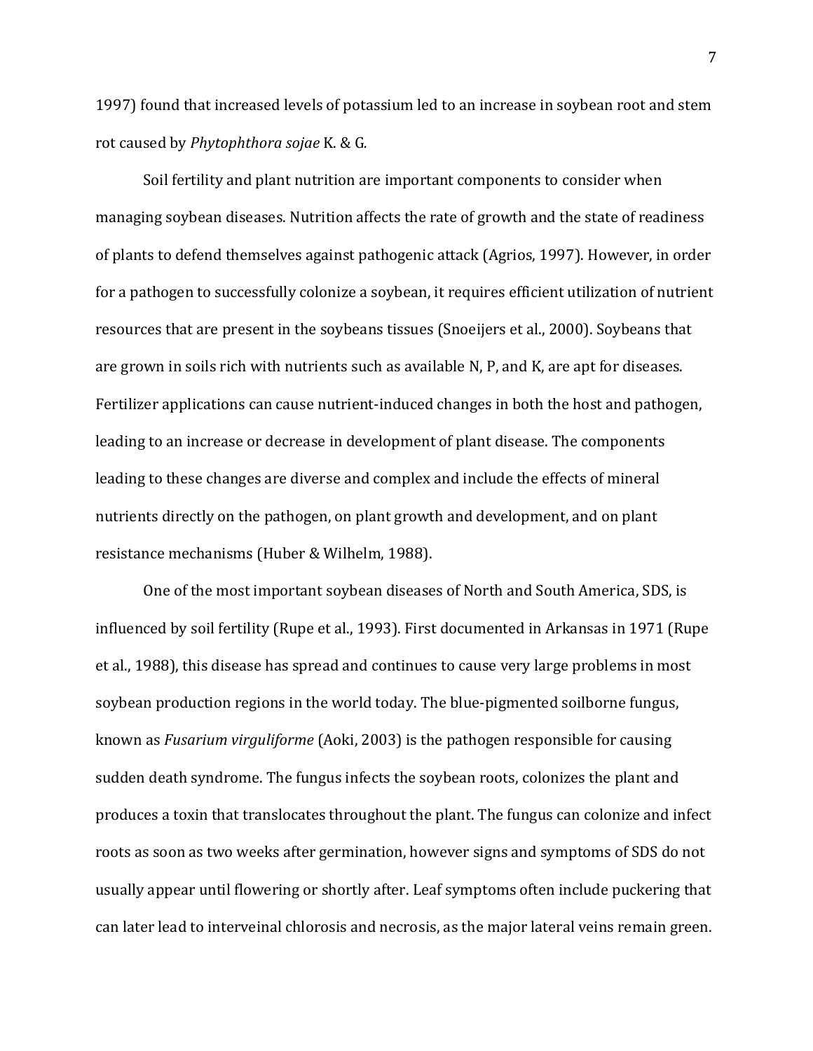1997) found that increased levels of potassium led to an increase in soybean root and stem rot caused by *Phytophthora sojae* K. & G.

Soil fertility and plant nutrition are important components to consider when managing soybean diseases. Nutrition affects the rate of growth and the state of readiness of plants to defend themselves against pathogenic attack (Agrios, 1997). However, in order for a pathogen to successfully colonize a soybean, it requires efficient utilization of nutrient resources that are present in the soybeans tissues (Snoeijers et al., 2000). Soybeans that are grown in soils rich with nutrients such as available N, P, and K, are apt for diseases. Fertilizer applications can cause nutrient-induced changes in both the host and pathogen, leading to an increase or decrease in development of plant disease. The components leading to these changes are diverse and complex and include the effects of mineral nutrients directly on the pathogen, on plant growth and development, and on plant resistance mechanisms (Huber & Wilhelm, 1988).

One of the most important soybean diseases of North and South America, SDS, is influenced by soil fertility (Rupe et al., 1993). First documented in Arkansas in 1971 (Rupe et al., 1988), this disease has spread and continues to cause very large problems in most soybean production regions in the world today. The blue-pigmented soilborne fungus, known as *Fusarium virguliforme* (Aoki, 2003) is the pathogen responsible for causing sudden death syndrome. The fungus infects the soybean roots, colonizes the plant and produces a toxin that translocates throughout the plant. The fungus can colonize and infect roots as soon as two weeks after germination, however signs and symptoms of SDS do not usually appear until flowering or shortly after. Leaf symptoms often include puckering that can later lead to interveinal chlorosis and necrosis, as the major lateral veins remain green.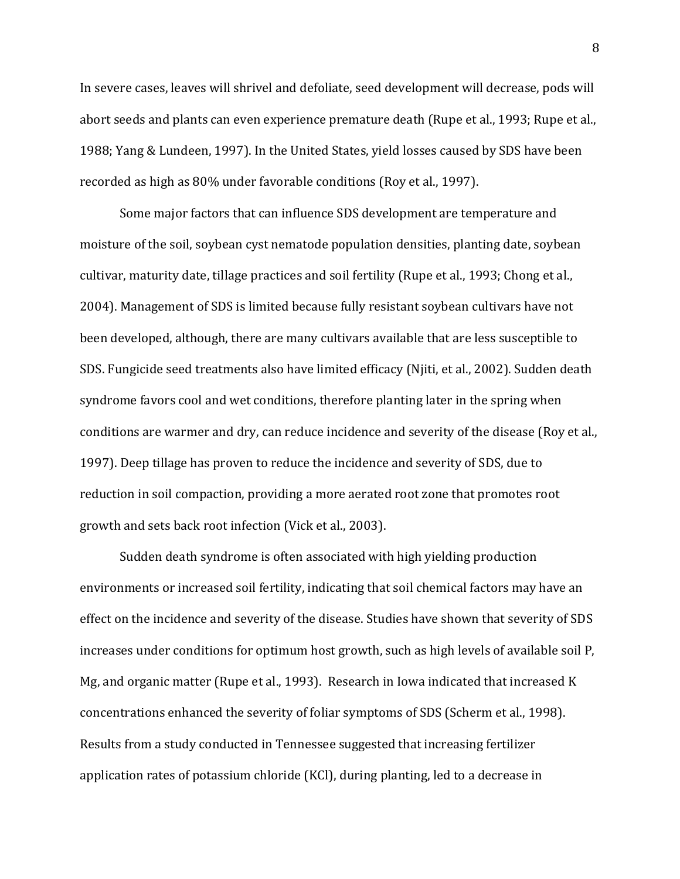In severe cases, leaves will shrivel and defoliate, seed development will decrease, pods will abort seeds and plants can even experience premature death (Rupe et al., 1993; Rupe et al., 1988; Yang & Lundeen, 1997). In the United States, yield losses caused by SDS have been recorded as high as 80% under favorable conditions (Roy et al., 1997).

Some major factors that can influence SDS development are temperature and moisture of the soil, soybean cyst nematode population densities, planting date, soybean cultivar, maturity date, tillage practices and soil fertility (Rupe et al., 1993; Chong et al., 2004). Management of SDS is limited because fully resistant soybean cultivars have not been developed, although, there are many cultivars available that are less susceptible to SDS. Fungicide seed treatments also have limited efficacy (Njiti, et al., 2002). Sudden death syndrome favors cool and wet conditions, therefore planting later in the spring when conditions are warmer and dry, can reduce incidence and severity of the disease (Roy et al., 1997). Deep tillage has proven to reduce the incidence and severity of SDS, due to reduction in soil compaction, providing a more aerated root zone that promotes root growth and sets back root infection (Vick et al., 2003).

Sudden death syndrome is often associated with high yielding production environments or increased soil fertility, indicating that soil chemical factors may have an effect on the incidence and severity of the disease. Studies have shown that severity of SDS increases under conditions for optimum host growth, such as high levels of available soil P, Mg, and organic matter (Rupe et al., 1993). Research in Iowa indicated that increased K concentrations enhanced the severity of foliar symptoms of SDS (Scherm et al., 1998). Results from a study conducted in Tennessee suggested that increasing fertilizer application rates of potassium chloride (KCl), during planting, led to a decrease in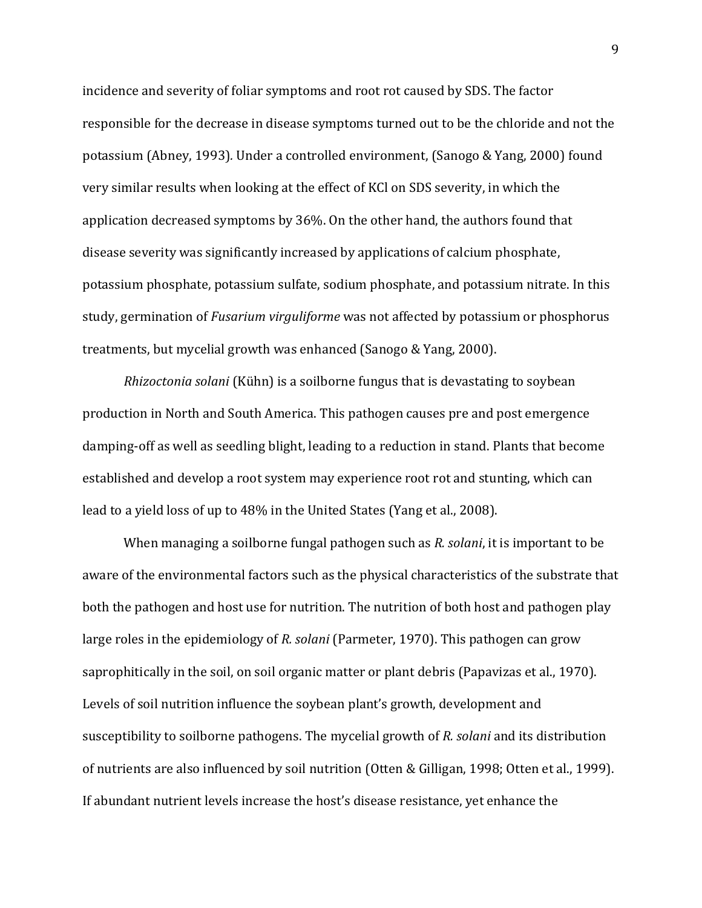incidence and severity of foliar symptoms and root rot caused by SDS. The factor responsible for the decrease in disease symptoms turned out to be the chloride and not the potassium (Abney, 1993)*.* Under a controlled environment, (Sanogo & Yang, 2000) found very similar results when looking at the effect of KCl on SDS severity, in which the application decreased symptoms by 36%. On the other hand, the authors found that disease severity was significantly increased by applications of calcium phosphate, potassium phosphate, potassium sulfate, sodium phosphate, and potassium nitrate. In this study, germination of *Fusarium virguliforme* was not affected by potassium or phosphorus treatments, but mycelial growth was enhanced (Sanogo & Yang, 2000).

*Rhizoctonia solani* (Kühn) is a soilborne fungus that is devastating to soybean production in North and South America. This pathogen causes pre and post emergence damping-off as well as seedling blight, leading to a reduction in stand. Plants that become established and develop a root system may experience root rot and stunting, which can lead to a yield loss of up to 48% in the United States (Yang et al., 2008).

When managing a soilborne fungal pathogen such as *R. solani*, it is important to be aware of the environmental factors such as the physical characteristics of the substrate that both the pathogen and host use for nutrition. The nutrition of both host and pathogen play large roles in the epidemiology of *R. solani* (Parmeter, 1970). This pathogen can grow saprophitically in the soil, on soil organic matter or plant debris (Papavizas et al., 1970). Levels of soil nutrition influence the soybean plant's growth, development and susceptibility to soilborne pathogens. The mycelial growth of *R. solani* and its distribution of nutrients are also influenced by soil nutrition (Otten & Gilligan, 1998; Otten et al., 1999). If abundant nutrient levels increase the host's disease resistance, yet enhance the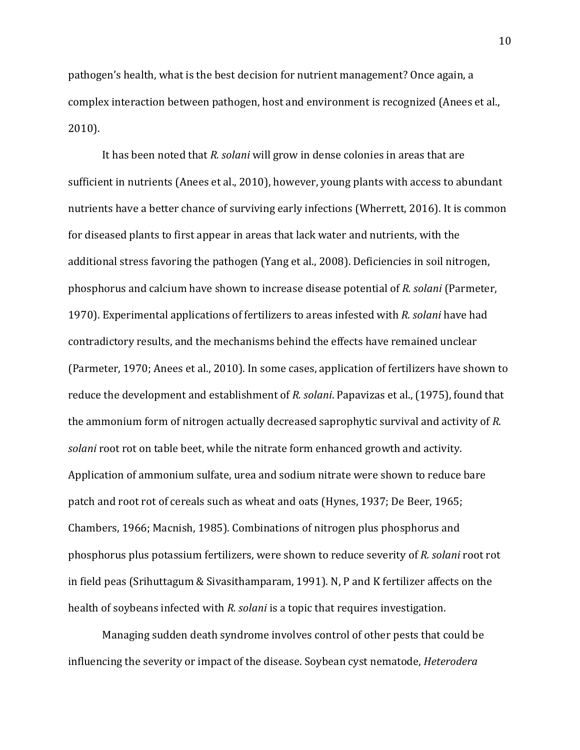pathogen's health, what is the best decision for nutrient management? Once again, a complex interaction between pathogen, host and environment is recognized (Anees et al., 2010).

It has been noted that *R. solani* will grow in dense colonies in areas that are sufficient in nutrients (Anees et al., 2010), however, young plants with access to abundant nutrients have a better chance of surviving early infections (Wherrett, 2016). It is common for diseased plants to first appear in areas that lack water and nutrients, with the additional stress favoring the pathogen (Yang et al., 2008). Deficiencies in soil nitrogen, phosphorus and calcium have shown to increase disease potential of *R. solani* (Parmeter, 1970). Experimental applications of fertilizers to areas infested with *R. solani* have had contradictory results, and the mechanisms behind the effects have remained unclear (Parmeter, 1970; Anees et al., 2010). In some cases, application of fertilizers have shown to reduce the development and establishment of *R. solani*. Papavizas et al., (1975), found that the ammonium form of nitrogen actually decreased saprophytic survival and activity of *R. solani* root rot on table beet, while the nitrate form enhanced growth and activity. Application of ammonium sulfate, urea and sodium nitrate were shown to reduce bare patch and root rot of cereals such as wheat and oats (Hynes, 1937; De Beer, 1965; Chambers, 1966; Macnish, 1985). Combinations of nitrogen plus phosphorus and phosphorus plus potassium fertilizers, were shown to reduce severity of *R. solani* root rot in field peas (Srihuttagum & Sivasithamparam, 1991). N, P and K fertilizer affects on the health of soybeans infected with *R. solani* is a topic that requires investigation.

Managing sudden death syndrome involves control of other pests that could be influencing the severity or impact of the disease. Soybean cyst nematode, *Heterodera*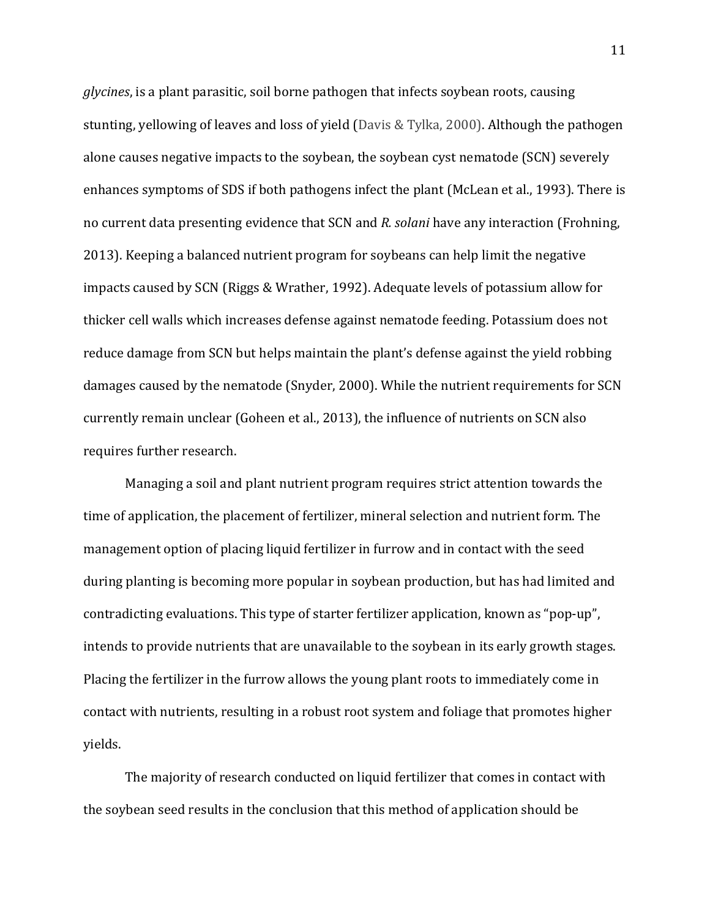*glycines*, is a plant parasitic, soil borne pathogen that infects soybean roots, causing stunting, yellowing of leaves and loss of yield (Davis & Tylka, 2000). Although the pathogen alone causes negative impacts to the soybean, the soybean cyst nematode (SCN) severely enhances symptoms of SDS if both pathogens infect the plant (McLean et al., 1993). There is no current data presenting evidence that SCN and *R. solani* have any interaction (Frohning, 2013). Keeping a balanced nutrient program for soybeans can help limit the negative impacts caused by SCN (Riggs & Wrather, 1992). Adequate levels of potassium allow for thicker cell walls which increases defense against nematode feeding. Potassium does not reduce damage from SCN but helps maintain the plant's defense against the yield robbing damages caused by the nematode (Snyder, 2000). While the nutrient requirements for SCN currently remain unclear (Goheen et al., 2013), the influence of nutrients on SCN also requires further research.

Managing a soil and plant nutrient program requires strict attention towards the time of application, the placement of fertilizer, mineral selection and nutrient form. The management option of placing liquid fertilizer in furrow and in contact with the seed during planting is becoming more popular in soybean production, but has had limited and contradicting evaluations. This type of starter fertilizer application, known as "pop-up", intends to provide nutrients that are unavailable to the soybean in its early growth stages. Placing the fertilizer in the furrow allows the young plant roots to immediately come in contact with nutrients, resulting in a robust root system and foliage that promotes higher yields.

The majority of research conducted on liquid fertilizer that comes in contact with the soybean seed results in the conclusion that this method of application should be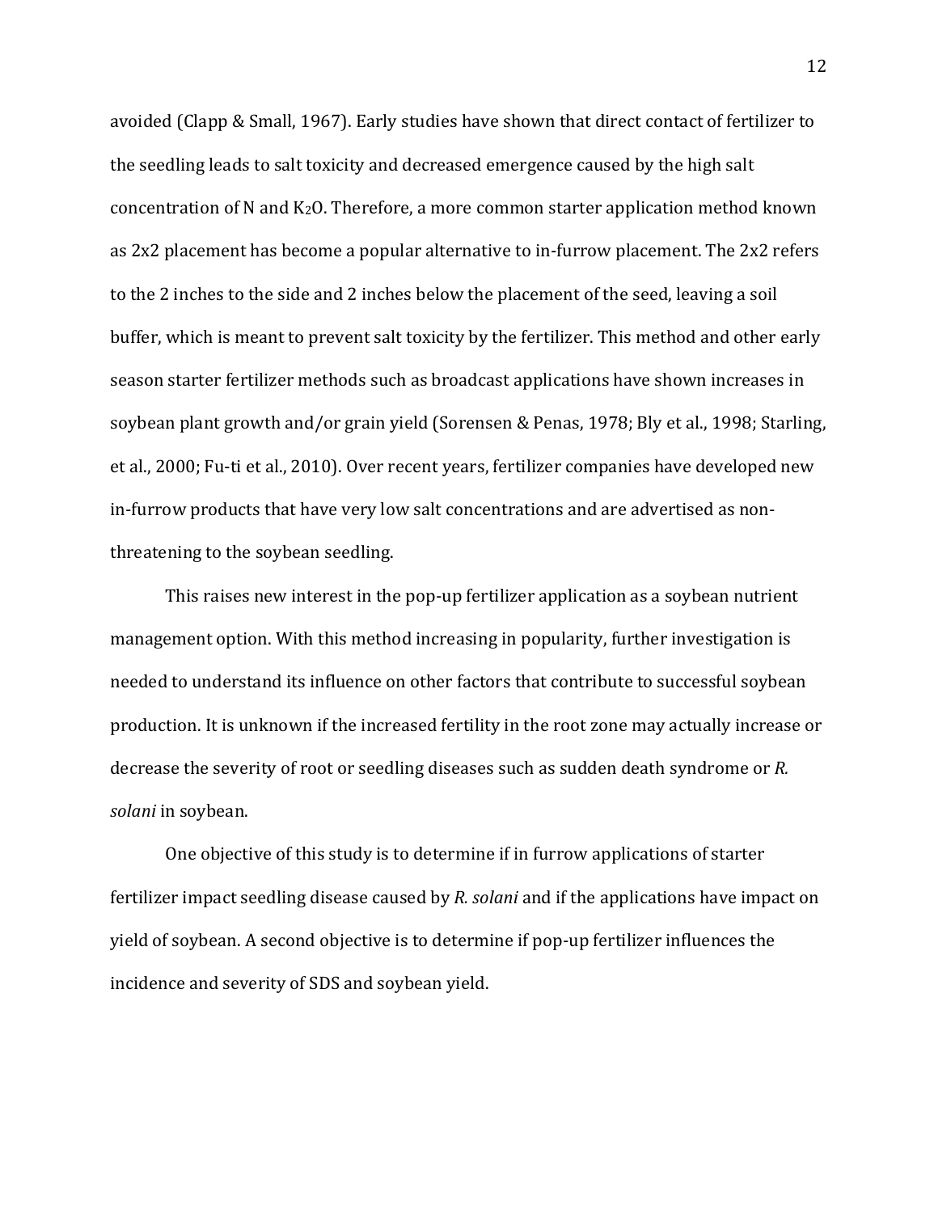avoided (Clapp & Small, 1967). Early studies have shown that direct contact of fertilizer to the seedling leads to salt toxicity and decreased emergence caused by the high salt concentration of N and $K_2O$. Therefore, a more common starter application method known as 2x2 placement has become a popular alternative to in-furrow placement. The 2x2 refers to the 2 inches to the side and 2 inches below the placement of the seed, leaving a soil buffer, which is meant to prevent salt toxicity by the fertilizer. This method and other early season starter fertilizer methods such as broadcast applications have shown increases in soybean plant growth and/or grain yield (Sorensen & Penas, 1978; Bly et al., 1998; Starling, et al., 2000; Fu-ti et al., 2010). Over recent years, fertilizer companies have developed new in-furrow products that have very low salt concentrations and are advertised as non-threatening to the soybean seedling.

This raises new interest in the pop-up fertilizer application as a soybean nutrient management option. With this method increasing in popularity, further investigation is needed to understand its influence on other factors that contribute to successful soybean production. It is unknown if the increased fertility in the root zone may actually increase or decrease the severity of root or seedling diseases such as sudden death syndrome or *R. solani* in soybean.

One objective of this study is to determine if in furrow applications of starter fertilizer impact seedling disease caused by *R. solani* and if the applications have impact on yield of soybean. A second objective is to determine if pop-up fertilizer influences the incidence and severity of SDS and soybean yield.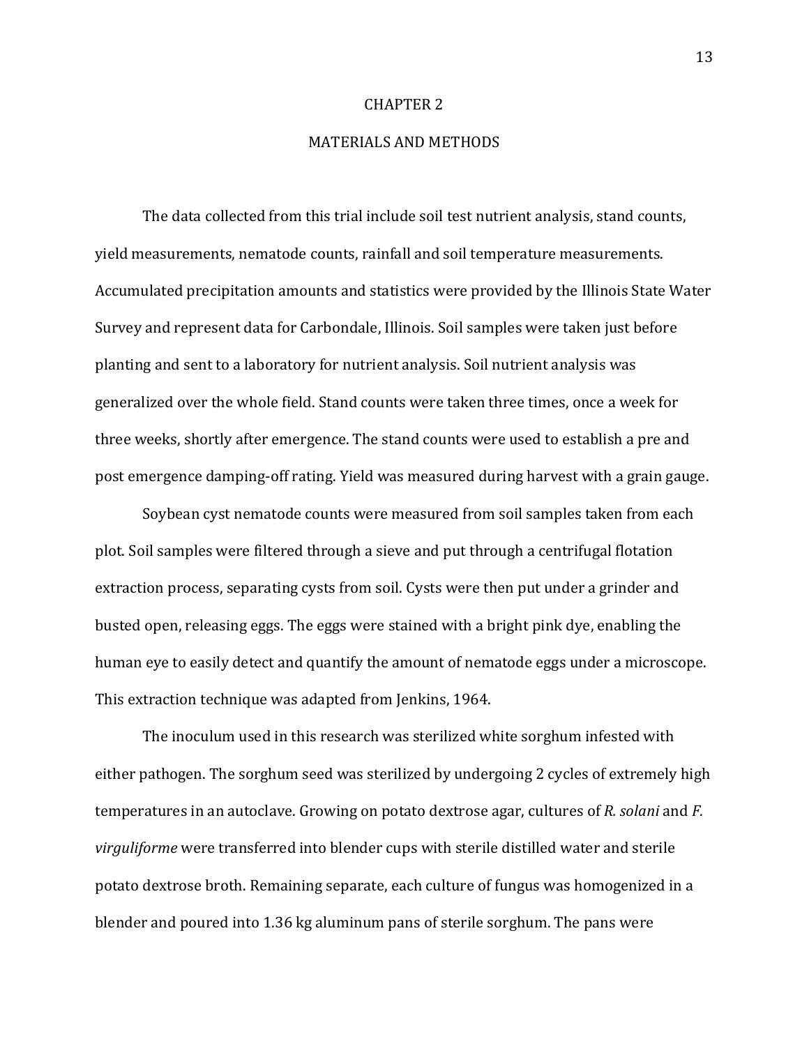# CHAPTER 2

## MATERIALS AND METHODS

The data collected from this trial include soil test nutrient analysis, stand counts, yield measurements, nematode counts, rainfall and soil temperature measurements. Accumulated precipitation amounts and statistics were provided by the Illinois State Water Survey and represent data for Carbondale, Illinois. Soil samples were taken just before planting and sent to a laboratory for nutrient analysis. Soil nutrient analysis was generalized over the whole field. Stand counts were taken three times, once a week for three weeks, shortly after emergence. The stand counts were used to establish a pre and post emergence damping-off rating. Yield was measured during harvest with a grain gauge.

Soybean cyst nematode counts were measured from soil samples taken from each plot. Soil samples were filtered through a sieve and put through a centrifugal flotation extraction process, separating cysts from soil. Cysts were then put under a grinder and busted open, releasing eggs. The eggs were stained with a bright pink dye, enabling the human eye to easily detect and quantify the amount of nematode eggs under a microscope. This extraction technique was adapted from Jenkins, 1964.

The inoculum used in this research was sterilized white sorghum infested with either pathogen. The sorghum seed was sterilized by undergoing 2 cycles of extremely high temperatures in an autoclave. Growing on potato dextrose agar, cultures of *R. solani* and *F. virguliforme* were transferred into blender cups with sterile distilled water and sterile potato dextrose broth. Remaining separate, each culture of fungus was homogenized in a blender and poured into 1.36 kg aluminum pans of sterile sorghum. The pans were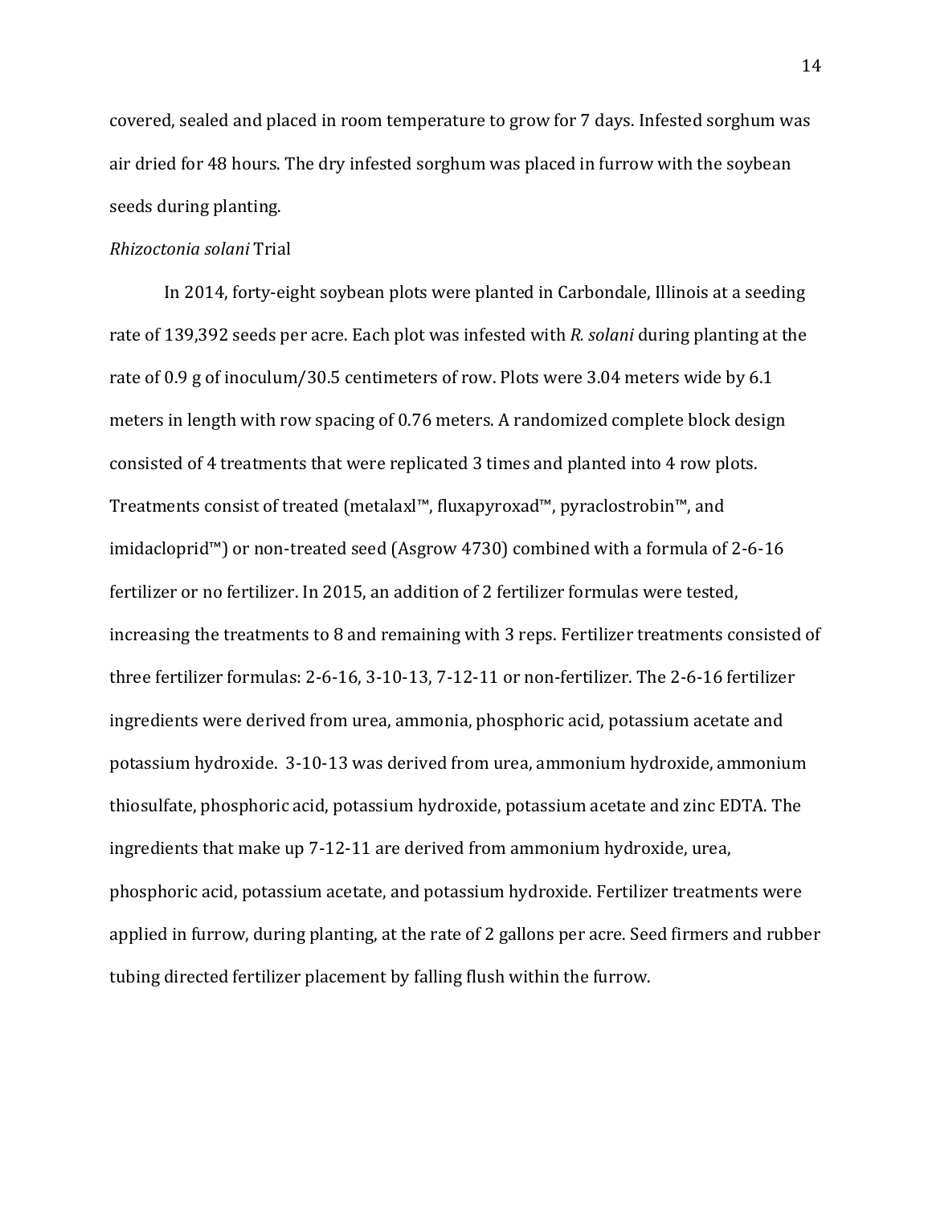covered, sealed and placed in room temperature to grow for 7 days. Infested sorghum was air dried for 48 hours. The dry infested sorghum was placed in furrow with the soybean seeds during planting.

*Rhizoctonia solani* Trial

In 2014, forty-eight soybean plots were planted in Carbondale, Illinois at a seeding rate of 139,392 seeds per acre. Each plot was infested with *R. solani* during planting at the rate of 0.9 g of inoculum/30.5 centimeters of row. Plots were 3.04 meters wide by 6.1 meters in length with row spacing of 0.76 meters. A randomized complete block design consisted of 4 treatments that were replicated 3 times and planted into 4 row plots. Treatments consist of treated (metalaxl™, fluxapyroxad™, pyraclostrobin™, and imidacloprid™) or non-treated seed (Asgrow 4730) combined with a formula of 2-6-16 fertilizer or no fertilizer. In 2015, an addition of 2 fertilizer formulas were tested, increasing the treatments to 8 and remaining with 3 reps. Fertilizer treatments consisted of three fertilizer formulas: 2-6-16, 3-10-13, 7-12-11 or non-fertilizer. The 2-6-16 fertilizer ingredients were derived from urea, ammonia, phosphoric acid, potassium acetate and potassium hydroxide. 3-10-13 was derived from urea, ammonium hydroxide, ammonium thiosulfate, phosphoric acid, potassium hydroxide, potassium acetate and zinc EDTA. The ingredients that make up 7-12-11 are derived from ammonium hydroxide, urea, phosphoric acid, potassium acetate, and potassium hydroxide. Fertilizer treatments were applied in furrow, during planting, at the rate of 2 gallons per acre. Seed firmers and rubber tubing directed fertilizer placement by falling flush within the furrow.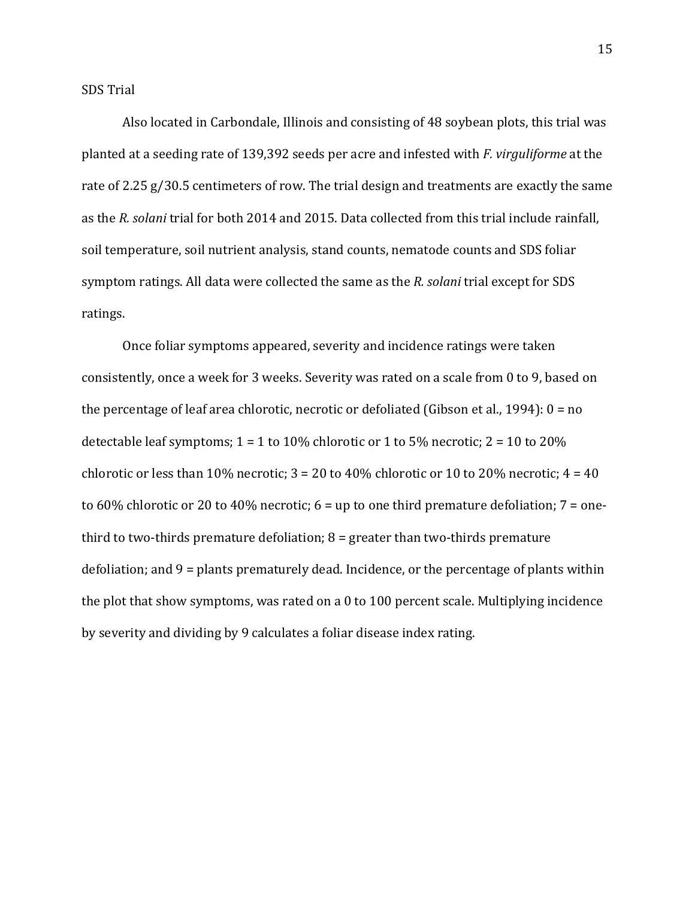## SDS Trial

Also located in Carbondale, Illinois and consisting of 48 soybean plots, this trial was planted at a seeding rate of 139,392 seeds per acre and infested with *F. virguliforme* at the rate of 2.25 g/30.5 centimeters of row. The trial design and treatments are exactly the same as the *R. solani* trial for both 2014 and 2015. Data collected from this trial include rainfall, soil temperature, soil nutrient analysis, stand counts, nematode counts and SDS foliar symptom ratings. All data were collected the same as the *R. solani* trial except for SDS ratings.

Once foliar symptoms appeared, severity and incidence ratings were taken consistently, once a week for 3 weeks. Severity was rated on a scale from 0 to 9, based on the percentage of leaf area chlorotic, necrotic or defoliated (Gibson et al., 1994): 0 = no detectable leaf symptoms; 1 = 1 to 10% chlorotic or 1 to 5% necrotic; 2 = 10 to 20% chlorotic or less than 10% necrotic; 3 = 20 to 40% chlorotic or 10 to 20% necrotic; 4 = 40 to 60% chlorotic or 20 to 40% necrotic; 6 = up to one third premature defoliation; 7 = one-third to two-thirds premature defoliation; 8 = greater than two-thirds premature defoliation; and 9 = plants prematurely dead. Incidence, or the percentage of plants within the plot that show symptoms, was rated on a 0 to 100 percent scale. Multiplying incidence by severity and dividing by 9 calculates a foliar disease index rating.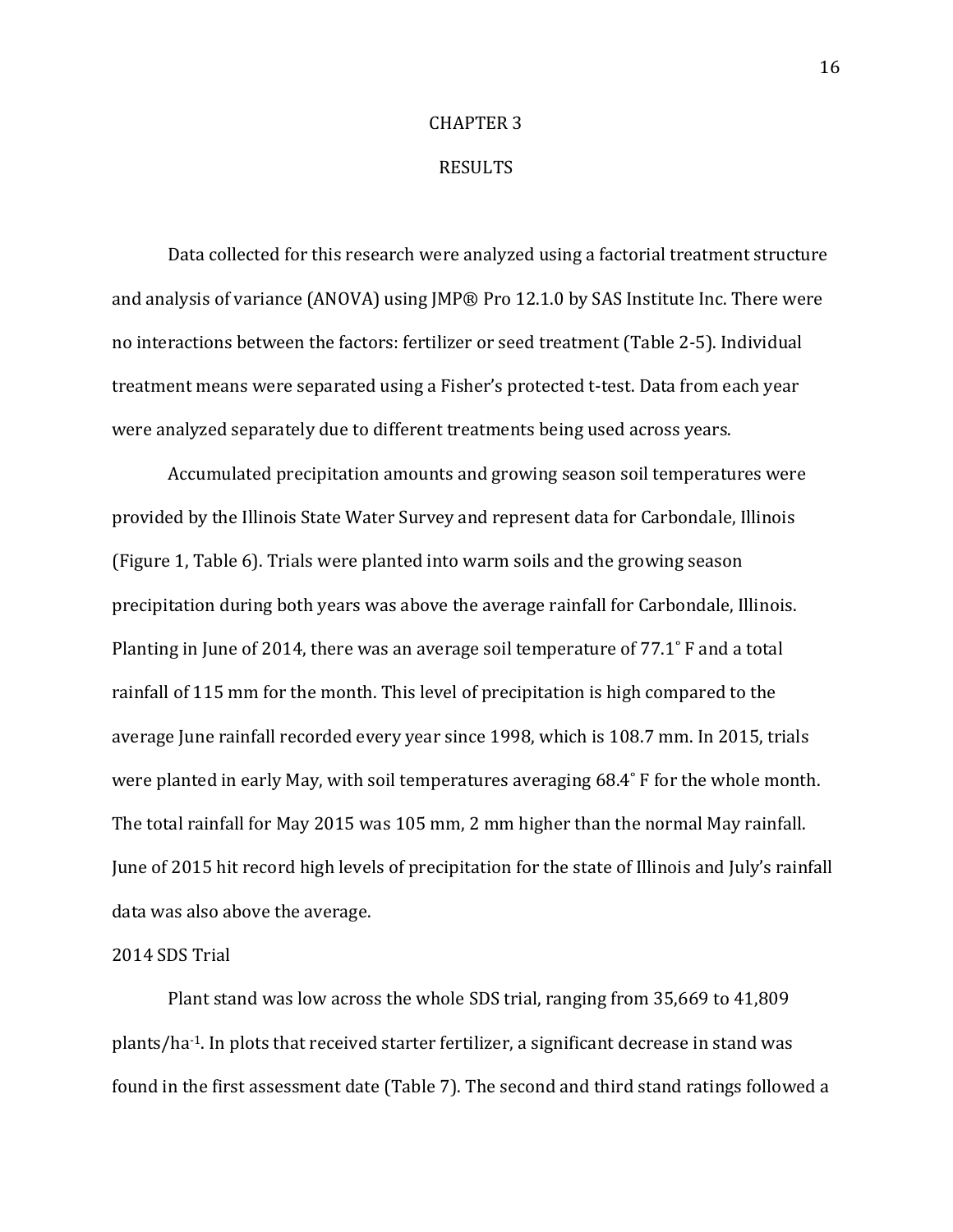# CHAPTER 3

# RESULTS

Data collected for this research were analyzed using a factorial treatment structure and analysis of variance (ANOVA) using JMP® Pro 12.1.0 by SAS Institute Inc. There were no interactions between the factors: fertilizer or seed treatment (Table 2-5). Individual treatment means were separated using a Fisher's protected t-test. Data from each year were analyzed separately due to different treatments being used across years.

Accumulated precipitation amounts and growing season soil temperatures were provided by the Illinois State Water Survey and represent data for Carbondale, Illinois (Figure 1, Table 6). Trials were planted into warm soils and the growing season precipitation during both years was above the average rainfall for Carbondale, Illinois. Planting in June of 2014, there was an average soil temperature of 77.1˚ F and a total rainfall of 115 mm for the month. This level of precipitation is high compared to the average June rainfall recorded every year since 1998, which is 108.7 mm. In 2015, trials were planted in early May, with soil temperatures averaging 68.4˚ F for the whole month. The total rainfall for May 2015 was 105 mm, 2 mm higher than the normal May rainfall. June of 2015 hit record high levels of precipitation for the state of Illinois and July's rainfall data was also above the average.

2014 SDS Trial

Plant stand was low across the whole SDS trial, ranging from 35,669 to 41,809 plants/ha$^{-1}$. In plots that received starter fertilizer, a significant decrease in stand was found in the first assessment date (Table 7). The second and third stand ratings followed a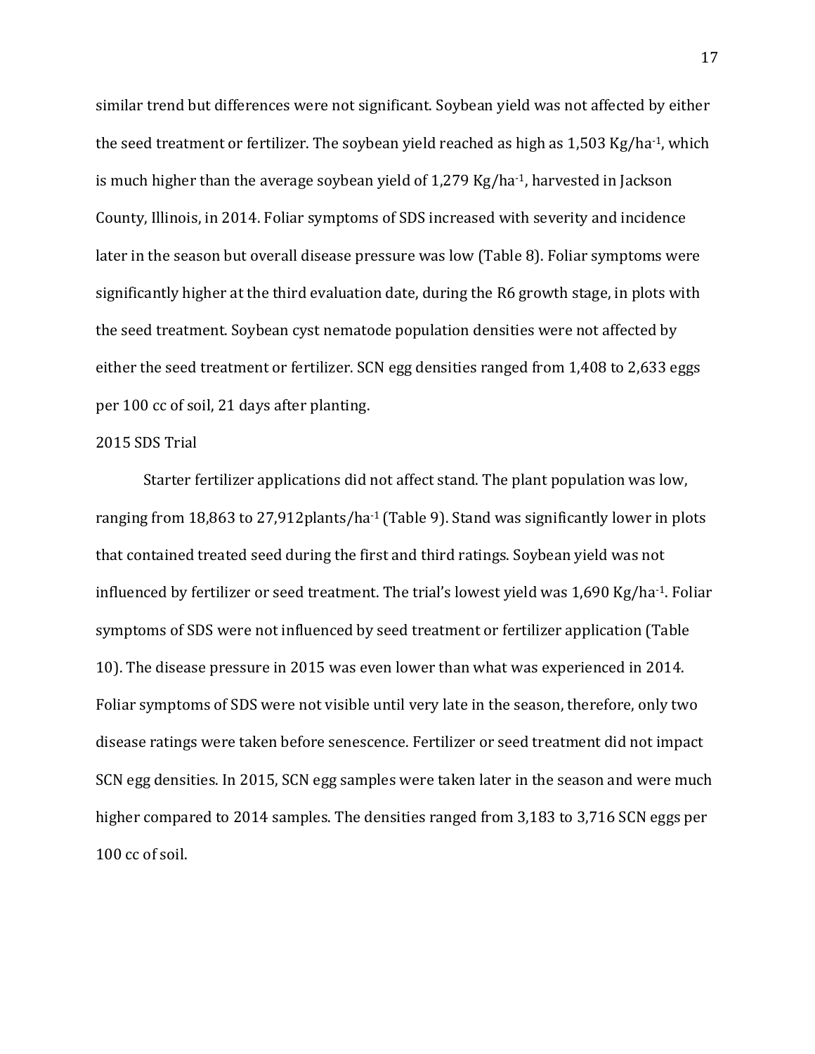similar trend but differences were not significant. Soybean yield was not affected by either the seed treatment or fertilizer. The soybean yield reached as high as 1,503 Kg/ha$^{-1}$, which is much higher than the average soybean yield of 1,279 Kg/ha$^{-1}$, harvested in Jackson County, Illinois, in 2014. Foliar symptoms of SDS increased with severity and incidence later in the season but overall disease pressure was low (Table 8). Foliar symptoms were significantly higher at the third evaluation date, during the R6 growth stage, in plots with the seed treatment. Soybean cyst nematode population densities were not affected by either the seed treatment or fertilizer. SCN egg densities ranged from 1,408 to 2,633 eggs per 100 cc of soil, 21 days after planting.

2015 SDS Trial

Starter fertilizer applications did not affect stand. The plant population was low, ranging from 18,863 to 27,912plants/ha$^{-1}$ (Table 9). Stand was significantly lower in plots that contained treated seed during the first and third ratings. Soybean yield was not influenced by fertilizer or seed treatment. The trial's lowest yield was 1,690 Kg/ha$^{-1}$. Foliar symptoms of SDS were not influenced by seed treatment or fertilizer application (Table 10). The disease pressure in 2015 was even lower than what was experienced in 2014. Foliar symptoms of SDS were not visible until very late in the season, therefore, only two disease ratings were taken before senescence. Fertilizer or seed treatment did not impact SCN egg densities. In 2015, SCN egg samples were taken later in the season and were much higher compared to 2014 samples. The densities ranged from 3,183 to 3,716 SCN eggs per 100 cc of soil.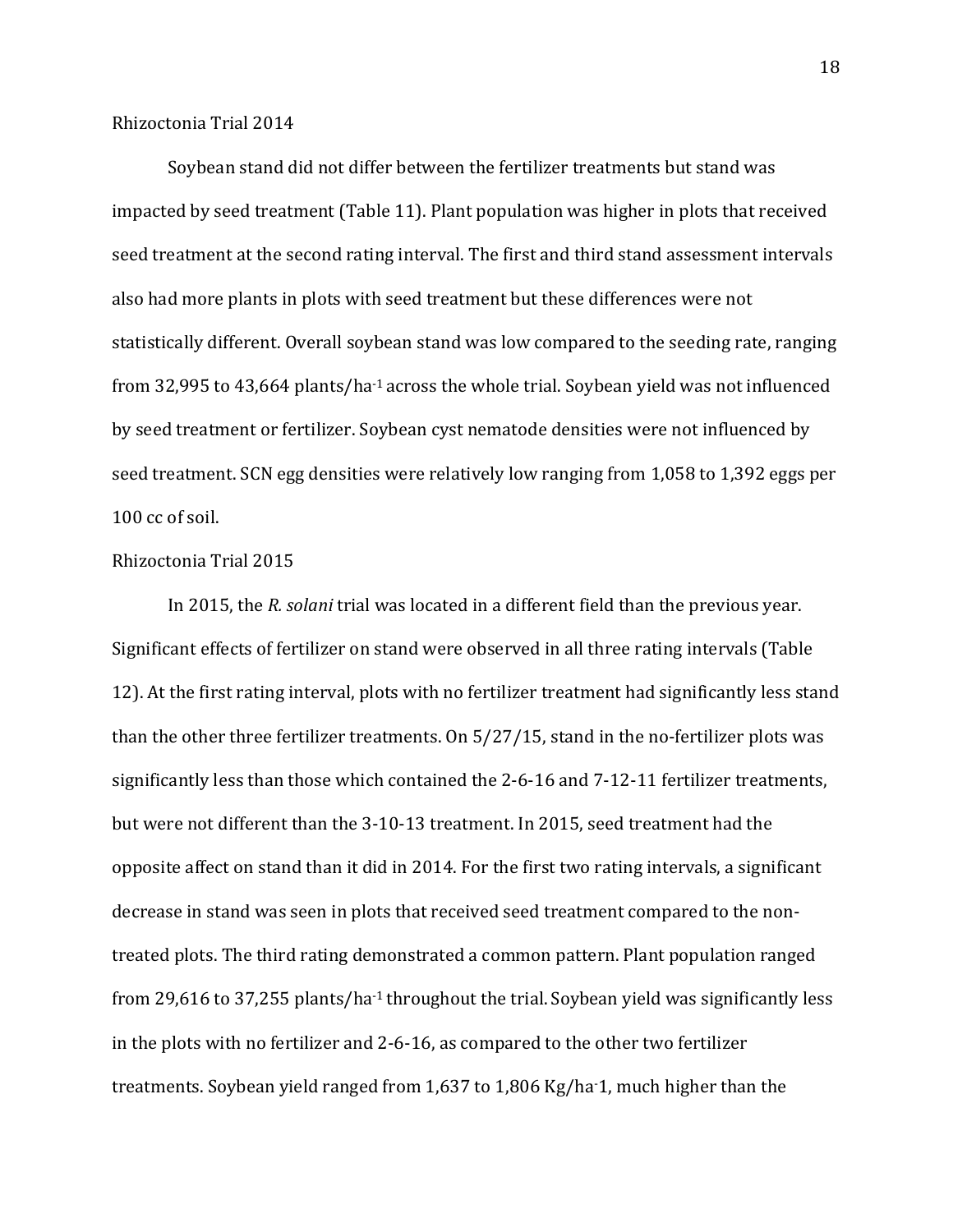### Rhizoctonia Trial 2014

Soybean stand did not differ between the fertilizer treatments but stand was impacted by seed treatment (Table 11). Plant population was higher in plots that received seed treatment at the second rating interval. The first and third stand assessment intervals also had more plants in plots with seed treatment but these differences were not statistically different. Overall soybean stand was low compared to the seeding rate, ranging from 32,995 to 43,664 plants/ha$^{-1}$ across the whole trial. Soybean yield was not influenced by seed treatment or fertilizer. Soybean cyst nematode densities were not influenced by seed treatment. SCN egg densities were relatively low ranging from 1,058 to 1,392 eggs per 100 cc of soil.

### Rhizoctonia Trial 2015

In 2015, the *R. solani* trial was located in a different field than the previous year. Significant effects of fertilizer on stand were observed in all three rating intervals (Table 12). At the first rating interval, plots with no fertilizer treatment had significantly less stand than the other three fertilizer treatments. On 5/27/15, stand in the no-fertilizer plots was significantly less than those which contained the 2-6-16 and 7-12-11 fertilizer treatments, but were not different than the 3-10-13 treatment. In 2015, seed treatment had the opposite affect on stand than it did in 2014. For the first two rating intervals, a significant decrease in stand was seen in plots that received seed treatment compared to the non-treated plots. The third rating demonstrated a common pattern. Plant population ranged from 29,616 to 37,255 plants/ha$^{-1}$ throughout the trial. Soybean yield was significantly less in the plots with no fertilizer and 2-6-16, as compared to the other two fertilizer treatments. Soybean yield ranged from 1,637 to 1,806 Kg/ha$^{-}$1, much higher than the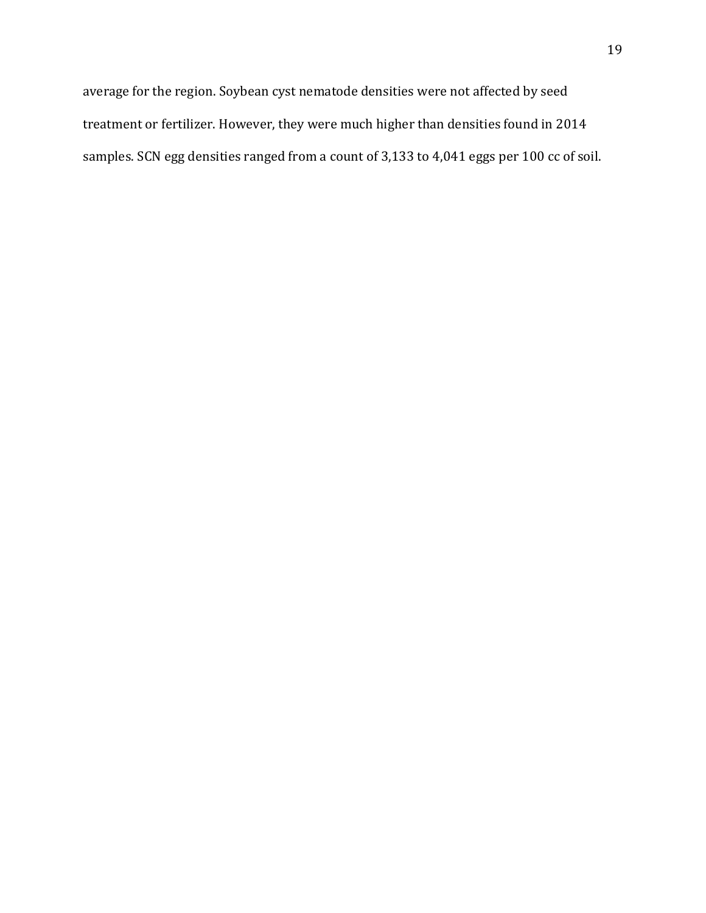average for the region. Soybean cyst nematode densities were not affected by seed treatment or fertilizer. However, they were much higher than densities found in 2014 samples. SCN egg densities ranged from a count of 3,133 to 4,041 eggs per 100 cc of soil.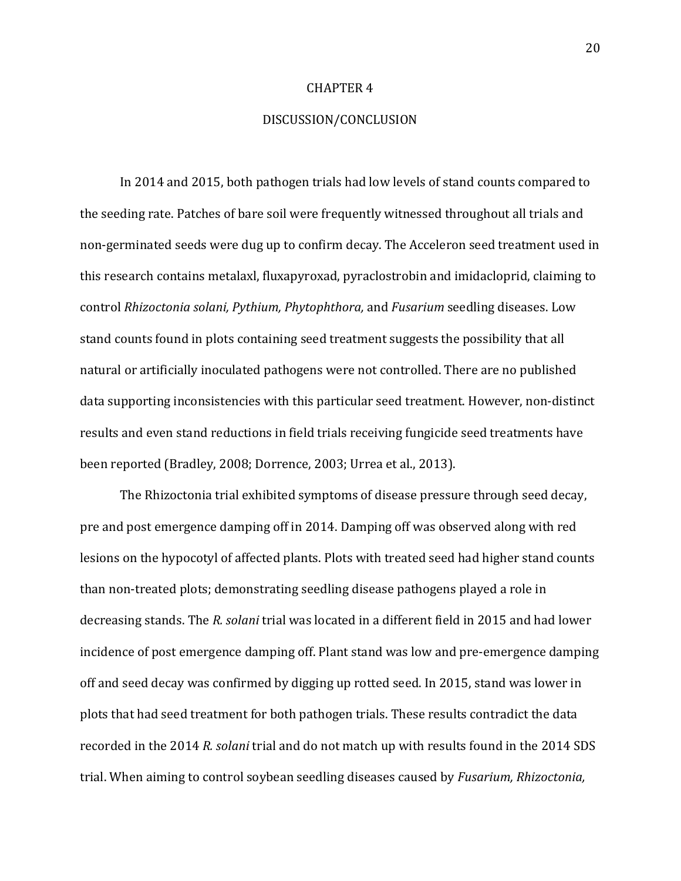# CHAPTER 4

# DISCUSSION/CONCLUSION

In 2014 and 2015, both pathogen trials had low levels of stand counts compared to the seeding rate. Patches of bare soil were frequently witnessed throughout all trials and non-germinated seeds were dug up to confirm decay. The Acceleron seed treatment used in this research contains metalaxl, fluxapyroxad, pyraclostrobin and imidacloprid, claiming to control *Rhizoctonia solani, Pythium, Phytophthora,* and *Fusarium* seedling diseases. Low stand counts found in plots containing seed treatment suggests the possibility that all natural or artificially inoculated pathogens were not controlled. There are no published data supporting inconsistencies with this particular seed treatment. However, non-distinct results and even stand reductions in field trials receiving fungicide seed treatments have been reported (Bradley, 2008; Dorrence, 2003; Urrea et al., 2013).

The Rhizoctonia trial exhibited symptoms of disease pressure through seed decay, pre and post emergence damping off in 2014. Damping off was observed along with red lesions on the hypocotyl of affected plants. Plots with treated seed had higher stand counts than non-treated plots; demonstrating seedling disease pathogens played a role in decreasing stands. The *R. solani* trial was located in a different field in 2015 and had lower incidence of post emergence damping off. Plant stand was low and pre-emergence damping off and seed decay was confirmed by digging up rotted seed. In 2015, stand was lower in plots that had seed treatment for both pathogen trials. These results contradict the data recorded in the 2014 *R. solani* trial and do not match up with results found in the 2014 SDS trial. When aiming to control soybean seedling diseases caused by *Fusarium, Rhizoctonia,*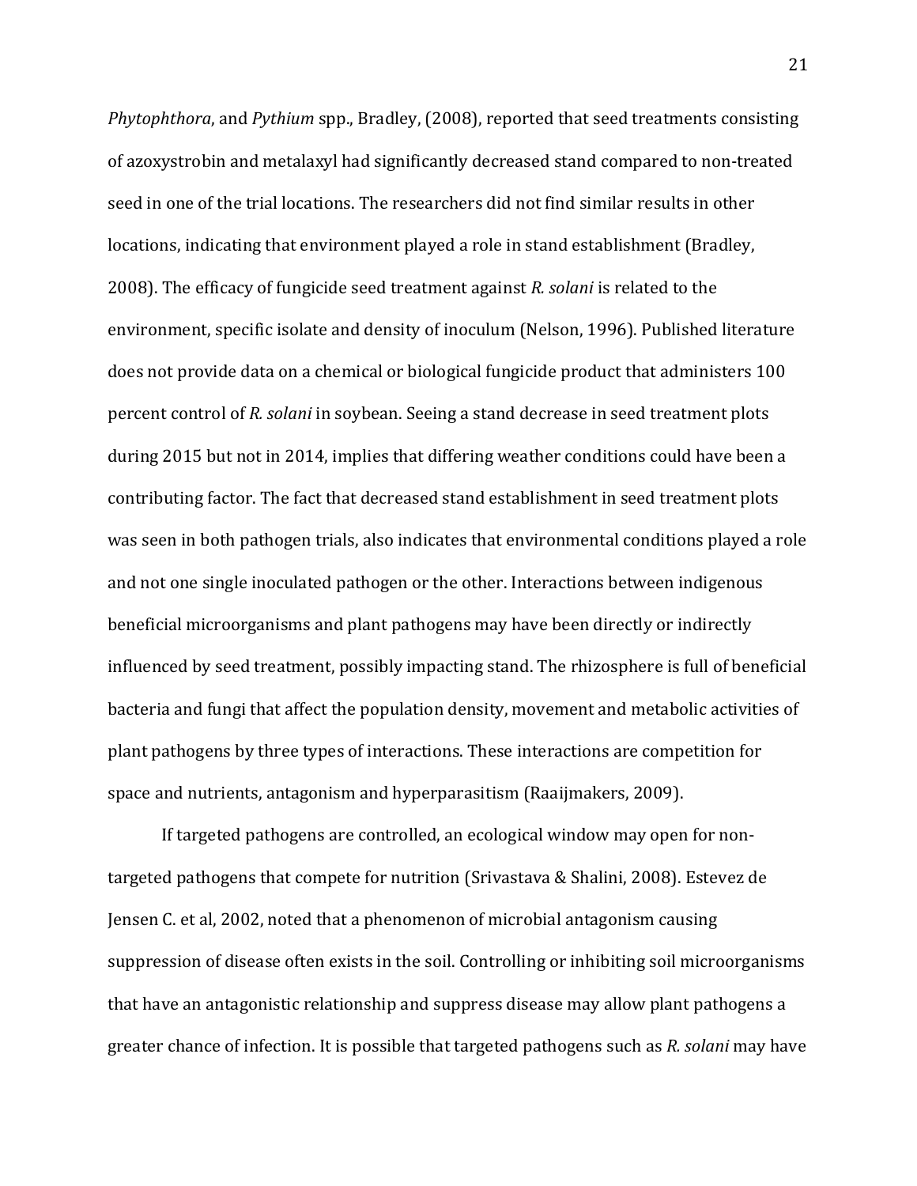*Phytophthora*, and *Pythium* spp., Bradley, (2008), reported that seed treatments consisting of azoxystrobin and metalaxyl had significantly decreased stand compared to non-treated seed in one of the trial locations. The researchers did not find similar results in other locations, indicating that environment played a role in stand establishment (Bradley, 2008). The efficacy of fungicide seed treatment against *R. solani* is related to the environment, specific isolate and density of inoculum (Nelson, 1996). Published literature does not provide data on a chemical or biological fungicide product that administers 100 percent control of *R. solani* in soybean. Seeing a stand decrease in seed treatment plots during 2015 but not in 2014, implies that differing weather conditions could have been a contributing factor. The fact that decreased stand establishment in seed treatment plots was seen in both pathogen trials, also indicates that environmental conditions played a role and not one single inoculated pathogen or the other. Interactions between indigenous beneficial microorganisms and plant pathogens may have been directly or indirectly influenced by seed treatment, possibly impacting stand. The rhizosphere is full of beneficial bacteria and fungi that affect the population density, movement and metabolic activities of plant pathogens by three types of interactions. These interactions are competition for space and nutrients, antagonism and hyperparasitism (Raaijmakers, 2009).

If targeted pathogens are controlled, an ecological window may open for non-targeted pathogens that compete for nutrition (Srivastava & Shalini, 2008). Estevez de Jensen C. et al, 2002, noted that a phenomenon of microbial antagonism causing suppression of disease often exists in the soil. Controlling or inhibiting soil microorganisms that have an antagonistic relationship and suppress disease may allow plant pathogens a greater chance of infection. It is possible that targeted pathogens such as *R. solani* may have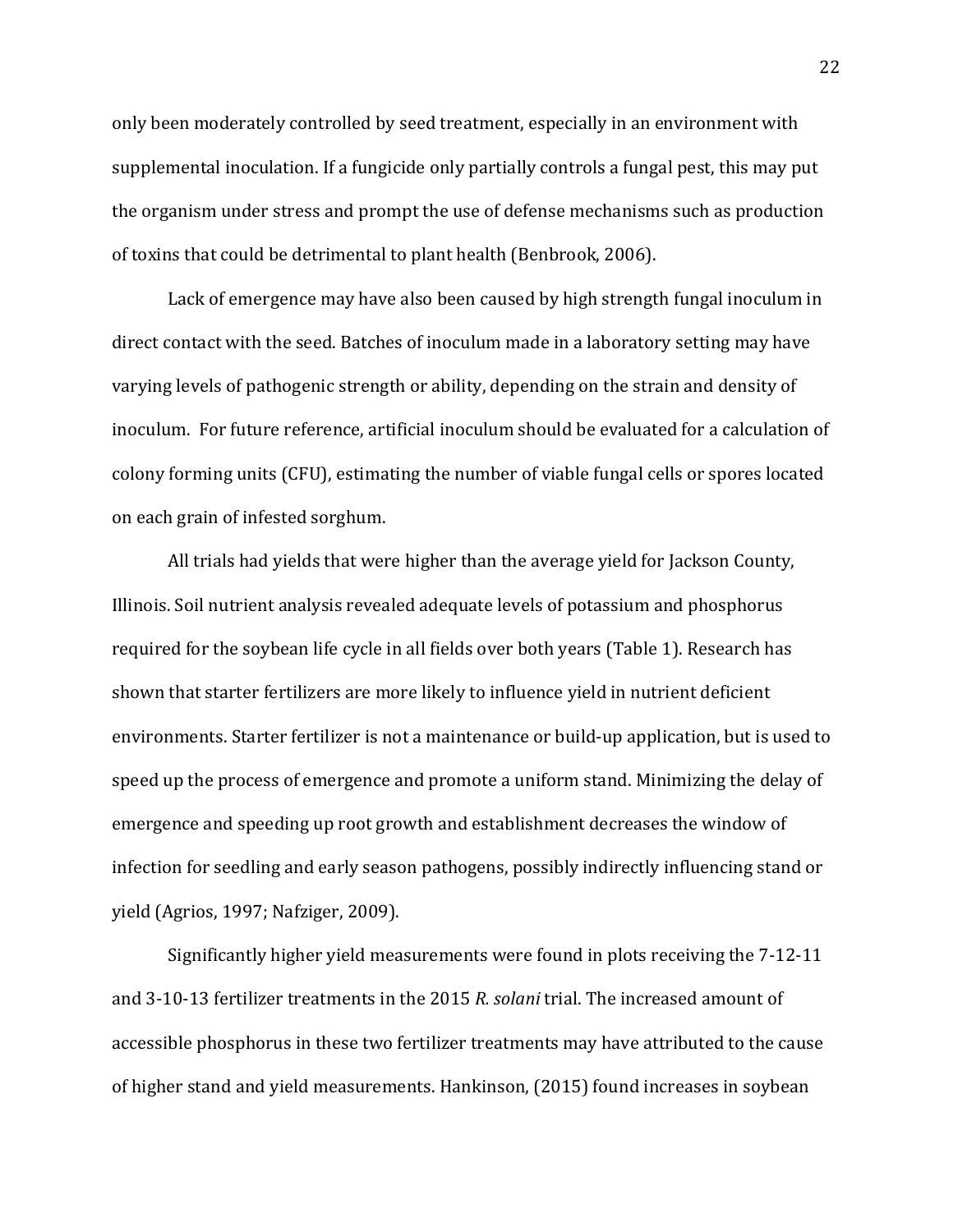only been moderately controlled by seed treatment, especially in an environment with supplemental inoculation. If a fungicide only partially controls a fungal pest, this may put the organism under stress and prompt the use of defense mechanisms such as production of toxins that could be detrimental to plant health (Benbrook, 2006).

Lack of emergence may have also been caused by high strength fungal inoculum in direct contact with the seed. Batches of inoculum made in a laboratory setting may have varying levels of pathogenic strength or ability, depending on the strain and density of inoculum. For future reference, artificial inoculum should be evaluated for a calculation of colony forming units (CFU), estimating the number of viable fungal cells or spores located on each grain of infested sorghum.

All trials had yields that were higher than the average yield for Jackson County, Illinois. Soil nutrient analysis revealed adequate levels of potassium and phosphorus required for the soybean life cycle in all fields over both years (Table 1). Research has shown that starter fertilizers are more likely to influence yield in nutrient deficient environments. Starter fertilizer is not a maintenance or build-up application, but is used to speed up the process of emergence and promote a uniform stand. Minimizing the delay of emergence and speeding up root growth and establishment decreases the window of infection for seedling and early season pathogens, possibly indirectly influencing stand or yield (Agrios, 1997; Nafziger, 2009).

Significantly higher yield measurements were found in plots receiving the 7-12-11 and 3-10-13 fertilizer treatments in the 2015 *R. solani* trial. The increased amount of accessible phosphorus in these two fertilizer treatments may have attributed to the cause of higher stand and yield measurements. Hankinson, (2015) found increases in soybean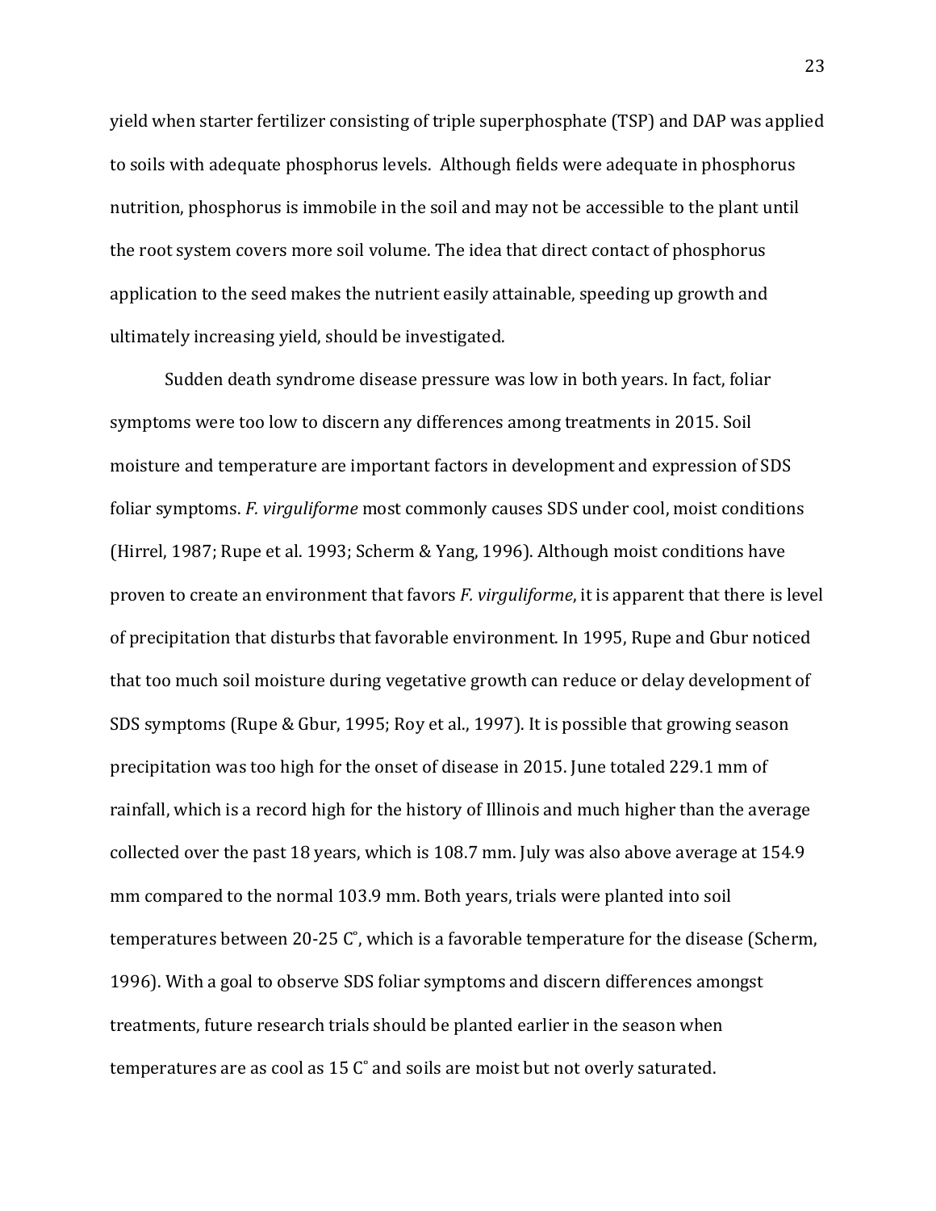yield when starter fertilizer consisting of triple superphosphate (TSP) and DAP was applied to soils with adequate phosphorus levels.  Although fields were adequate in phosphorus nutrition, phosphorus is immobile in the soil and may not be accessible to the plant until the root system covers more soil volume. The idea that direct contact of phosphorus application to the seed makes the nutrient easily attainable, speeding up growth and ultimately increasing yield, should be investigated.

Sudden death syndrome disease pressure was low in both years. In fact, foliar symptoms were too low to discern any differences among treatments in 2015. Soil moisture and temperature are important factors in development and expression of SDS foliar symptoms. *F. virguliforme* most commonly causes SDS under cool, moist conditions (Hirrel, 1987; Rupe et al. 1993; Scherm & Yang, 1996). Although moist conditions have proven to create an environment that favors *F. virguliforme*, it is apparent that there is level of precipitation that disturbs that favorable environment. In 1995, Rupe and Gbur noticed that too much soil moisture during vegetative growth can reduce or delay development of SDS symptoms (Rupe & Gbur, 1995; Roy et al., 1997). It is possible that growing season precipitation was too high for the onset of disease in 2015. June totaled 229.1 mm of rainfall, which is a record high for the history of Illinois and much higher than the average collected over the past 18 years, which is 108.7 mm. July was also above average at 154.9 mm compared to the normal 103.9 mm. Both years, trials were planted into soil temperatures between 20-25 C˚, which is a favorable temperature for the disease (Scherm, 1996). With a goal to observe SDS foliar symptoms and discern differences amongst treatments, future research trials should be planted earlier in the season when temperatures are as cool as 15 C˚ and soils are moist but not overly saturated.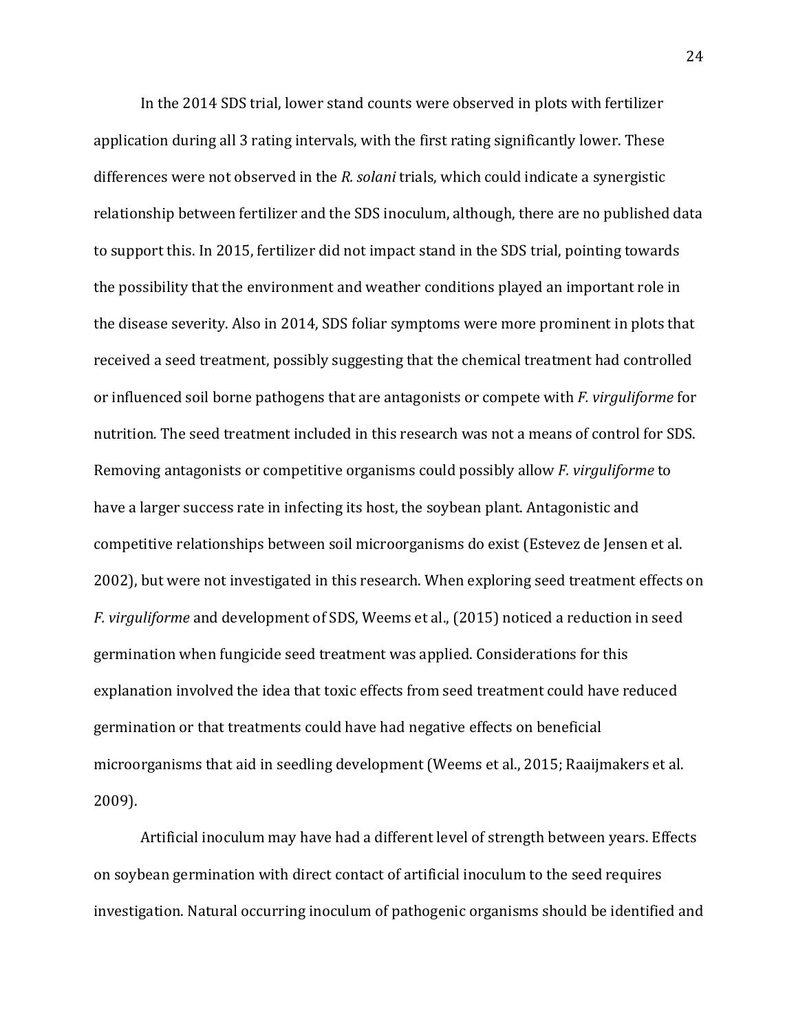In the 2014 SDS trial, lower stand counts were observed in plots with fertilizer application during all 3 rating intervals, with the first rating significantly lower. These differences were not observed in the *R. solani* trials, which could indicate a synergistic relationship between fertilizer and the SDS inoculum, although, there are no published data to support this. In 2015, fertilizer did not impact stand in the SDS trial, pointing towards the possibility that the environment and weather conditions played an important role in the disease severity. Also in 2014, SDS foliar symptoms were more prominent in plots that received a seed treatment, possibly suggesting that the chemical treatment had controlled or influenced soil borne pathogens that are antagonists or compete with *F. virguliforme* for nutrition. The seed treatment included in this research was not a means of control for SDS. Removing antagonists or competitive organisms could possibly allow *F. virguliforme* to have a larger success rate in infecting its host, the soybean plant. Antagonistic and competitive relationships between soil microorganisms do exist (Estevez de Jensen et al. 2002), but were not investigated in this research. When exploring seed treatment effects on *F. virguliforme* and development of SDS, Weems et al., (2015) noticed a reduction in seed germination when fungicide seed treatment was applied. Considerations for this explanation involved the idea that toxic effects from seed treatment could have reduced germination or that treatments could have had negative effects on beneficial microorganisms that aid in seedling development (Weems et al., 2015; Raaijmakers et al. 2009).

Artificial inoculum may have had a different level of strength between years. Effects on soybean germination with direct contact of artificial inoculum to the seed requires investigation. Natural occurring inoculum of pathogenic organisms should be identified and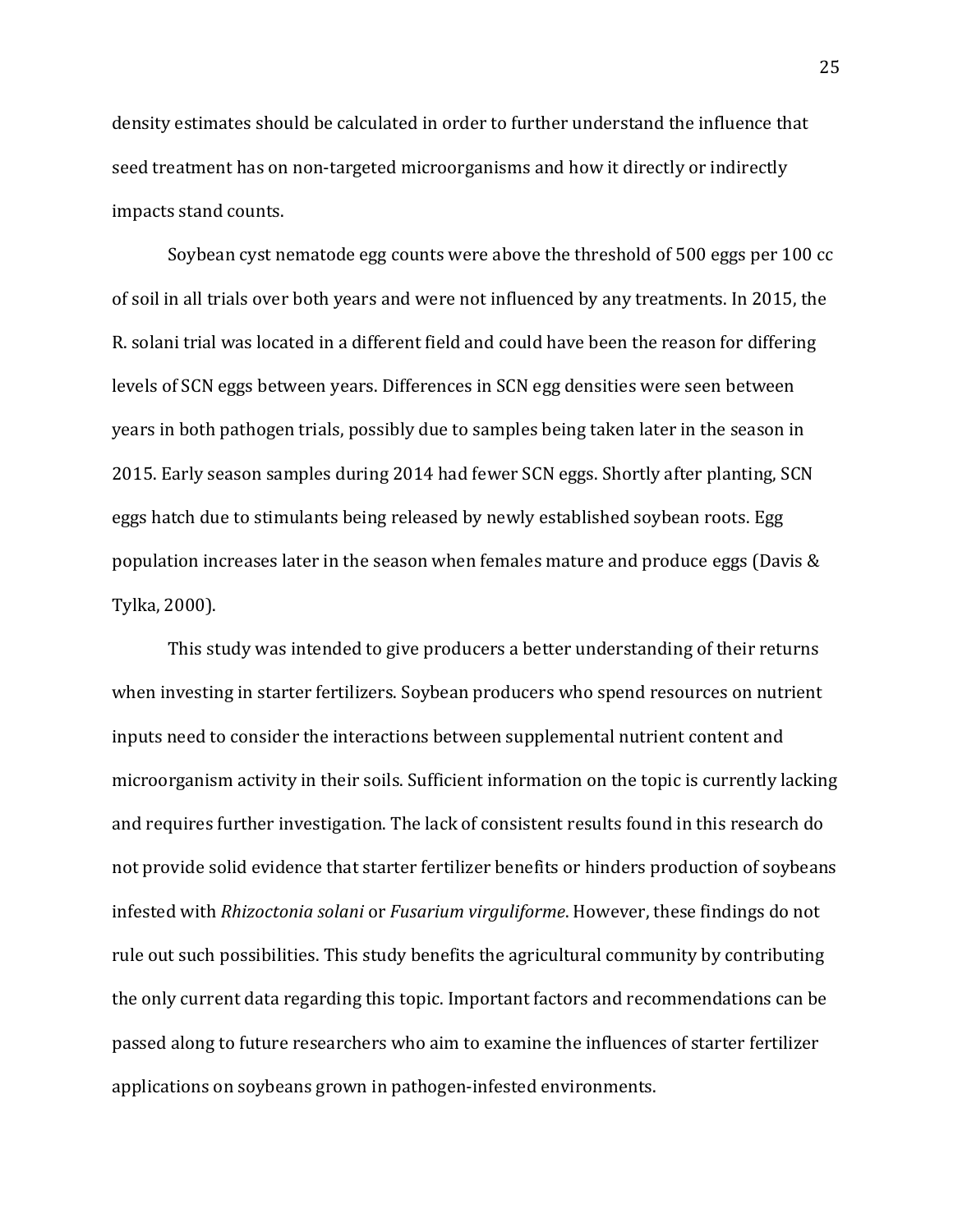density estimates should be calculated in order to further understand the influence that seed treatment has on non-targeted microorganisms and how it directly or indirectly impacts stand counts.

Soybean cyst nematode egg counts were above the threshold of 500 eggs per 100 cc of soil in all trials over both years and were not influenced by any treatments. In 2015, the R. solani trial was located in a different field and could have been the reason for differing levels of SCN eggs between years. Differences in SCN egg densities were seen between years in both pathogen trials, possibly due to samples being taken later in the season in 2015. Early season samples during 2014 had fewer SCN eggs. Shortly after planting, SCN eggs hatch due to stimulants being released by newly established soybean roots. Egg population increases later in the season when females mature and produce eggs (Davis & Tylka, 2000).

This study was intended to give producers a better understanding of their returns when investing in starter fertilizers. Soybean producers who spend resources on nutrient inputs need to consider the interactions between supplemental nutrient content and microorganism activity in their soils. Sufficient information on the topic is currently lacking and requires further investigation. The lack of consistent results found in this research do not provide solid evidence that starter fertilizer benefits or hinders production of soybeans infested with *Rhizoctonia solani* or *Fusarium virguliforme*. However, these findings do not rule out such possibilities. This study benefits the agricultural community by contributing the only current data regarding this topic. Important factors and recommendations can be passed along to future researchers who aim to examine the influences of starter fertilizer applications on soybeans grown in pathogen-infested environments.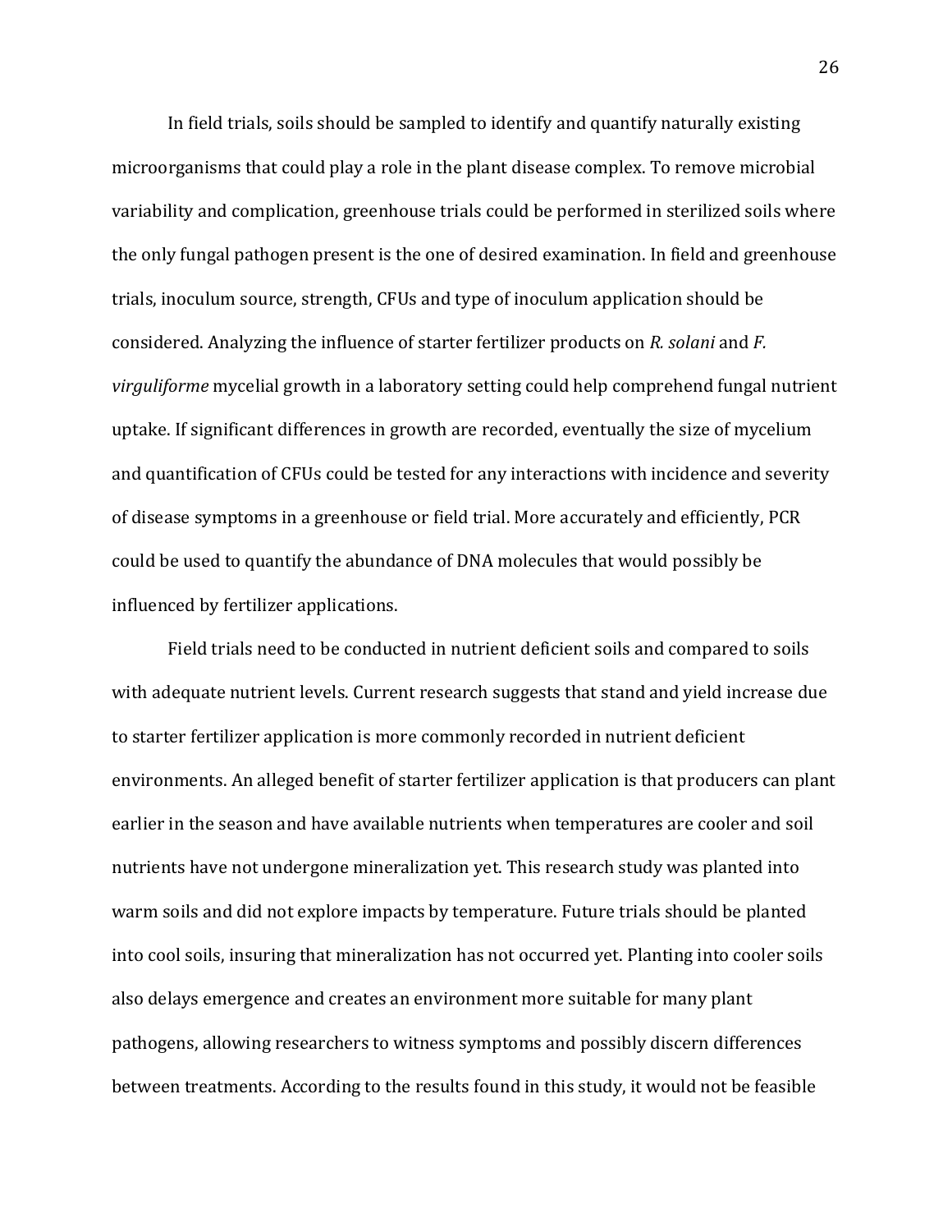In field trials, soils should be sampled to identify and quantify naturally existing microorganisms that could play a role in the plant disease complex. To remove microbial variability and complication, greenhouse trials could be performed in sterilized soils where the only fungal pathogen present is the one of desired examination. In field and greenhouse trials, inoculum source, strength, CFUs and type of inoculum application should be considered. Analyzing the influence of starter fertilizer products on *R. solani* and *F. virguliforme* mycelial growth in a laboratory setting could help comprehend fungal nutrient uptake. If significant differences in growth are recorded, eventually the size of mycelium and quantification of CFUs could be tested for any interactions with incidence and severity of disease symptoms in a greenhouse or field trial. More accurately and efficiently, PCR could be used to quantify the abundance of DNA molecules that would possibly be influenced by fertilizer applications.

Field trials need to be conducted in nutrient deficient soils and compared to soils with adequate nutrient levels. Current research suggests that stand and yield increase due to starter fertilizer application is more commonly recorded in nutrient deficient environments. An alleged benefit of starter fertilizer application is that producers can plant earlier in the season and have available nutrients when temperatures are cooler and soil nutrients have not undergone mineralization yet. This research study was planted into warm soils and did not explore impacts by temperature. Future trials should be planted into cool soils, insuring that mineralization has not occurred yet. Planting into cooler soils also delays emergence and creates an environment more suitable for many plant pathogens, allowing researchers to witness symptoms and possibly discern differences between treatments. According to the results found in this study, it would not be feasible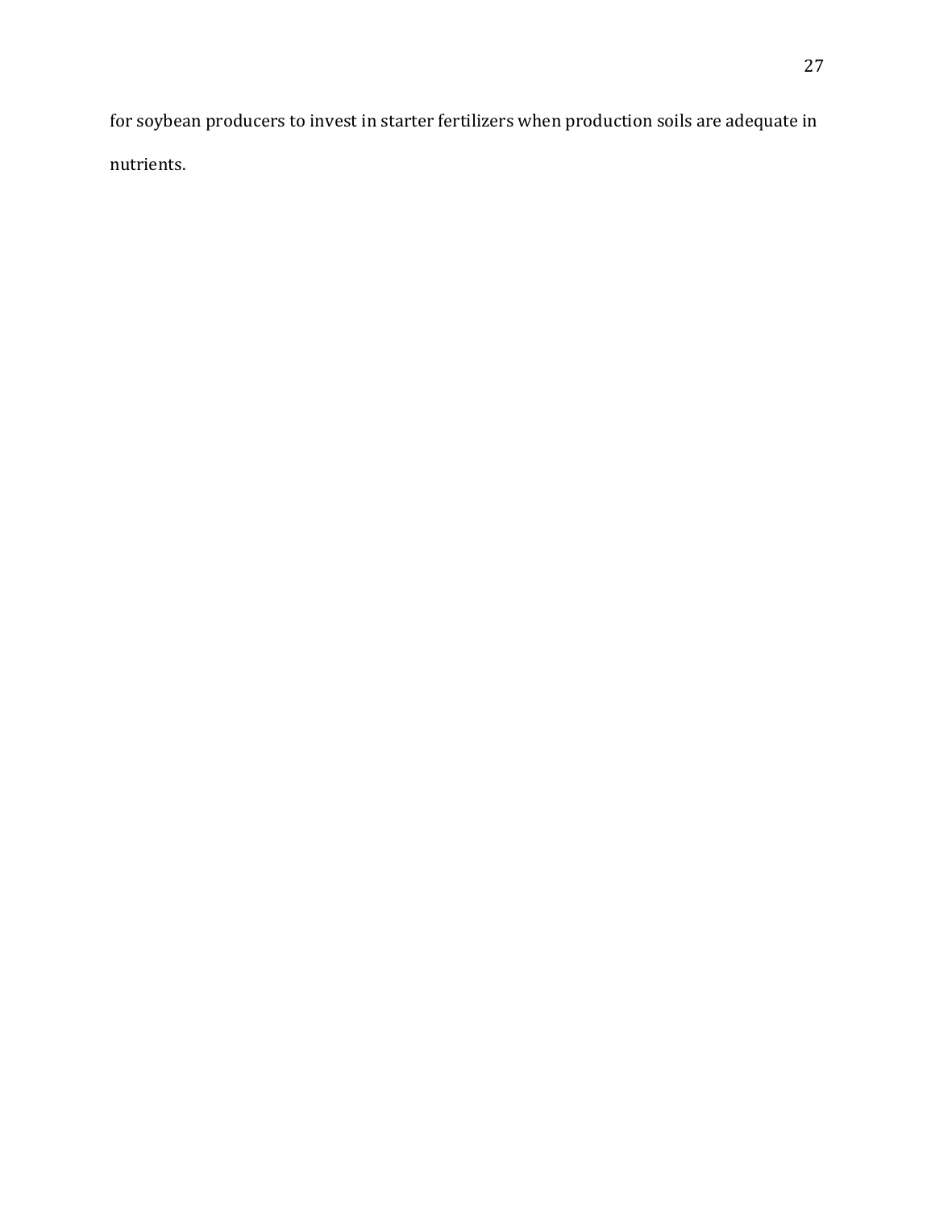for soybean producers to invest in starter fertilizers when production soils are adequate in nutrients.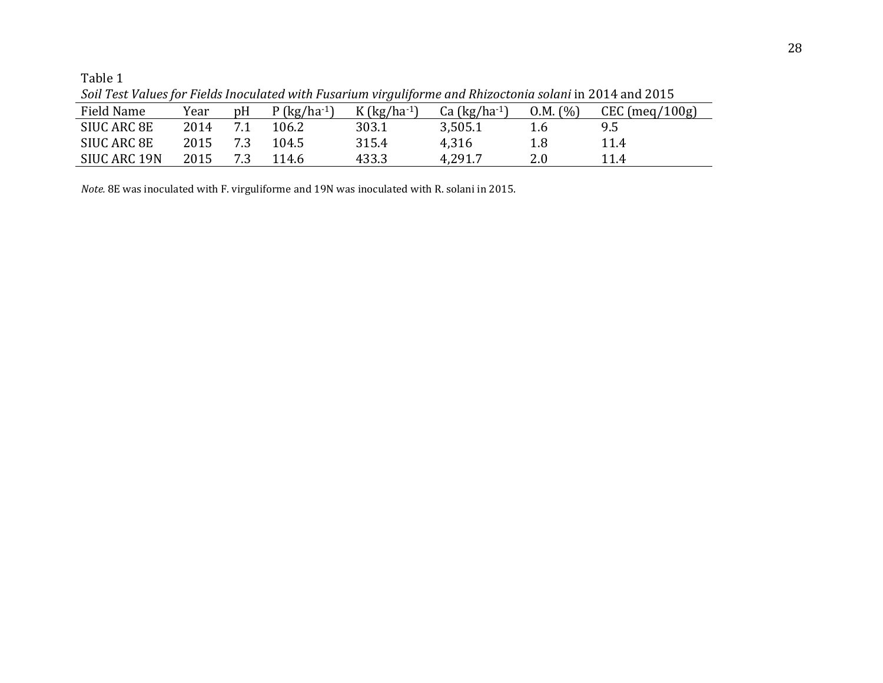Table 1

*Soil Test Values for Fields Inoculated with Fusarium virguliforme and Rhizoctonia solani* in 2014 and 2015

| Field Name | Year | pH | P (kg/ha$^{-1}$) | K (kg/ha$^{-1}$) | Ca (kg/ha$^{-1}$) | O.M. (%) | CEC (meq/100g) |
|---|---|---|---|---|---|---|---|
| SIUC ARC 8E | 2014 | 7.1 | 106.2 | 303.1 | 3,505.1 | 1.6 | 9.5 |
| SIUC ARC 8E | 2015 | 7.3 | 104.5 | 315.4 | 4,316 | 1.8 | 11.4 |
| SIUC ARC 19N | 2015 | 7.3 | 114.6 | 433.3 | 4,291.7 | 2.0 | 11.4 |

*Note.* 8E was inoculated with F. virguliforme and 19N was inoculated with R. solani in 2015.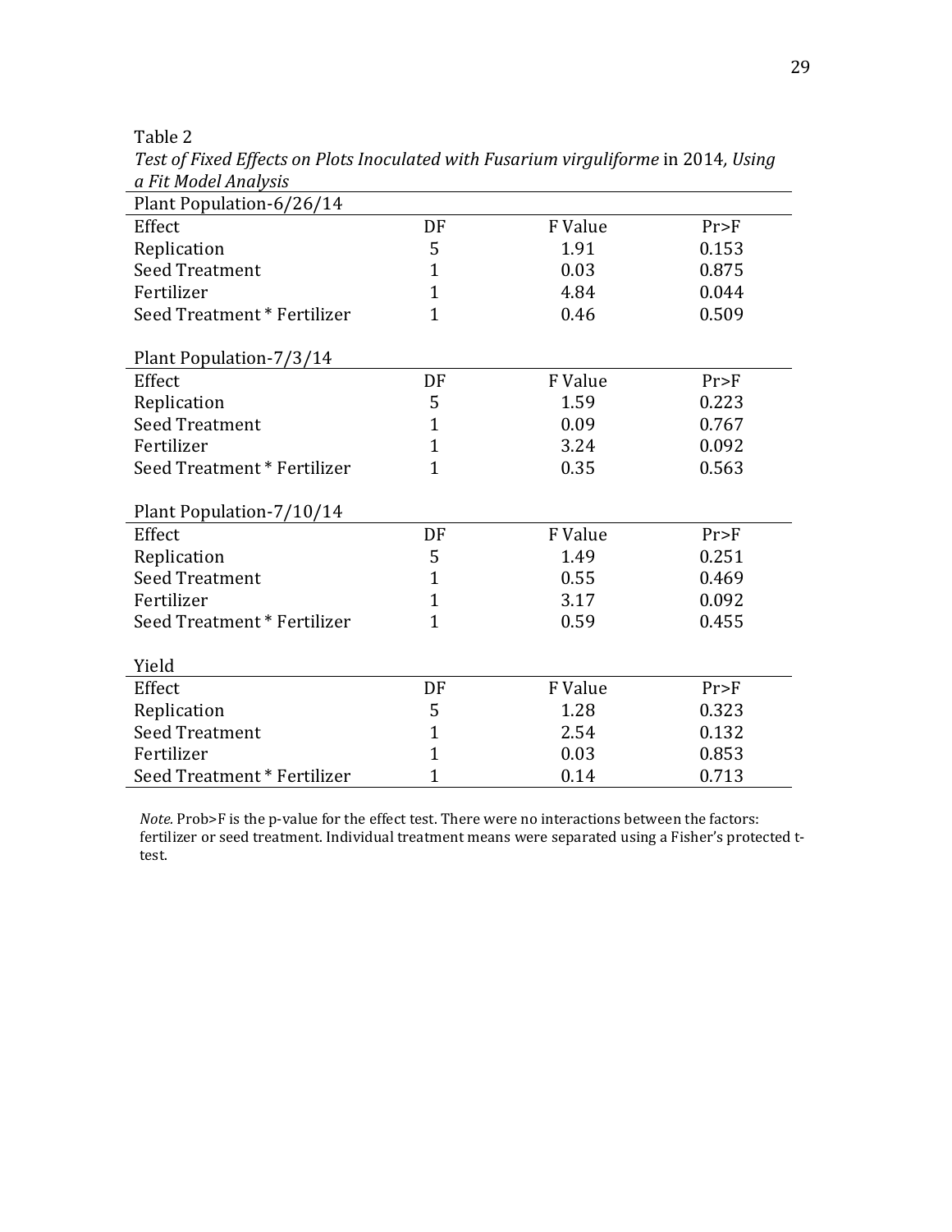Table 2

*Test of Fixed Effects on Plots Inoculated with Fusarium virguliforme* in 2014*, Using a Fit Model Analysis*

| Plant Population-6/26/14 | | | |
|---|---|---|---|
| Effect | DF | F Value | Pr>F |
| Replication | 5 | 1.91 | 0.153 |
| Seed Treatment | 1 | 0.03 | 0.875 |
| Fertilizer | 1 | 4.84 | 0.044 |
| Seed Treatment * Fertilizer | 1 | 0.46 | 0.509 |

| Plant Population-7/3/14 | | | |
|---|---|---|---|
| Effect | DF | F Value | Pr>F |
| Replication | 5 | 1.59 | 0.223 |
| Seed Treatment | 1 | 0.09 | 0.767 |
| Fertilizer | 1 | 3.24 | 0.092 |
| Seed Treatment * Fertilizer | 1 | 0.35 | 0.563 |

| Plant Population-7/10/14 | | | |
|---|---|---|---|
| Effect | DF | F Value | Pr>F |
| Replication | 5 | 1.49 | 0.251 |
| Seed Treatment | 1 | 0.55 | 0.469 |
| Fertilizer | 1 | 3.17 | 0.092 |
| Seed Treatment * Fertilizer | 1 | 0.59 | 0.455 |

| Yield | | | |
|---|---|---|---|
| Effect | DF | F Value | Pr>F |
| Replication | 5 | 1.28 | 0.323 |
| Seed Treatment | 1 | 2.54 | 0.132 |
| Fertilizer | 1 | 0.03 | 0.853 |
| Seed Treatment * Fertilizer | 1 | 0.14 | 0.713 |

*Note*. Prob>F is the p-value for the effect test. There were no interactions between the factors: fertilizer or seed treatment. Individual treatment means were separated using a Fisher's protected t-test.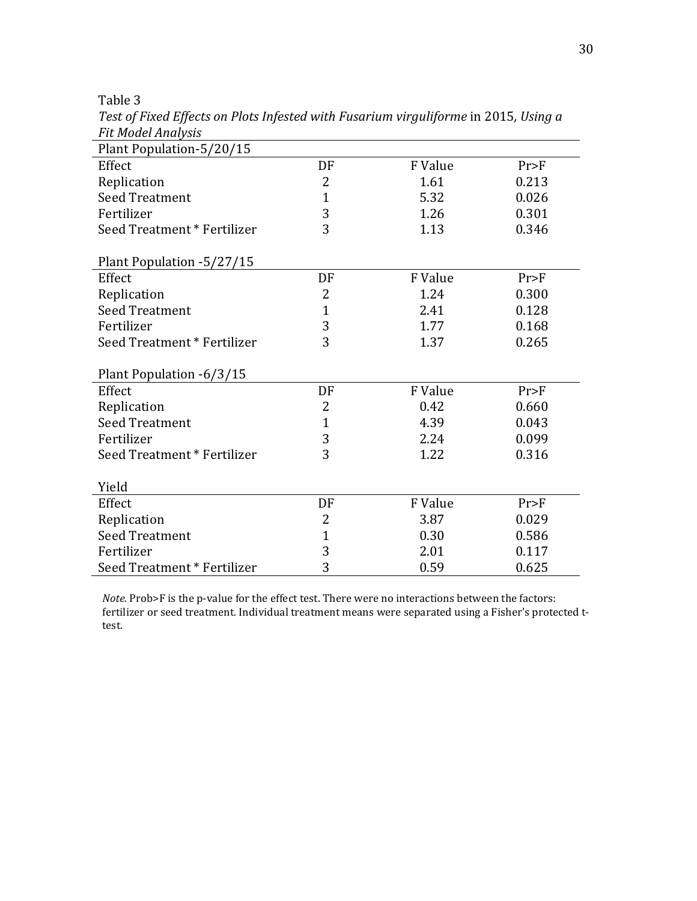Table 3

*Test of Fixed Effects on Plots Infested with Fusarium virguliforme* in 2015*, Using a Fit Model Analysis*

| Plant Population-5/20/15 | | | |
|---|---|---|---|
| Effect | DF | F Value | Pr>F |
| Replication | 2 | 1.61 | 0.213 |
| Seed Treatment | 1 | 5.32 | 0.026 |
| Fertilizer | 3 | 1.26 | 0.301 |
| Seed Treatment * Fertilizer | 3 | 1.13 | 0.346 |

| Plant Population -5/27/15 | | | |
|---|---|---|---|
| Effect | DF | F Value | Pr>F |
| Replication | 2 | 1.24 | 0.300 |
| Seed Treatment | 1 | 2.41 | 0.128 |
| Fertilizer | 3 | 1.77 | 0.168 |
| Seed Treatment * Fertilizer | 3 | 1.37 | 0.265 |

| Plant Population -6/3/15 | | | |
|---|---|---|---|
| Effect | DF | F Value | Pr>F |
| Replication | 2 | 0.42 | 0.660 |
| Seed Treatment | 1 | 4.39 | 0.043 |
| Fertilizer | 3 | 2.24 | 0.099 |
| Seed Treatment * Fertilizer | 3 | 1.22 | 0.316 |

| Yield | | | |
|---|---|---|---|
| Effect | DF | F Value | Pr>F |
| Replication | 2 | 3.87 | 0.029 |
| Seed Treatment | 1 | 0.30 | 0.586 |
| Fertilizer | 3 | 2.01 | 0.117 |
| Seed Treatment * Fertilizer | 3 | 0.59 | 0.625 |

*Note.* Prob>F is the p-value for the effect test. There were no interactions between the factors: fertilizer or seed treatment. Individual treatment means were separated using a Fisher's protected t-test.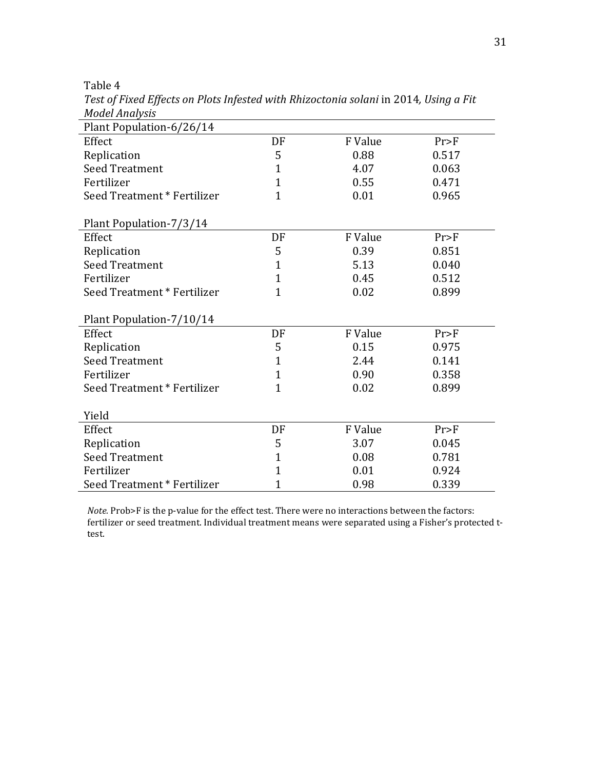Table 4

*Test of Fixed Effects on Plots Infested with Rhizoctonia solani* in 2014*, Using a Fit Model Analysis*

| Plant Population-6/26/14 | | | |
|---|---|---|---|
| Effect | DF | F Value | Pr>F |
| Replication | 5 | 0.88 | 0.517 |
| Seed Treatment | 1 | 4.07 | 0.063 |
| Fertilizer | 1 | 0.55 | 0.471 |
| Seed Treatment * Fertilizer | 1 | 0.01 | 0.965 |
| | | | |
| **Plant Population-7/3/14** | | | |
| Effect | DF | F Value | Pr>F |
| Replication | 5 | 0.39 | 0.851 |
| Seed Treatment | 1 | 5.13 | 0.040 |
| Fertilizer | 1 | 0.45 | 0.512 |
| Seed Treatment * Fertilizer | 1 | 0.02 | 0.899 |
| | | | |
| **Plant Population-7/10/14** | | | |
| Effect | DF | F Value | Pr>F |
| Replication | 5 | 0.15 | 0.975 |
| Seed Treatment | 1 | 2.44 | 0.141 |
| Fertilizer | 1 | 0.90 | 0.358 |
| Seed Treatment * Fertilizer | 1 | 0.02 | 0.899 |
| | | | |
| **Yield** | | | |
| Effect | DF | F Value | Pr>F |
| Replication | 5 | 3.07 | 0.045 |
| Seed Treatment | 1 | 0.08 | 0.781 |
| Fertilizer | 1 | 0.01 | 0.924 |
| Seed Treatment * Fertilizer | 1 | 0.98 | 0.339 |

*Note.* Prob>F is the p-value for the effect test. There were no interactions between the factors: fertilizer or seed treatment. Individual treatment means were separated using a Fisher's protected t-test.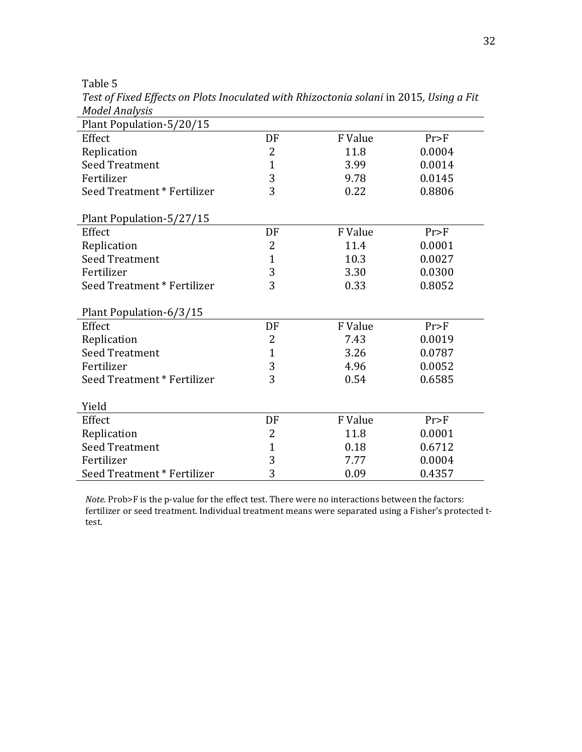Table 5

*Test of Fixed Effects on Plots Inoculated with Rhizoctonia solani* in 2015*, Using a Fit Model Analysis*

| Plant Population-5/20/15 | | | |
|---|---|---|---|
| Effect | DF | F Value | Pr>F |
| Replication | 2 | 11.8 | 0.0004 |
| Seed Treatment | 1 | 3.99 | 0.0014 |
| Fertilizer | 3 | 9.78 | 0.0145 |
| Seed Treatment * Fertilizer | 3 | 0.22 | 0.8806 |
| | | | |
| Plant Population-5/27/15 | | | |
| Effect | DF | F Value | Pr>F |
| Replication | 2 | 11.4 | 0.0001 |
| Seed Treatment | 1 | 10.3 | 0.0027 |
| Fertilizer | 3 | 3.30 | 0.0300 |
| Seed Treatment * Fertilizer | 3 | 0.33 | 0.8052 |
| | | | |
| Plant Population-6/3/15 | | | |
| Effect | DF | F Value | Pr>F |
| Replication | 2 | 7.43 | 0.0019 |
| Seed Treatment | 1 | 3.26 | 0.0787 |
| Fertilizer | 3 | 4.96 | 0.0052 |
| Seed Treatment * Fertilizer | 3 | 0.54 | 0.6585 |
| | | | |
| Yield | | | |
| Effect | DF | F Value | Pr>F |
| Replication | 2 | 11.8 | 0.0001 |
| Seed Treatment | 1 | 0.18 | 0.6712 |
| Fertilizer | 3 | 7.77 | 0.0004 |
| Seed Treatment * Fertilizer | 3 | 0.09 | 0.4357 |

*Note.* Prob>F is the p-value for the effect test. There were no interactions between the factors: fertilizer or seed treatment. Individual treatment means were separated using a Fisher's protected t-test.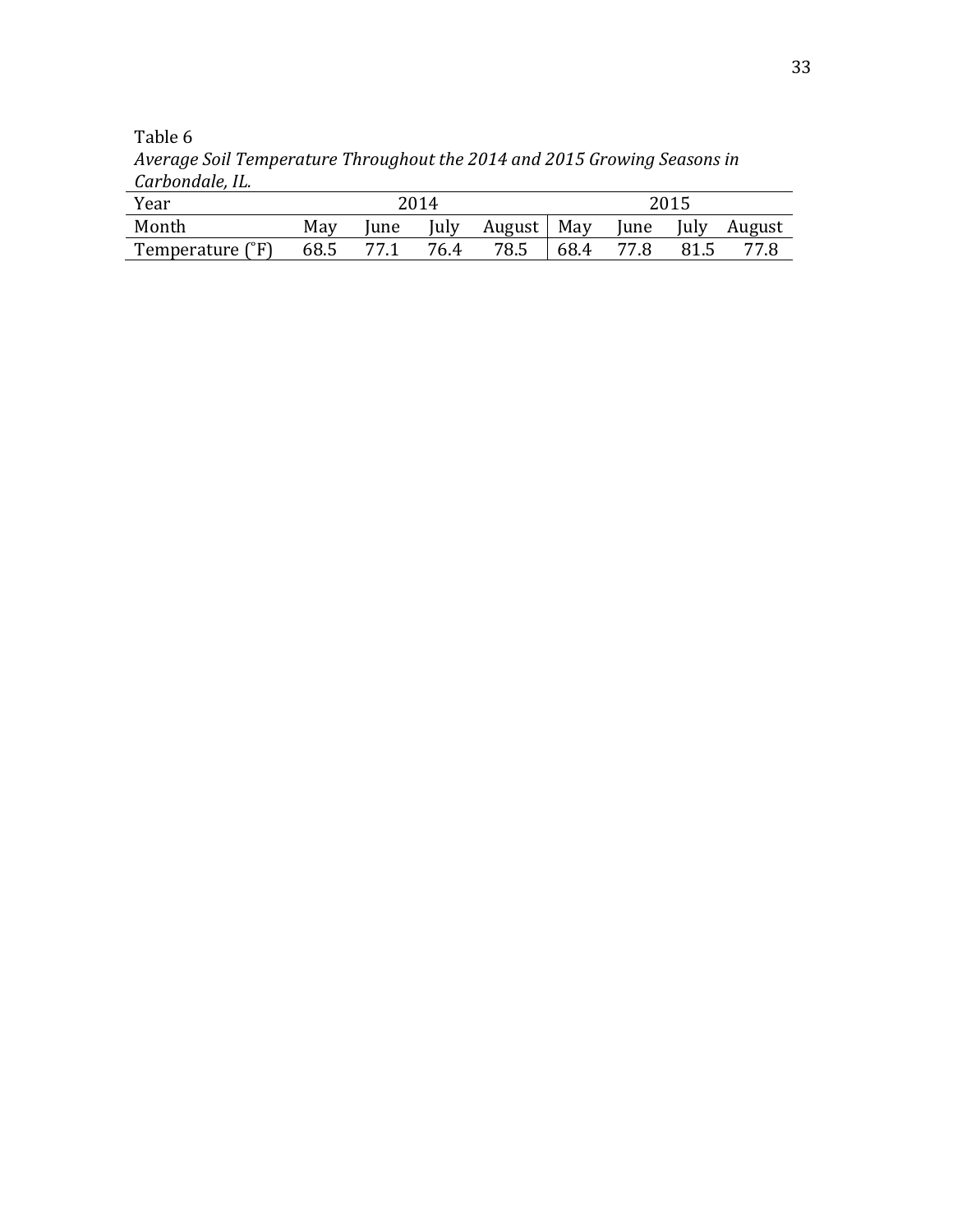Table 6

*Average Soil Temperature Throughout the 2014 and 2015 Growing Seasons in Carbondale, IL.*

| Year | 2014 | | | | 2015 | | | |
|---|---|---|---|---|---|---|---|---|
| Month | May | June | July | August | May | June | July | August |
| Temperature (˚F) | 68.5 | 77.1 | 76.4 | 78.5 | 68.4 | 77.8 | 81.5 | 77.8 |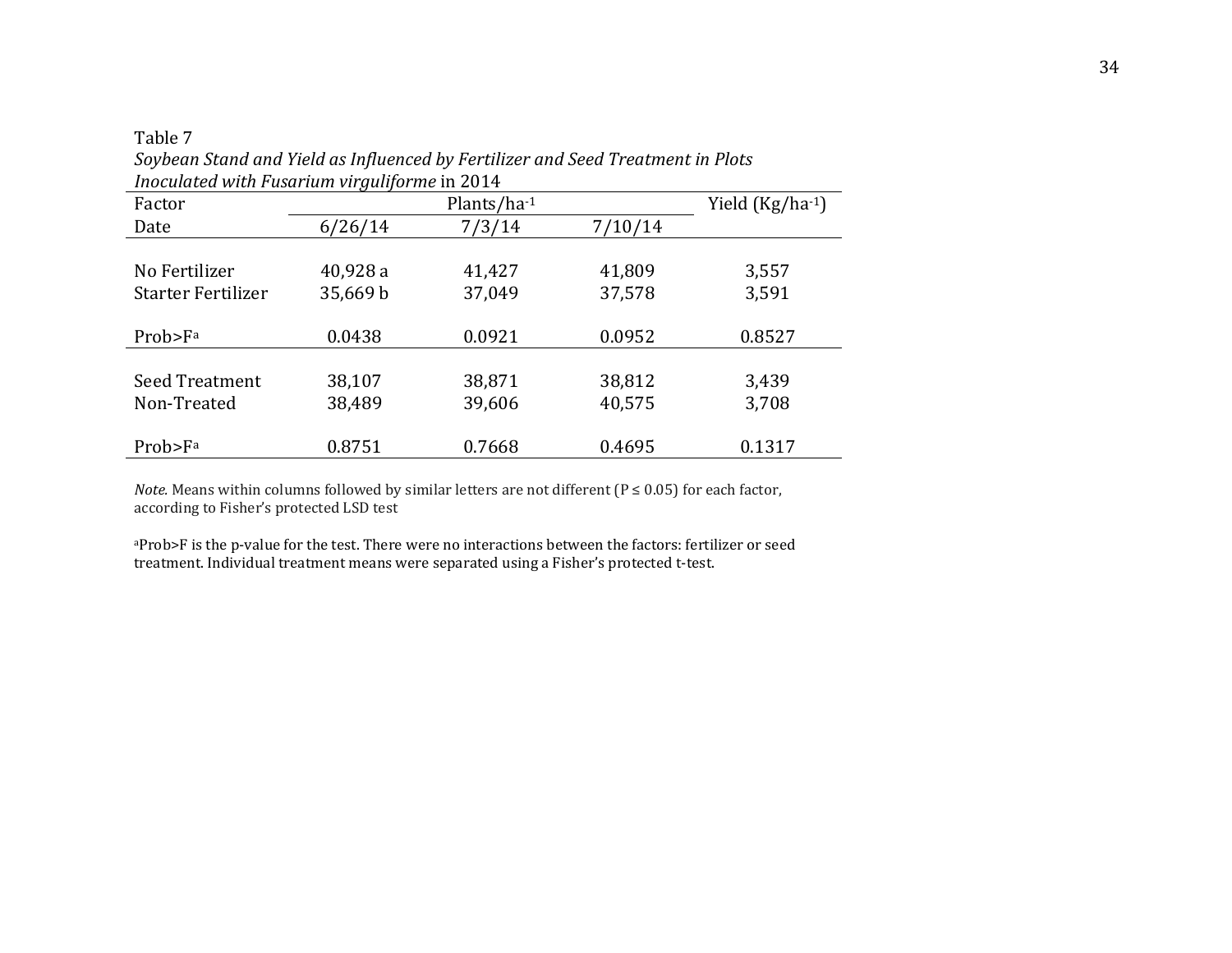Table 7

*Soybean Stand and Yield as Influenced by Fertilizer and Seed Treatment in Plots Inoculated with Fusarium virguliforme* in 2014

| Factor | Plants/ha$^{-1}$ | | | Yield (Kg/ha$^{-1}$) |
|---|---|---|---|---|
| Date | 6/26/14 | 7/3/14 | 7/10/14 | |
| No Fertilizer | 40,928 a | 41,427 | 41,809 | 3,557 |
| Starter Fertilizer | 35,669 b | 37,049 | 37,578 | 3,591 |
| Prob>F[a] | 0.0438 | 0.0921 | 0.0952 | 0.8527 |
| Seed Treatment | 38,107 | 38,871 | 38,812 | 3,439 |
| Non-Treated | 38,489 | 39,606 | 40,575 | 3,708 |
| Prob>F[a] | 0.8751 | 0.7668 | 0.4695 | 0.1317 |

*Note.* Means within columns followed by similar letters are not different (P ≤ 0.05) for each factor, according to Fisher's protected LSD test

[a]Prob>F is the p-value for the test. There were no interactions between the factors: fertilizer or seed treatment. Individual treatment means were separated using a Fisher's protected t-test.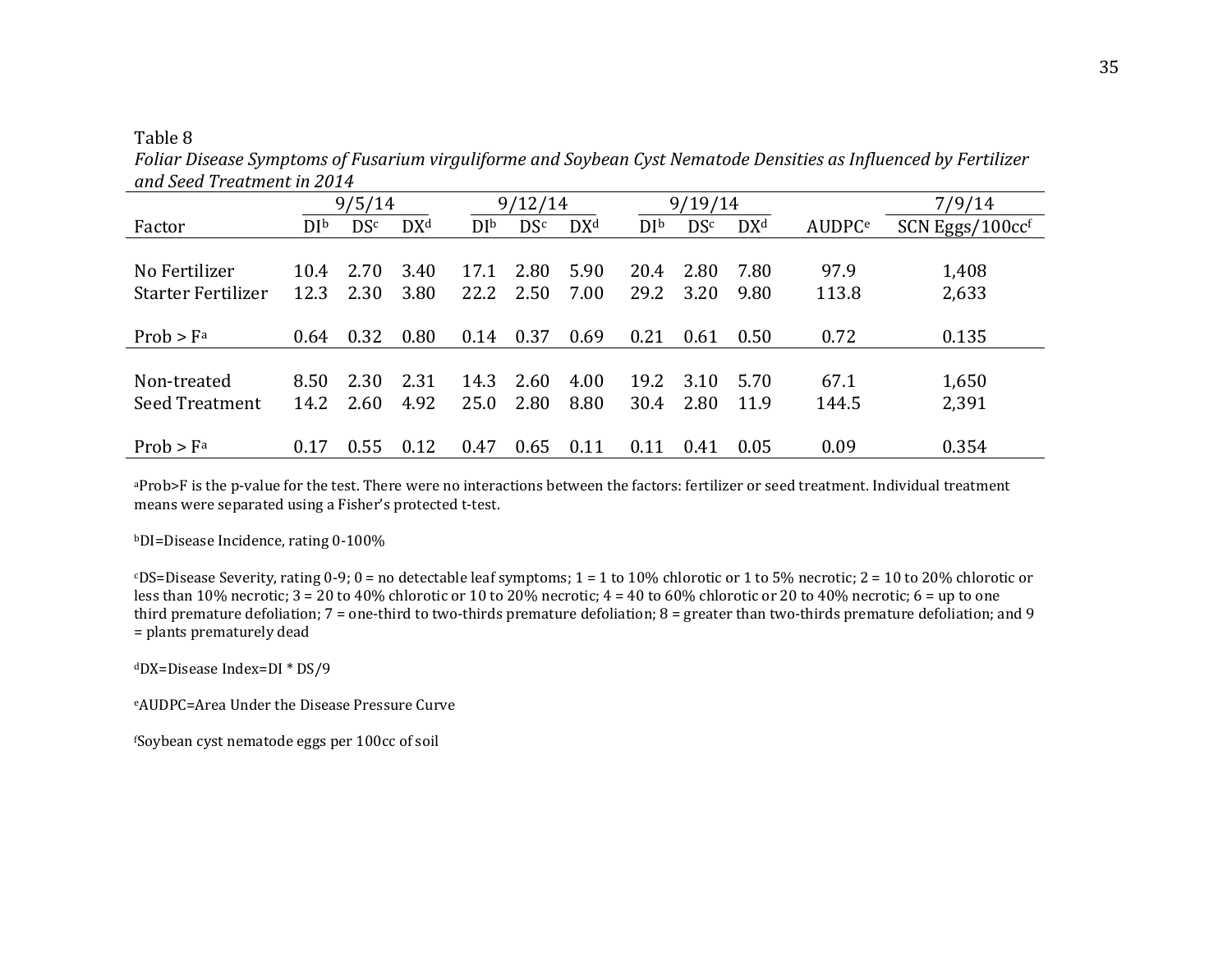Table 8

*Foliar Disease Symptoms of Fusarium virguliforme and Soybean Cyst Nematode Densities as Influenced by Fertilizer and Seed Treatment in 2014*

| | 9/5/14 | | | 9/12/14 | | | 9/19/14 | | | | 7/9/14 |
|---|---|---|---|---|---|---|---|---|---|---|---|
| Factor | DI[b] | DS[c] | DX[d] | DI[b] | DS[c] | DX[d] | DI[b] | DS[c] | DX[d] | AUDPC[e] | SCN Eggs/100cc[f] |
| No Fertilizer | 10.4 | 2.70 | 3.40 | 17.1 | 2.80 | 5.90 | 20.4 | 2.80 | 7.80 | 97.9 | 1,408 |
| Starter Fertilizer | 12.3 | 2.30 | 3.80 | 22.2 | 2.50 | 7.00 | 29.2 | 3.20 | 9.80 | 113.8 | 2,633 |
| Prob > F[a] | 0.64 | 0.32 | 0.80 | 0.14 | 0.37 | 0.69 | 0.21 | 0.61 | 0.50 | 0.72 | 0.135 |
| Non-treated | 8.50 | 2.30 | 2.31 | 14.3 | 2.60 | 4.00 | 19.2 | 3.10 | 5.70 | 67.1 | 1,650 |
| Seed Treatment | 14.2 | 2.60 | 4.92 | 25.0 | 2.80 | 8.80 | 30.4 | 2.80 | 11.9 | 144.5 | 2,391 |
| Prob > F[a] | 0.17 | 0.55 | 0.12 | 0.47 | 0.65 | 0.11 | 0.11 | 0.41 | 0.05 | 0.09 | 0.354 |

[a]Prob>F is the p-value for the test. There were no interactions between the factors: fertilizer or seed treatment. Individual treatment means were separated using a Fisher's protected t-test.

[b]DI=Disease Incidence, rating 0-100%

[c]DS=Disease Severity, rating 0-9; 0 = no detectable leaf symptoms; 1 = 1 to 10% chlorotic or 1 to 5% necrotic; 2 = 10 to 20% chlorotic or less than 10% necrotic; 3 = 20 to 40% chlorotic or 10 to 20% necrotic; 4 = 40 to 60% chlorotic or 20 to 40% necrotic; 6 = up to one third premature defoliation; 7 = one-third to two-thirds premature defoliation; 8 = greater than two-thirds premature defoliation; and 9 = plants prematurely dead

[d]DX=Disease Index=DI * DS/9

[e]AUDPC=Area Under the Disease Pressure Curve

[f]Soybean cyst nematode eggs per 100cc of soil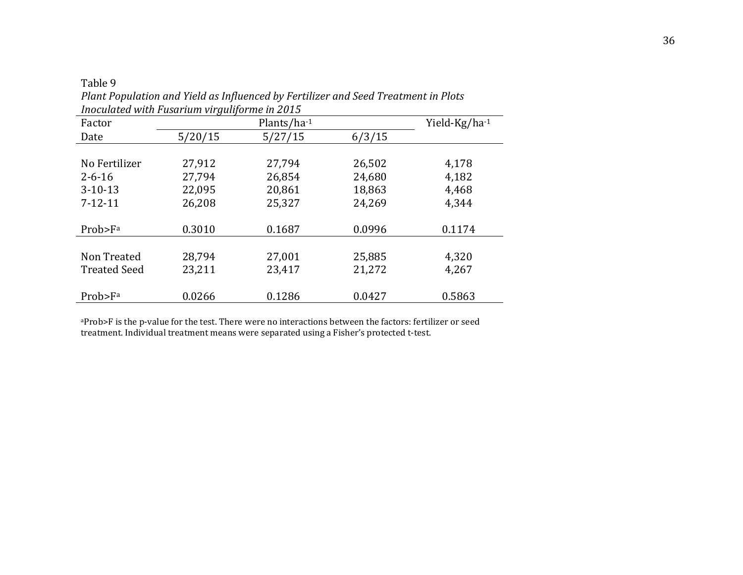Table 9

*Plant Population and Yield as Influenced by Fertilizer and Seed Treatment in Plots Inoculated with Fusarium virguliforme in 2015*

| Factor | Plants/ha$^{-1}$ | | | Yield-Kg/ha$^{-1}$ |
|---|---|---|---|---|
| Date | 5/20/15 | 5/27/15 | 6/3/15 | |
| No Fertilizer | 27,912 | 27,794 | 26,502 | 4,178 |
| 2-6-16 | 27,794 | 26,854 | 24,680 | 4,182 |
| 3-10-13 | 22,095 | 20,861 | 18,863 | 4,468 |
| 7-12-11 | 26,208 | 25,327 | 24,269 | 4,344 |
| Prob>F[a] | 0.3010 | 0.1687 | 0.0996 | 0.1174 |
| Non Treated | 28,794 | 27,001 | 25,885 | 4,320 |
| Treated Seed | 23,211 | 23,417 | 21,272 | 4,267 |
| Prob>F[a] | 0.0266 | 0.1286 | 0.0427 | 0.5863 |

[a]Prob>F is the p-value for the test. There were no interactions between the factors: fertilizer or seed treatment. Individual treatment means were separated using a Fisher's protected t-test.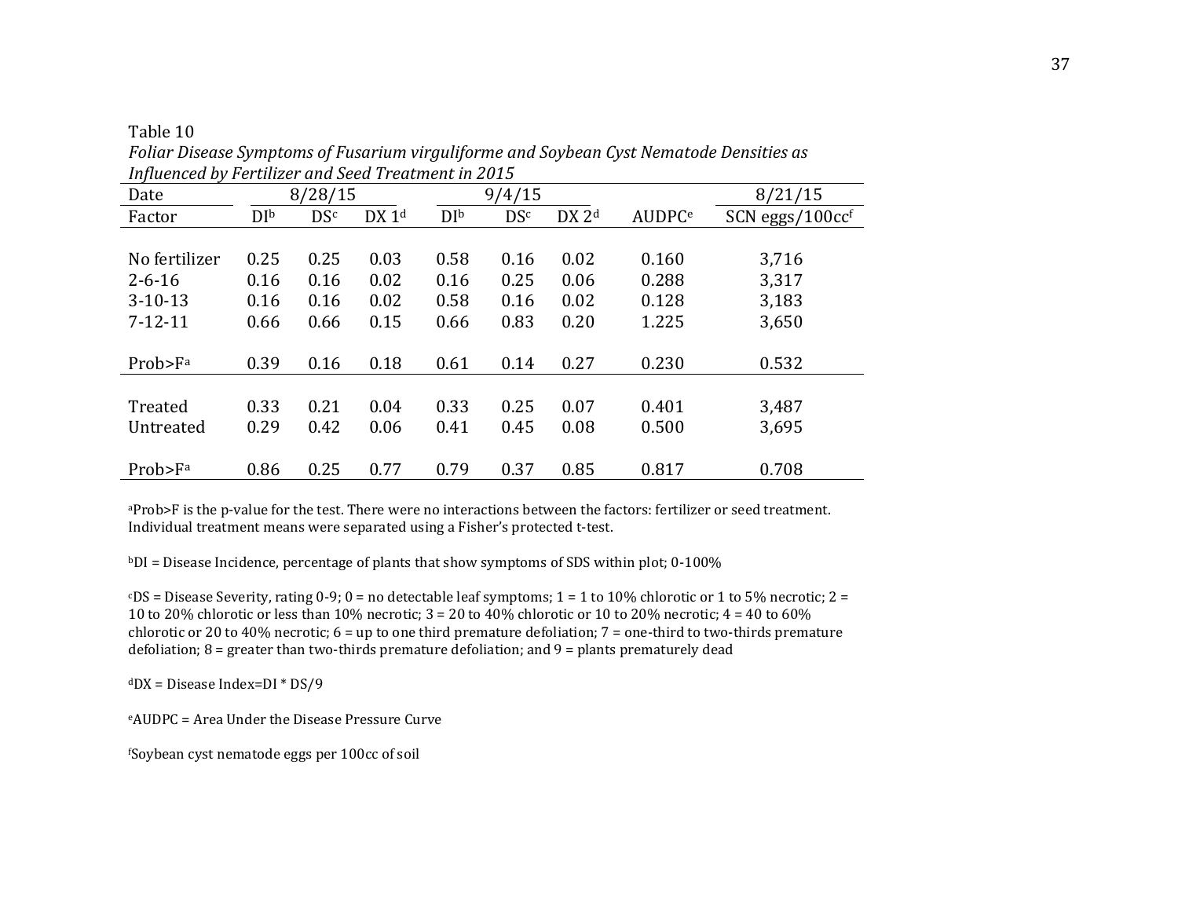Table 10

*Foliar Disease Symptoms of Fusarium virguliforme and Soybean Cyst Nematode Densities as Influenced by Fertilizer and Seed Treatment in 2015*

| Date | 8/28/15 | | | 9/4/15 | | | | 8/21/15 |
|---|---|---|---|---|---|---|---|---|
| Factor | DI[b] | DS[c] | DX 1[d] | DI[b] | DS[c] | DX 2[d] | AUDPC[e] | SCN eggs/100cc[f] |
| No fertilizer | 0.25 | 0.25 | 0.03 | 0.58 | 0.16 | 0.02 | 0.160 | 3,716 |
| 2-6-16 | 0.16 | 0.16 | 0.02 | 0.16 | 0.25 | 0.06 | 0.288 | 3,317 |
| 3-10-13 | 0.16 | 0.16 | 0.02 | 0.58 | 0.16 | 0.02 | 0.128 | 3,183 |
| 7-12-11 | 0.66 | 0.66 | 0.15 | 0.66 | 0.83 | 0.20 | 1.225 | 3,650 |
| Prob>F[a] | 0.39 | 0.16 | 0.18 | 0.61 | 0.14 | 0.27 | 0.230 | 0.532 |
| Treated | 0.33 | 0.21 | 0.04 | 0.33 | 0.25 | 0.07 | 0.401 | 3,487 |
| Untreated | 0.29 | 0.42 | 0.06 | 0.41 | 0.45 | 0.08 | 0.500 | 3,695 |
| Prob>F[a] | 0.86 | 0.25 | 0.77 | 0.79 | 0.37 | 0.85 | 0.817 | 0.708 |

[a]Prob>F is the p-value for the test. There were no interactions between the factors: fertilizer or seed treatment. Individual treatment means were separated using a Fisher's protected t-test.

[b]DI = Disease Incidence, percentage of plants that show symptoms of SDS within plot; 0-100%

[c]DS = Disease Severity, rating 0-9; 0 = no detectable leaf symptoms; 1 = 1 to 10% chlorotic or 1 to 5% necrotic; 2 = 10 to 20% chlorotic or less than 10% necrotic; 3 = 20 to 40% chlorotic or 10 to 20% necrotic; 4 = 40 to 60% chlorotic or 20 to 40% necrotic; 6 = up to one third premature defoliation; 7 = one-third to two-thirds premature defoliation; 8 = greater than two-thirds premature defoliation; and 9 = plants prematurely dead

[d]DX = Disease Index=DI * DS/9

[e]AUDPC = Area Under the Disease Pressure Curve

[f]Soybean cyst nematode eggs per 100cc of soil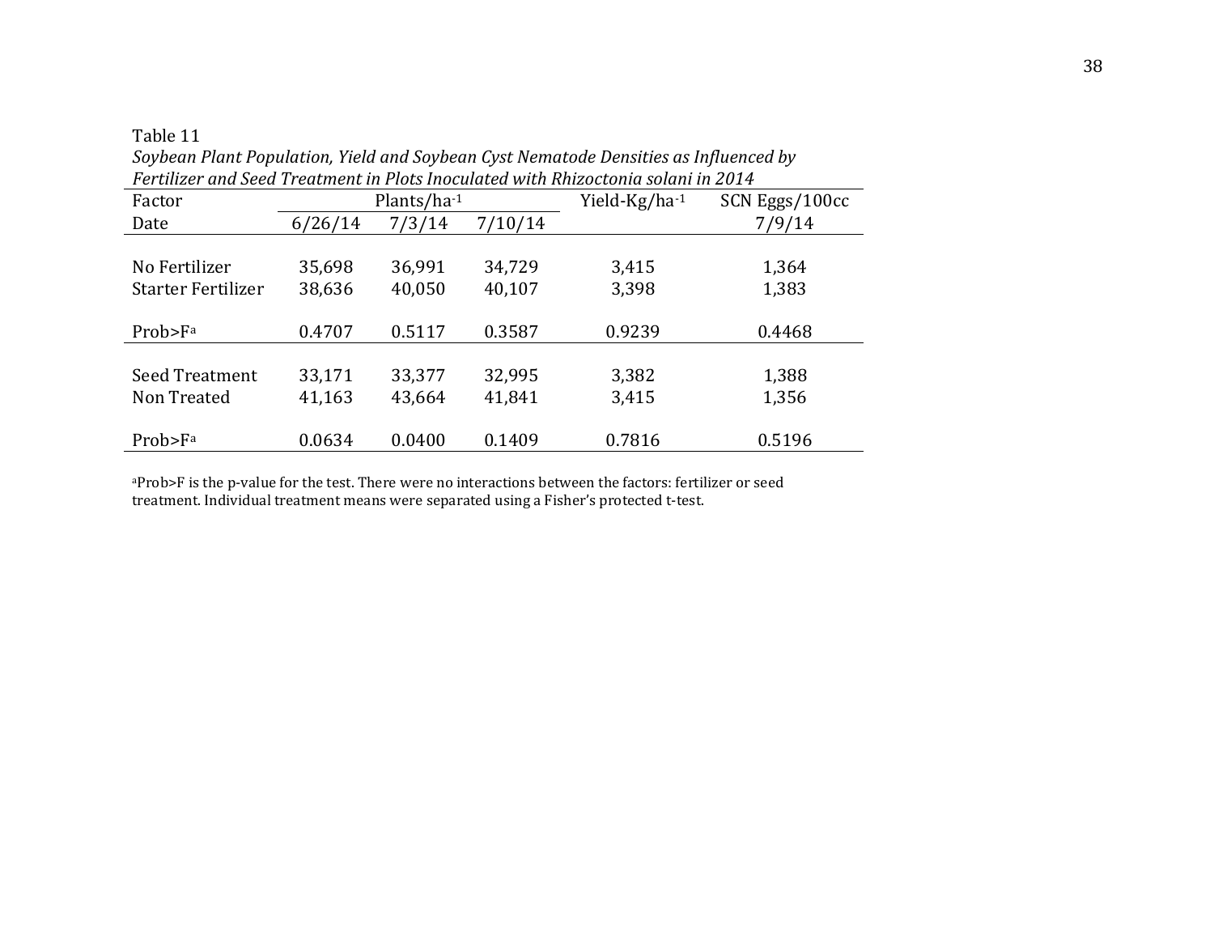Table 11

*Soybean Plant Population, Yield and Soybean Cyst Nematode Densities as Influenced by Fertilizer and Seed Treatment in Plots Inoculated with Rhizoctonia solani in 2014*

| Factor | Plants/ha$^{-1}$ | | | Yield-Kg/ha$^{-1}$ | SCN Eggs/100cc |
|---|---|---|---|---|---|
| Date | 6/26/14 | 7/3/14 | 7/10/14 | | 7/9/14 |
| No Fertilizer | 35,698 | 36,991 | 34,729 | 3,415 | 1,364 |
| Starter Fertilizer | 38,636 | 40,050 | 40,107 | 3,398 | 1,383 |
| Prob>F[a] | 0.4707 | 0.5117 | 0.3587 | 0.9239 | 0.4468 |
| Seed Treatment | 33,171 | 33,377 | 32,995 | 3,382 | 1,388 |
| Non Treated | 41,163 | 43,664 | 41,841 | 3,415 | 1,356 |
| Prob>F[a] | 0.0634 | 0.0400 | 0.1409 | 0.7816 | 0.5196 |

[a]Prob>F is the p-value for the test. There were no interactions between the factors: fertilizer or seed treatment. Individual treatment means were separated using a Fisher's protected t-test.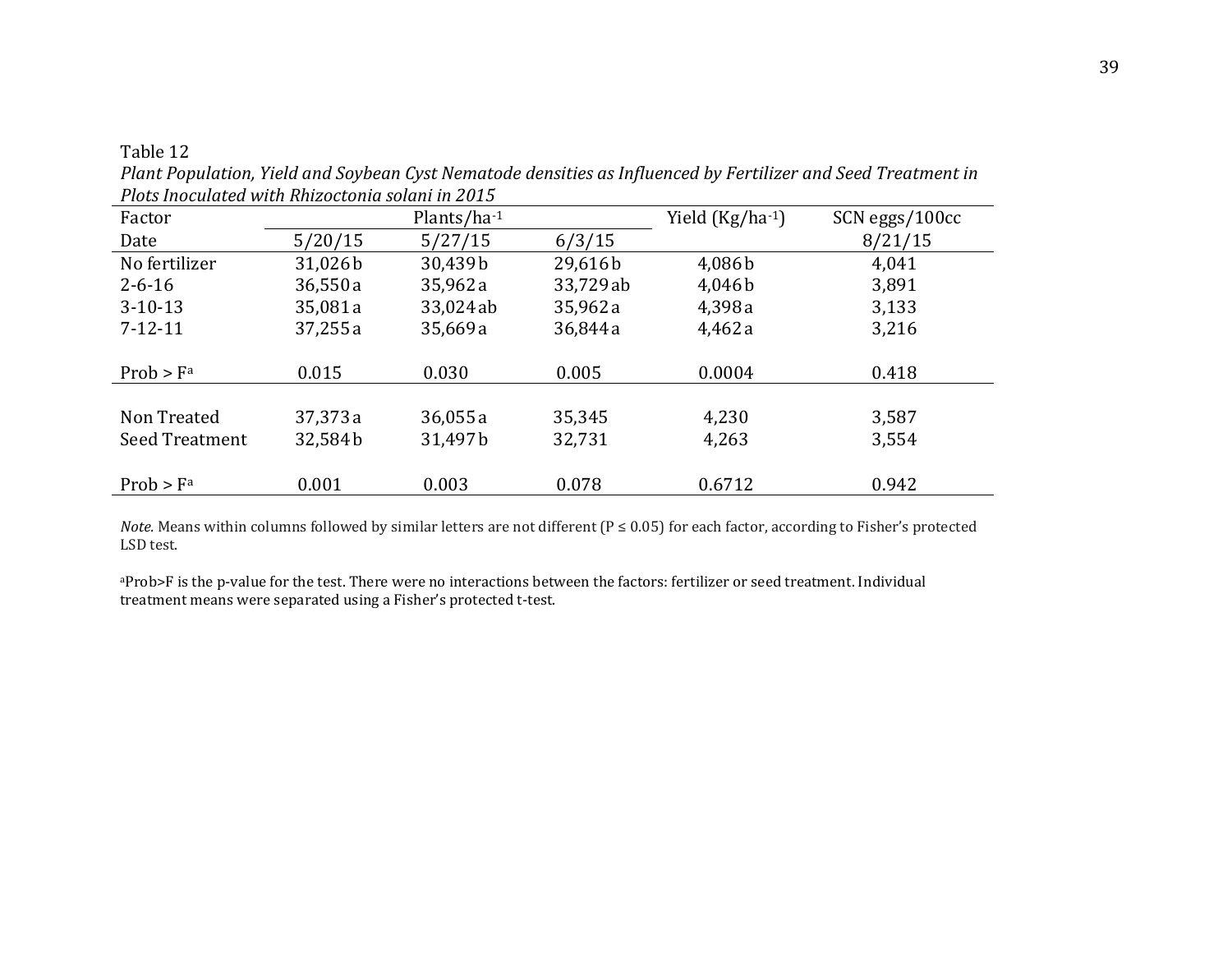Table 12

*Plant Population, Yield and Soybean Cyst Nematode densities as Influenced by Fertilizer and Seed Treatment in Plots Inoculated with Rhizoctonia solani in 2015*

| Factor | Plants/ha$^{-1}$ | | | Yield (Kg/ha$^{-1}$) | SCN eggs/100cc |
|---|---|---|---|---|---|
| Date | 5/20/15 | 5/27/15 | 6/3/15 | | 8/21/15 |
| No fertilizer | 31,026 b | 30,439 b | 29,616 b | 4,086 b | 4,041 |
| 2-6-16 | 36,550 a | 35,962 a | 33,729 ab | 4,046 b | 3,891 |
| 3-10-13 | 35,081 a | 33,024 ab | 35,962 a | 4,398 a | 3,133 |
| 7-12-11 | 37,255 a | 35,669 a | 36,844 a | 4,462 a | 3,216 |
| Prob > F[a] | 0.015 | 0.030 | 0.005 | 0.0004 | 0.418 |
| Non Treated | 37,373 a | 36,055 a | 35,345 | 4,230 | 3,587 |
| Seed Treatment | 32,584 b | 31,497 b | 32,731 | 4,263 | 3,554 |
| Prob > F[a] | 0.001 | 0.003 | 0.078 | 0.6712 | 0.942 |

*Note.* Means within columns followed by similar letters are not different (P ≤ 0.05) for each factor, according to Fisher's protected LSD test.

[a]Prob>F is the p-value for the test. There were no interactions between the factors: fertilizer or seed treatment. Individual treatment means were separated using a Fisher's protected t-test.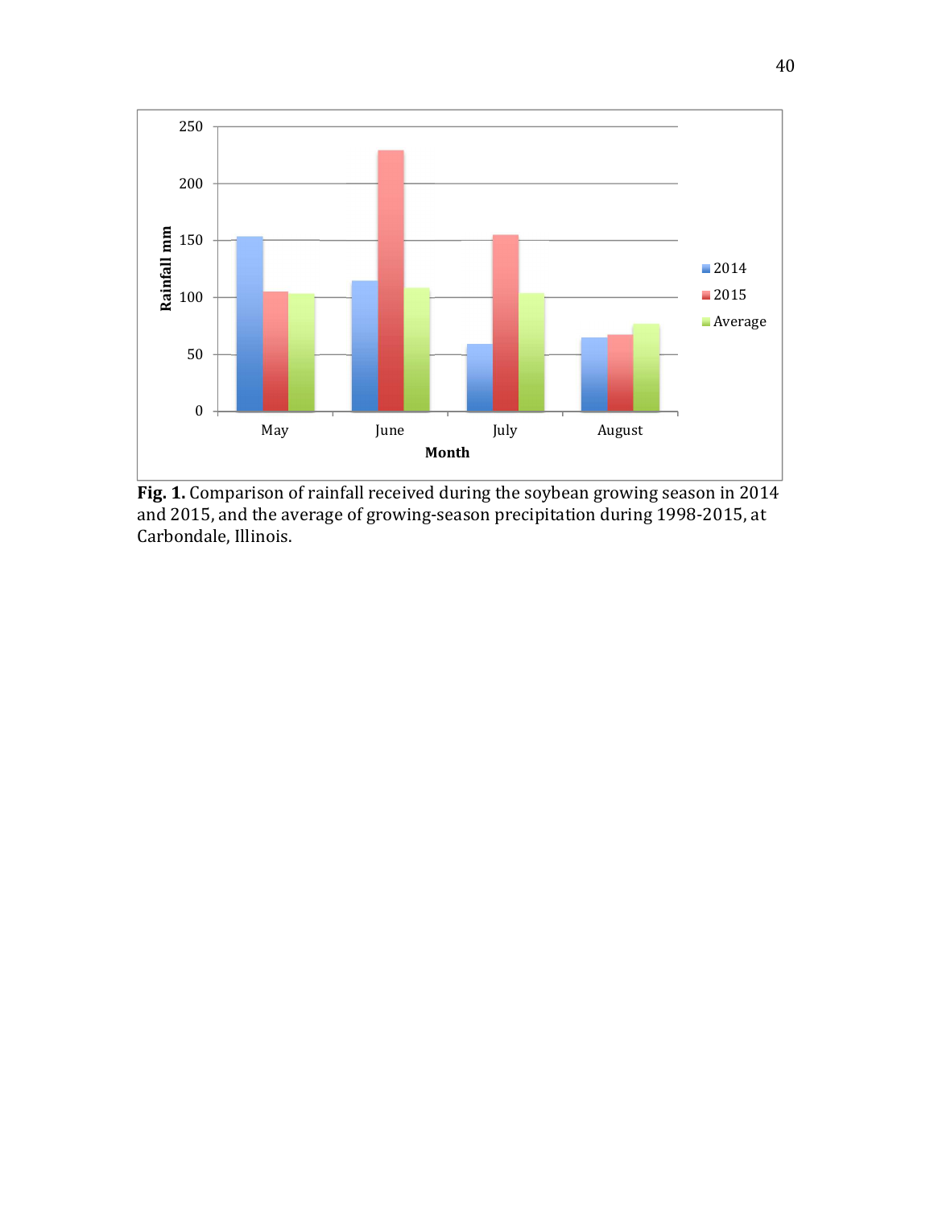**Fig. 1.** Comparison of rainfall received during the soybean growing season in 2014 and 2015, and the average of growing-season precipitation during 1998-2015, at Carbondale, Illinois.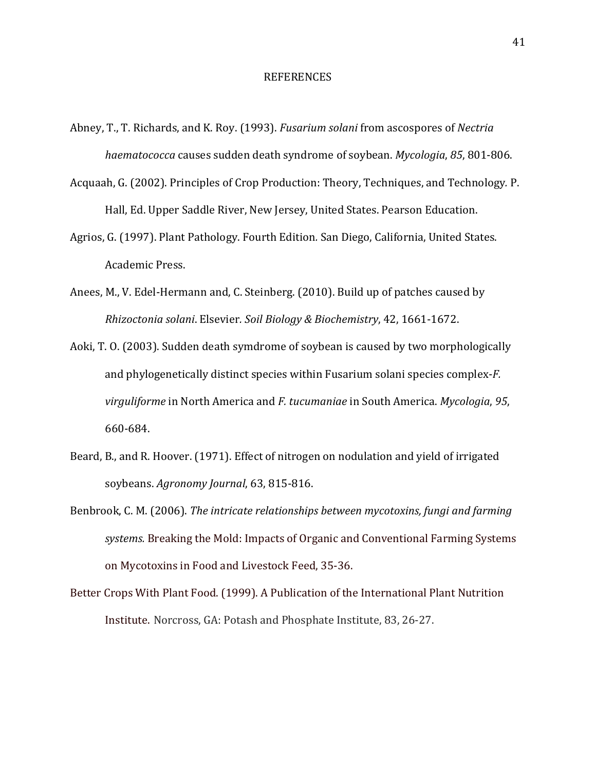# REFERENCES

Abney, T., T. Richards, and K. Roy. (1993). *Fusarium solani* from ascospores of *Nectria haematococca* causes sudden death syndrome of soybean. *Mycologia*, *85*, 801-806.

Acquaah, G. (2002). Principles of Crop Production: Theory, Techniques, and Technology*.* P. Hall, Ed. Upper Saddle River, New Jersey, United States. Pearson Education.

Agrios, G. (1997). Plant Pathology. Fourth Edition*.* San Diego, California, United States. Academic Press.

Anees, M., V. Edel-Hermann and, C. Steinberg. (2010). Build up of patches caused by *Rhizoctonia solani*. Elsevier*. Soil Biology & Biochemistry*, 42, 1661-1672.

Aoki, T. O. (2003). Sudden death symdrome of soybean is caused by two morphologically and phylogenetically distinct species within Fusarium solani species complex-*F. virguliforme* in North America and *F. tucumaniae* in South America. *Mycologia*, *95*, 660-684.

Beard, B., and R. Hoover. (1971). Effect of nitrogen on nodulation and yield of irrigated soybeans. *Agronomy Journal*, 63, 815-816.

Benbrook, C. M. (2006). *The intricate relationships between mycotoxins, fungi and farming systems.* Breaking the Mold: Impacts of Organic and Conventional Farming Systems on Mycotoxins in Food and Livestock Feed, 35-36.

Better Crops With Plant Food. (1999). A Publication of the International Plant Nutrition Institute. Norcross, GA: Potash and Phosphate Institute, 83, 26-27.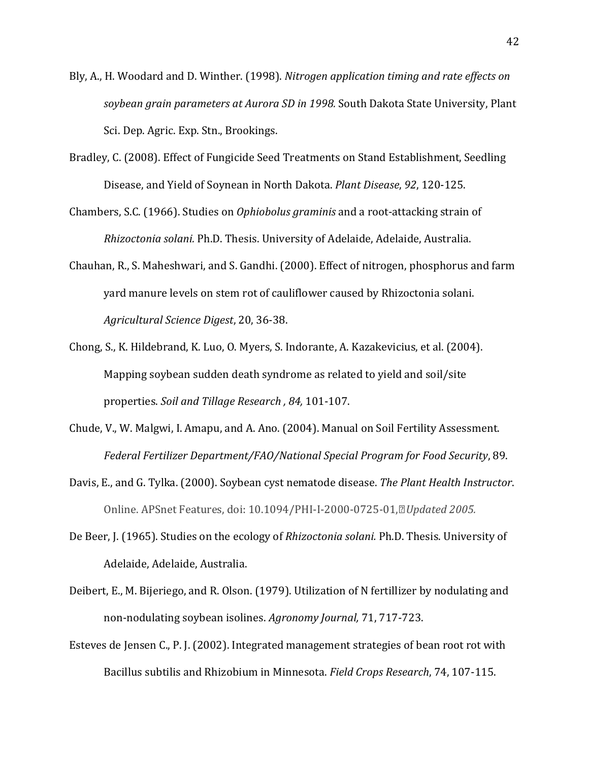Bly, A., H. Woodard and D. Winther. (1998). *Nitrogen application timing and rate effects on soybean grain parameters at Aurora SD in 1998.* South Dakota State University, Plant Sci. Dep. Agric. Exp. Stn., Brookings.

Bradley, C. (2008). Effect of Fungicide Seed Treatments on Stand Establishment, Seedling Disease, and Yield of Soynean in North Dakota. *Plant Disease*, *92*, 120-125.

Chambers, S.C. (1966). Studies on *Ophiobolus graminis* and a root-attacking strain of *Rhizoctonia solani.* Ph.D. Thesis. University of Adelaide, Adelaide, Australia.

Chauhan, R., S. Maheshwari, and S. Gandhi. (2000). Effect of nitrogen, phosphorus and farm yard manure levels on stem rot of cauliflower caused by Rhizoctonia solani. *Agricultural Science Digest*, 20, 36-38.

Chong, S., K. Hildebrand, K. Luo, O. Myers, S. Indorante, A. Kazakevicius, et al. (2004). Mapping soybean sudden death syndrome as related to yield and soil/site properties. *Soil and Tillage Research , 84,* 101-107.

Chude, V., W. Malgwi, I. Amapu, and A. Ano. (2004). Manual on Soil Fertility Assessment. *Federal Fertilizer Department/FAO/National Special Program for Food Security*, 89.

Davis, E., and G. Tylka. (2000). Soybean cyst nematode disease. *The Plant Health Instructor*. Online. APSnet Features, doi: 10.1094/PHI-I-2000-0725-01, *Updated 2005.*

De Beer, J. (1965). Studies on the ecology of *Rhizoctonia solani.* Ph.D. Thesis. University of Adelaide, Adelaide, Australia.

Deibert, E., M. Bijeriego, and R. Olson. (1979). Utilization of N fertillizer by nodulating and non-nodulating soybean isolines. *Agronomy Journal,* 71, 717-723.

Esteves de Jensen C., P. J. (2002). Integrated management strategies of bean root rot with Bacillus subtilis and Rhizobium in Minnesota. *Field Crops Research*, 74, 107-115.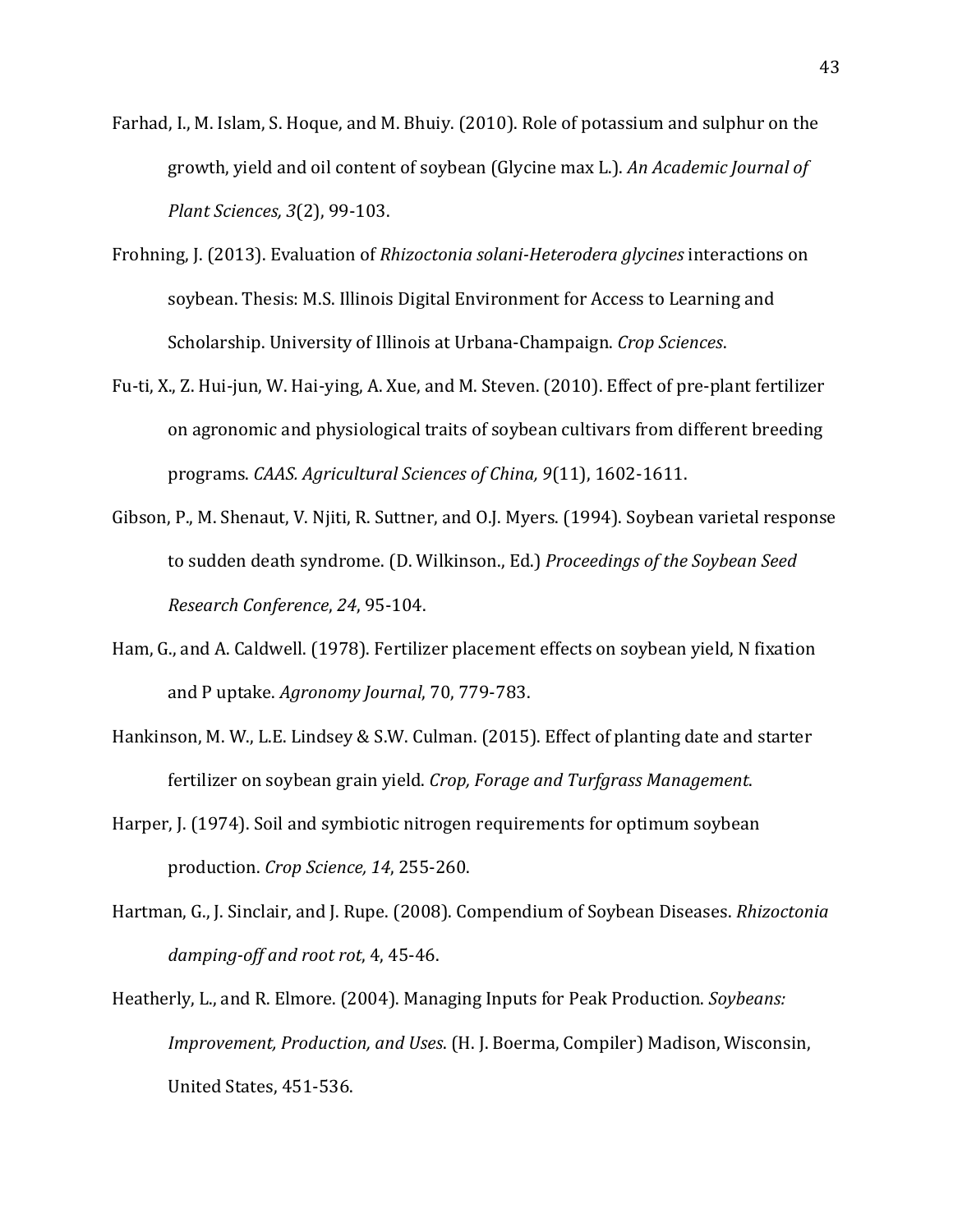Farhad, I., M. Islam, S. Hoque, and M. Bhuiy. (2010). Role of potassium and sulphur on the growth, yield and oil content of soybean (Glycine max L.). *An Academic Journal of Plant Sciences, 3*(2), 99-103.

Frohning, J. (2013). Evaluation of *Rhizoctonia solani-Heterodera glycines* interactions on soybean. Thesis: M.S. Illinois Digital Environment for Access to Learning and Scholarship. University of Illinois at Urbana-Champaign. *Crop Sciences*.

Fu-ti, X., Z. Hui-jun, W. Hai-ying, A. Xue, and M. Steven. (2010). Effect of pre-plant fertilizer on agronomic and physiological traits of soybean cultivars from different breeding programs. *CAAS. Agricultural Sciences of China, 9*(11), 1602-1611.

Gibson, P., M. Shenaut, V. Njiti, R. Suttner, and O.J. Myers. (1994). Soybean varietal response to sudden death syndrome. (D. Wilkinson., Ed.) *Proceedings of the Soybean Seed Research Conference*, *24*, 95-104.

Ham, G., and A. Caldwell. (1978). Fertilizer placement effects on soybean yield, N fixation and P uptake. *Agronomy Journal*, 70, 779-783.

Hankinson, M. W., L.E. Lindsey & S.W. Culman. (2015). Effect of planting date and starter fertilizer on soybean grain yield. *Crop, Forage and Turfgrass Management*.

Harper, J. (1974). Soil and symbiotic nitrogen requirements for optimum soybean production. *Crop Science, 14*, 255-260.

Hartman, G., J. Sinclair, and J. Rupe. (2008). Compendium of Soybean Diseases. *Rhizoctonia damping-off and root rot*, 4, 45-46.

Heatherly, L., and R. Elmore. (2004). Managing Inputs for Peak Production. *Soybeans: Improvement, Production, and Uses.* (H. J. Boerma, Compiler) Madison, Wisconsin, United States, 451-536.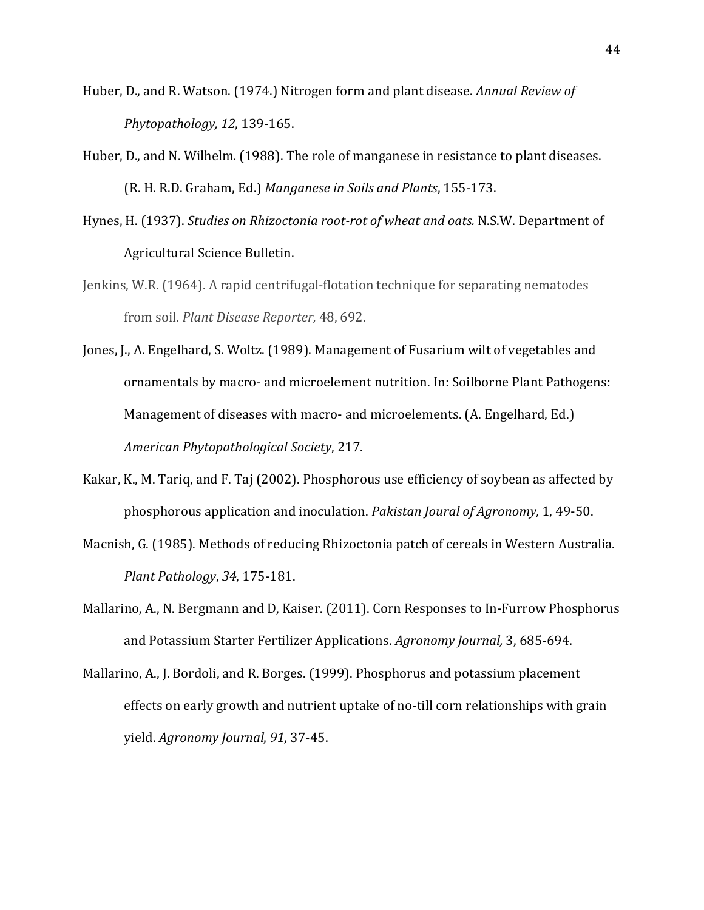Huber, D., and R. Watson. (1974.) Nitrogen form and plant disease. *Annual Review of Phytopathology, 12*, 139-165.

Huber, D., and N. Wilhelm. (1988). The role of manganese in resistance to plant diseases. (R. H. R.D. Graham, Ed.) *Manganese in Soils and Plants*, 155-173.

Hynes, H. (1937). *Studies on Rhizoctonia root-rot of wheat and oats.* N.S.W. Department of Agricultural Science Bulletin.

Jenkins, W.R. (1964). A rapid centrifugal-flotation technique for separating nematodes from soil. *Plant Disease Reporter,* 48, 692.

Jones, J., A. Engelhard, S. Woltz. (1989). Management of Fusarium wilt of vegetables and ornamentals by macro- and microelement nutrition. In: Soilborne Plant Pathogens: Management of diseases with macro- and microelements. (A. Engelhard, Ed.) *American Phytopathological Society*, 217.

Kakar, K., M. Tariq, and F. Taj (2002). Phosphorous use efficiency of soybean as affected by phosphorous application and inoculation. *Pakistan Joural of Agronomy,* 1, 49-50.

Macnish, G. (1985). Methods of reducing Rhizoctonia patch of cereals in Western Australia. *Plant Pathology*, *34*, 175-181.

Mallarino, A., N. Bergmann and D, Kaiser. (2011). Corn Responses to In-Furrow Phosphorus and Potassium Starter Fertilizer Applications. *Agronomy Journal,* 3, 685-694.

Mallarino, A., J. Bordoli, and R. Borges. (1999). Phosphorus and potassium placement effects on early growth and nutrient uptake of no-till corn relationships with grain yield. *Agronomy Journal*, *91*, 37-45.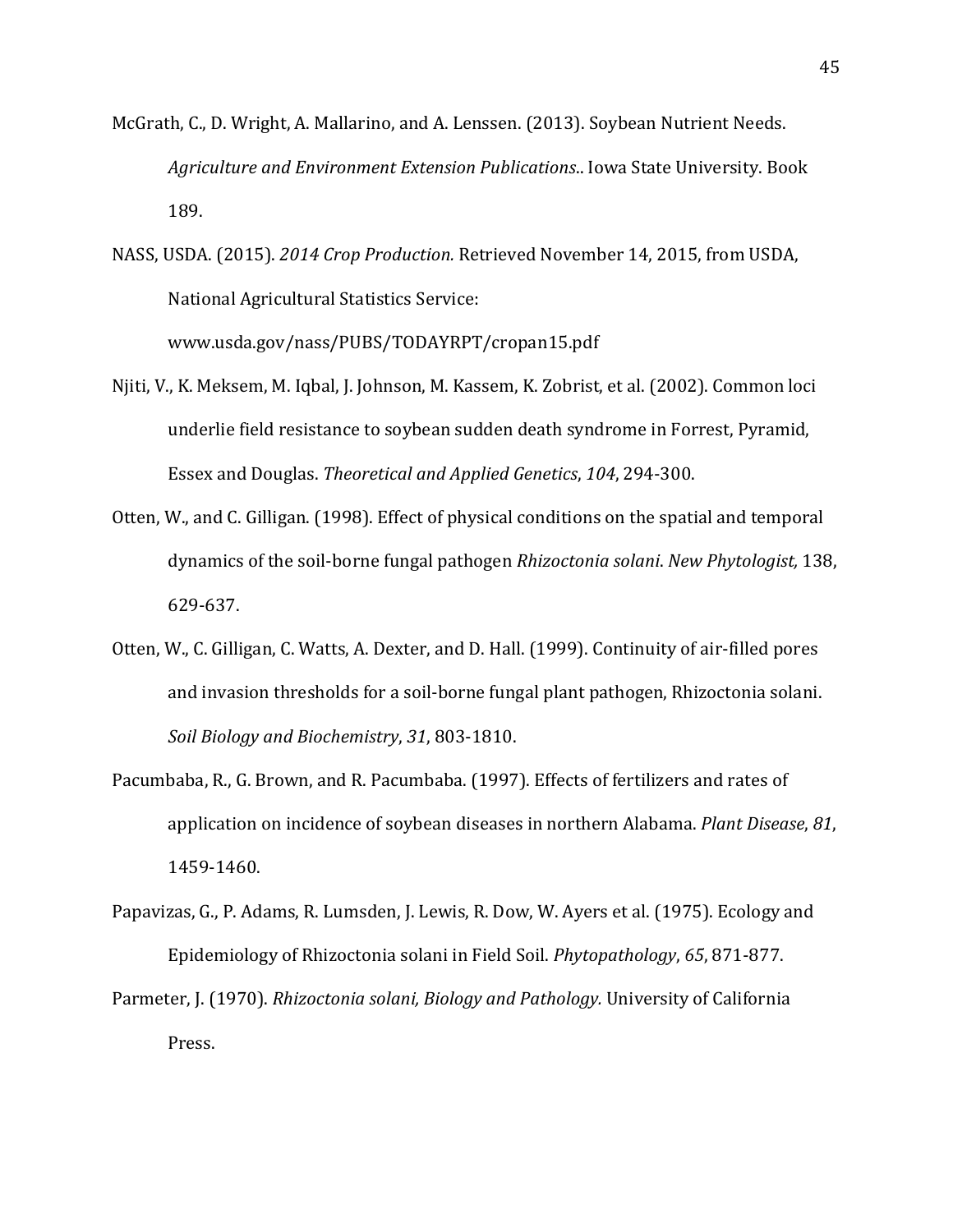McGrath, C., D. Wright, A. Mallarino, and A. Lenssen. (2013). Soybean Nutrient Needs. *Agriculture and Environment Extension Publications*.. Iowa State University. Book 189.

NASS, USDA. (2015). *2014 Crop Production.* Retrieved November 14, 2015, from USDA, National Agricultural Statistics Service: www.usda.gov/nass/PUBS/TODAYRPT/cropan15.pdf

Njiti, V., K. Meksem, M. Iqbal, J. Johnson, M. Kassem, K. Zobrist, et al. (2002). Common loci underlie field resistance to soybean sudden death syndrome in Forrest, Pyramid, Essex and Douglas. *Theoretical and Applied Genetics*, *104*, 294-300.

Otten, W., and C. Gilligan. (1998). Effect of physical conditions on the spatial and temporal dynamics of the soil-borne fungal pathogen *Rhizoctonia solani*. *New Phytologist,* 138, 629-637.

Otten, W., C. Gilligan, C. Watts, A. Dexter, and D. Hall. (1999). Continuity of air-filled pores and invasion thresholds for a soil-borne fungal plant pathogen, Rhizoctonia solani. *Soil Biology and Biochemistry*, *31*, 803-1810.

Pacumbaba, R., G. Brown, and R. Pacumbaba. (1997). Effects of fertilizers and rates of application on incidence of soybean diseases in northern Alabama. *Plant Disease*, *81*, 1459-1460.

Papavizas, G., P. Adams, R. Lumsden, J. Lewis, R. Dow, W. Ayers et al. (1975). Ecology and Epidemiology of Rhizoctonia solani in Field Soil. *Phytopathology*, *65*, 871-877.

Parmeter, J. (1970). *Rhizoctonia solani, Biology and Pathology.* University of California Press.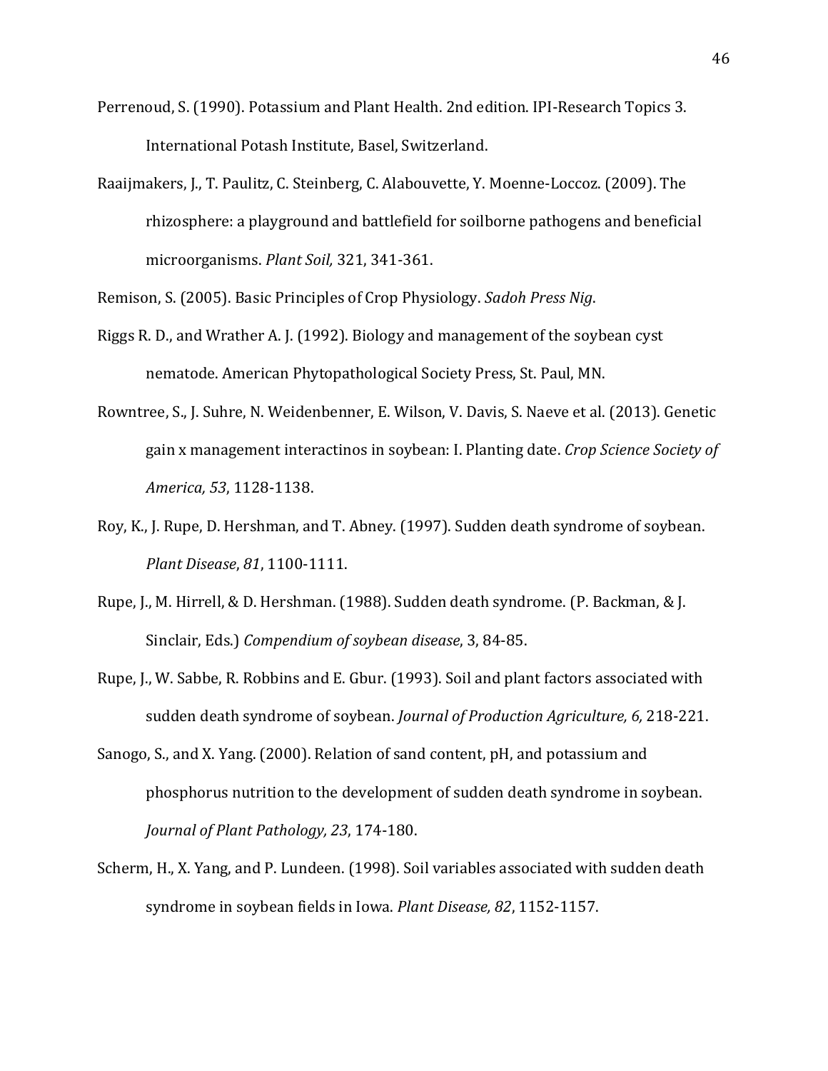Perrenoud, S. (1990). Potassium and Plant Health. 2nd edition. IPI-Research Topics 3. International Potash Institute, Basel, Switzerland.

Raaijmakers, J., T. Paulitz, C. Steinberg, C. Alabouvette, Y. Moenne-Loccoz. (2009). The rhizosphere: a playground and battlefield for soilborne pathogens and beneficial microorganisms. *Plant Soil,* 321, 341-361.

Remison, S. (2005). Basic Principles of Crop Physiology. *Sadoh Press Nig*.

Riggs R. D., and Wrather A. J. (1992). Biology and management of the soybean cyst nematode. American Phytopathological Society Press, St. Paul, MN.

Rowntree, S., J. Suhre, N. Weidenbenner, E. Wilson, V. Davis, S. Naeve et al. (2013). Genetic gain x management interactinos in soybean: I. Planting date. *Crop Science Society of America, 53*, 1128-1138.

Roy, K., J. Rupe, D. Hershman, and T. Abney. (1997). Sudden death syndrome of soybean. *Plant Disease*, *81*, 1100-1111.

Rupe, J., M. Hirrell, & D. Hershman. (1988). Sudden death syndrome. (P. Backman, & J. Sinclair, Eds.) *Compendium of soybean disease*, 3, 84-85.

Rupe, J., W. Sabbe, R. Robbins and E. Gbur. (1993). Soil and plant factors associated with sudden death syndrome of soybean. *Journal of Production Agriculture, 6,* 218-221.

Sanogo, S., and X. Yang. (2000). Relation of sand content, pH, and potassium and phosphorus nutrition to the development of sudden death syndrome in soybean. *Journal of Plant Pathology, 23*, 174-180.

Scherm, H., X. Yang, and P. Lundeen. (1998). Soil variables associated with sudden death syndrome in soybean fields in Iowa. *Plant Disease, 82*, 1152-1157.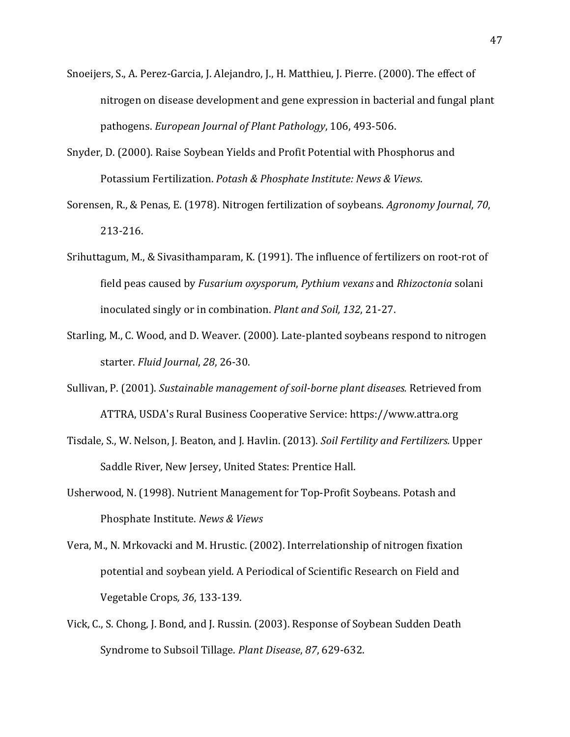Snoeijers, S., A. Perez-Garcia, J. Alejandro, J., H. Matthieu, J. Pierre. (2000). The effect of nitrogen on disease development and gene expression in bacterial and fungal plant pathogens. *European Journal of Plant Pathology*, 106, 493-506.

Snyder, D. (2000). Raise Soybean Yields and Profit Potential with Phosphorus and Potassium Fertilization. *Potash & Phosphate Institute: News & Views*.

Sorensen, R., & Penas, E. (1978). Nitrogen fertilization of soybeans. *Agronomy Journal*, *70*, 213-216.

Srihuttagum, M., & Sivasithamparam, K. (1991). The influence of fertilizers on root-rot of field peas caused by *Fusarium oxysporum*, *Pythium vexans* and *Rhizoctonia* solani inoculated singly or in combination. *Plant and Soil, 132*, 21-27.

Starling, M., C. Wood, and D. Weaver. (2000). Late-planted soybeans respond to nitrogen starter. *Fluid Journal*, *28*, 26-30.

Sullivan, P. (2001). *Sustainable management of soil-borne plant diseases.* Retrieved from ATTRA, USDA's Rural Business Cooperative Service: https://www.attra.org

Tisdale, S., W. Nelson, J. Beaton, and J. Havlin. (2013). *Soil Fertility and Fertilizers.* Upper Saddle River, New Jersey, United States: Prentice Hall.

Usherwood, N. (1998). Nutrient Management for Top-Profit Soybeans. Potash and Phosphate Institute. *News & Views*

Vera, M., N. Mrkovacki and M. Hrustic. (2002). Interrelationship of nitrogen fixation potential and soybean yield. A Periodical of Scientific Research on Field and Vegetable Crops*, 36*, 133-139.

Vick, C., S. Chong, J. Bond, and J. Russin. (2003). Response of Soybean Sudden Death Syndrome to Subsoil Tillage. *Plant Disease*, *87*, 629-632.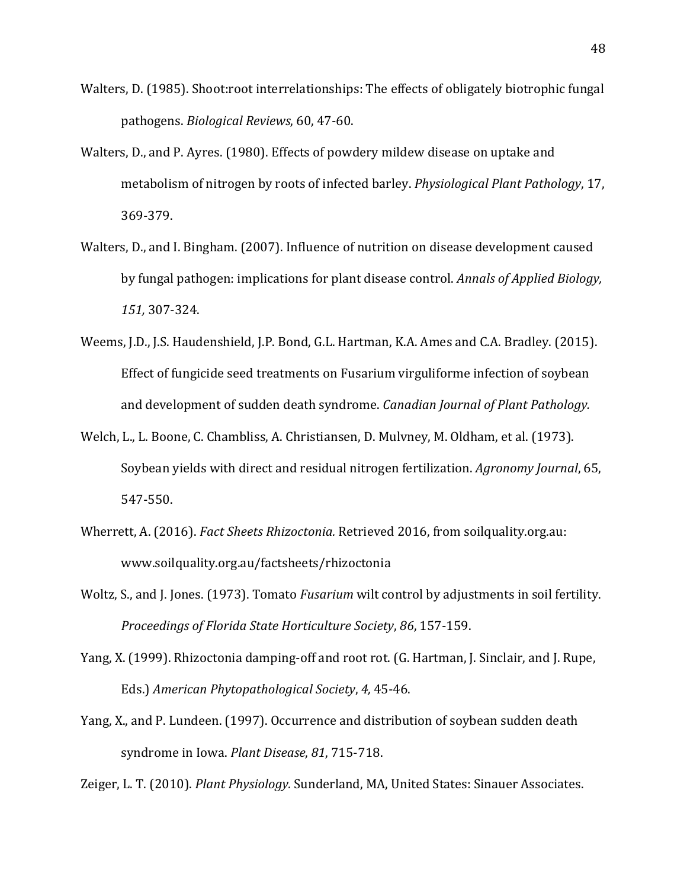Walters, D. (1985). Shoot:root interrelationships: The effects of obligately biotrophic fungal pathogens. *Biological Reviews*, 60, 47-60.

Walters, D., and P. Ayres. (1980). Effects of powdery mildew disease on uptake and metabolism of nitrogen by roots of infected barley. *Physiological Plant Pathology*, 17, 369-379.

Walters, D., and I. Bingham. (2007). Influence of nutrition on disease development caused by fungal pathogen: implications for plant disease control. *Annals of Applied Biology, 151,* 307-324.

Weems, J.D., J.S. Haudenshield, J.P. Bond, G.L. Hartman, K.A. Ames and C.A. Bradley. (2015). Effect of fungicide seed treatments on Fusarium virguliforme infection of soybean and development of sudden death syndrome. *Canadian Journal of Plant Pathology.*

Welch, L., L. Boone, C. Chambliss, A. Christiansen, D. Mulvney, M. Oldham, et al. (1973). Soybean yields with direct and residual nitrogen fertilization. *Agronomy Journal*, 65, 547-550.

Wherrett, A. (2016). *Fact Sheets Rhizoctonia.* Retrieved 2016, from soilquality.org.au: www.soilquality.org.au/factsheets/rhizoctonia

Woltz, S., and J. Jones. (1973). Tomato *Fusarium* wilt control by adjustments in soil fertility. *Proceedings of Florida State Horticulture Society*, *86*, 157-159.

Yang, X. (1999). Rhizoctonia damping-off and root rot. (G. Hartman, J. Sinclair, and J. Rupe, Eds.) *American Phytopathological Society*, *4,* 45-46.

Yang, X., and P. Lundeen. (1997). Occurrence and distribution of soybean sudden death syndrome in Iowa. *Plant Disease*, *81*, 715-718.

Zeiger, L. T. (2010). *Plant Physiology.* Sunderland, MA, United States: Sinauer Associates.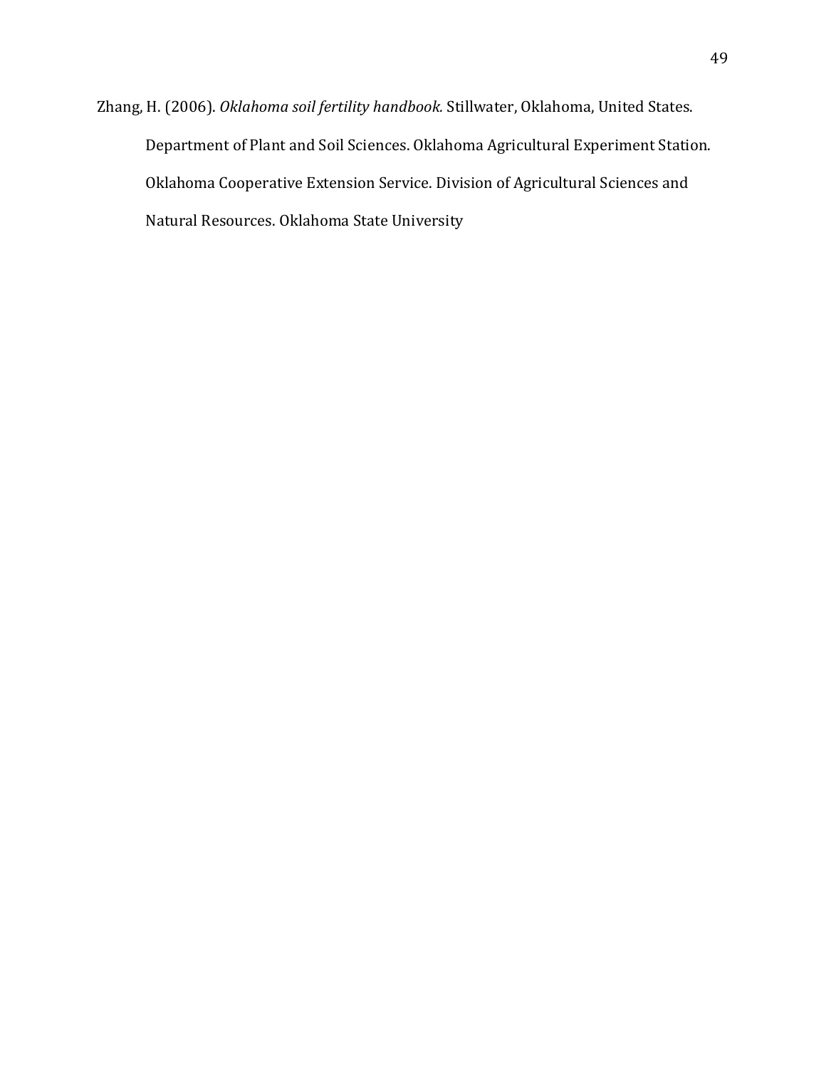Zhang, H. (2006). *Oklahoma soil fertility handbook.* Stillwater, Oklahoma, United States. Department of Plant and Soil Sciences. Oklahoma Agricultural Experiment Station. Oklahoma Cooperative Extension Service. Division of Agricultural Sciences and Natural Resources. Oklahoma State University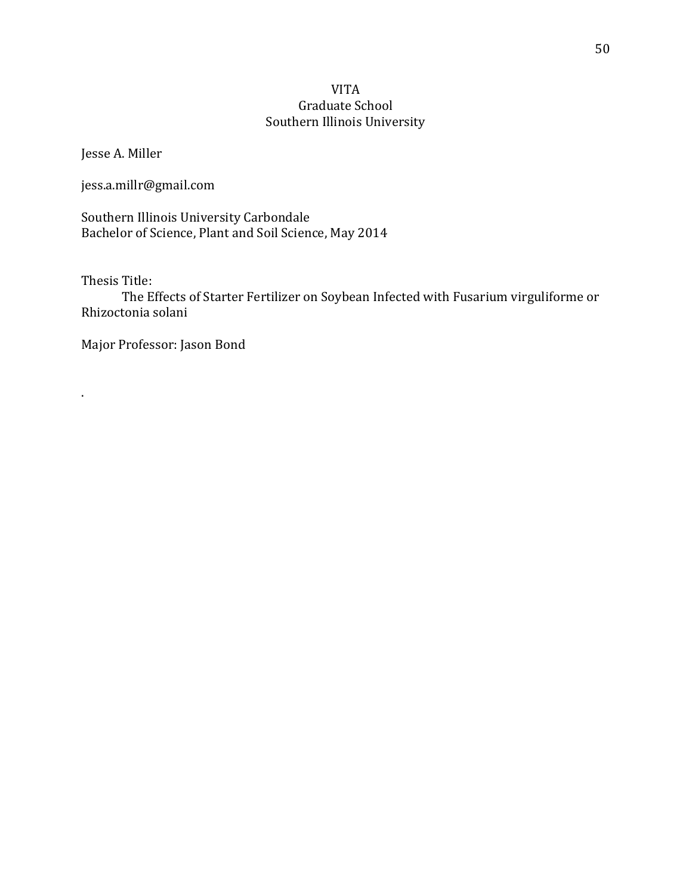# VITA
## Graduate School
## Southern Illinois University

Jesse A. Miller

jess.a.millr@gmail.com

Southern Illinois University Carbondale
Bachelor of Science, Plant and Soil Science, May 2014

Thesis Title:
The Effects of Starter Fertilizer on Soybean Infected with Fusarium virguliforme or Rhizoctonia solani

Major Professor: Jason Bond

.